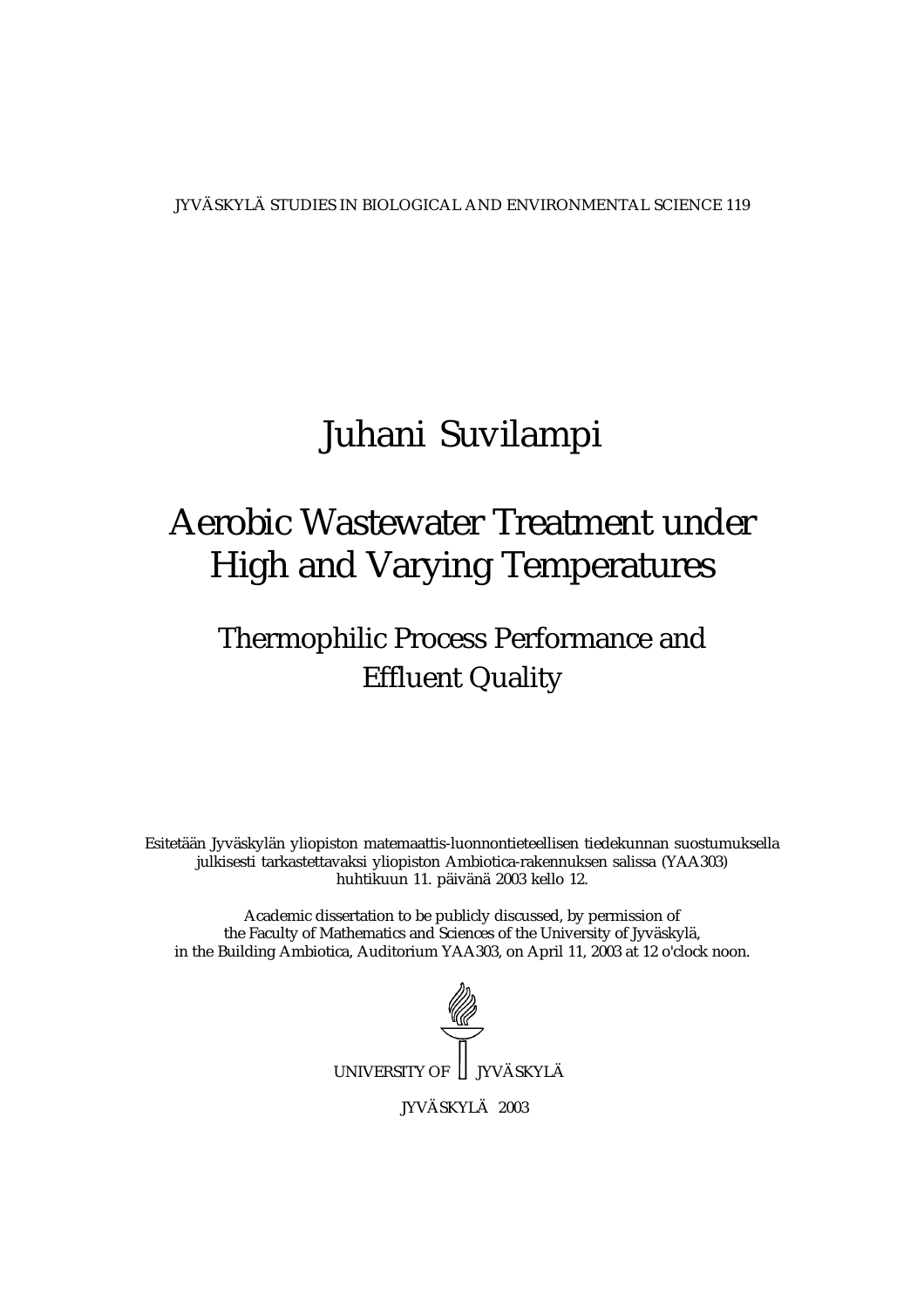JYVÄSKYLÄ STUDIES IN BIOLOGICAL AND ENVIRONMENTAL SCIENCE 119

# Juhani Suvilampi

# Aerobic Wastewater Treatment under High and Varying Temperatures

## Thermophilic Process Performance and Effluent Quality

Esitetään Jyväskylän yliopiston matemaattis-luonnontieteellisen tiedekunnan suostumuksella julkisesti tarkastettavaksi yliopiston Ambiotica-rakennuksen salissa (YAA303) huhtikuun 11. päivänä 2003 kello 12.

Academic dissertation to be publicly discussed, by permission of the Faculty of Mathematics and Sciences of the University of Jyväskylä, in the Building Ambiotica, Auditorium YAA303, on April 11, 2003 at 12 o'clock noon.

UNIVERSITY OF JYVÄSKYLÄ

JYVÄSKYLÄ 2003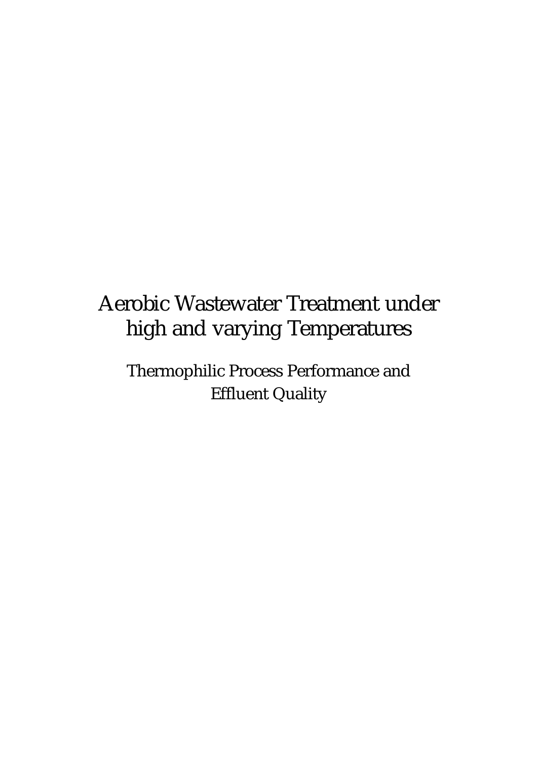# Aerobic Wastewater Treatment under high and varying Temperatures

Thermophilic Process Performance and Effluent Quality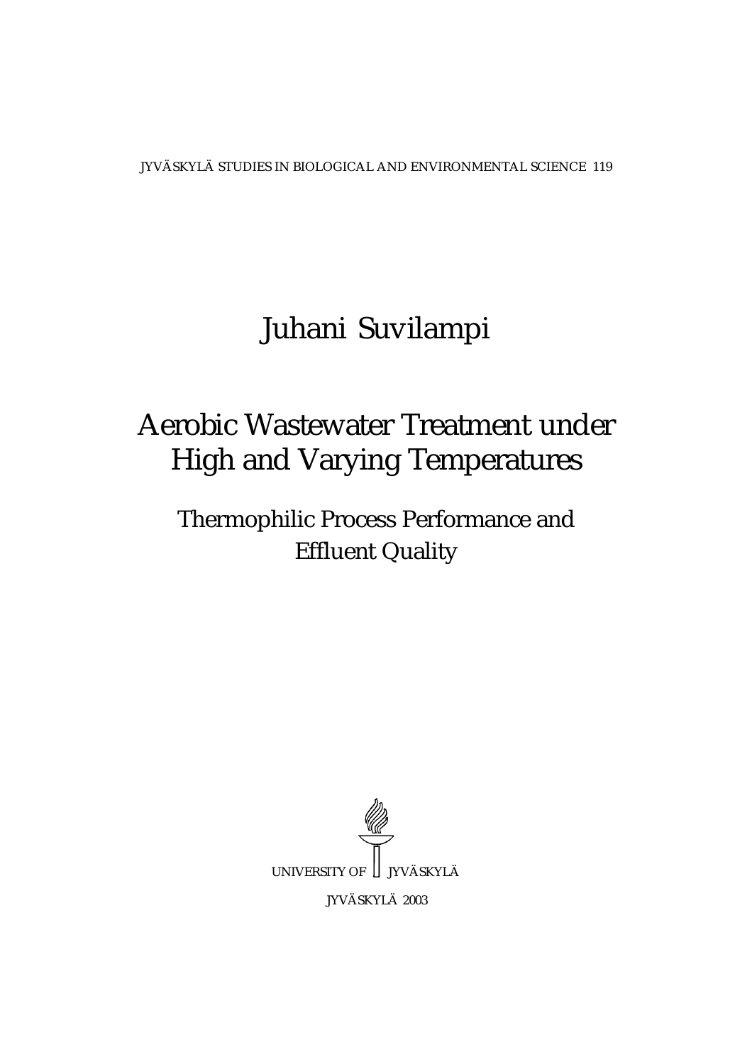JYVÄSKYLÄ STUDIES IN BIOLOGICAL AND ENVIRONMENTAL SCIENCE 119

# Juhani Suvilampi

# Aerobic Wastewater Treatment under High and Varying Temperatures

## Thermophilic Process Performance and Effluent Quality

UNIVERSITY OF JYVÄSKYLÄ

JYVÄSKYLÄ 2003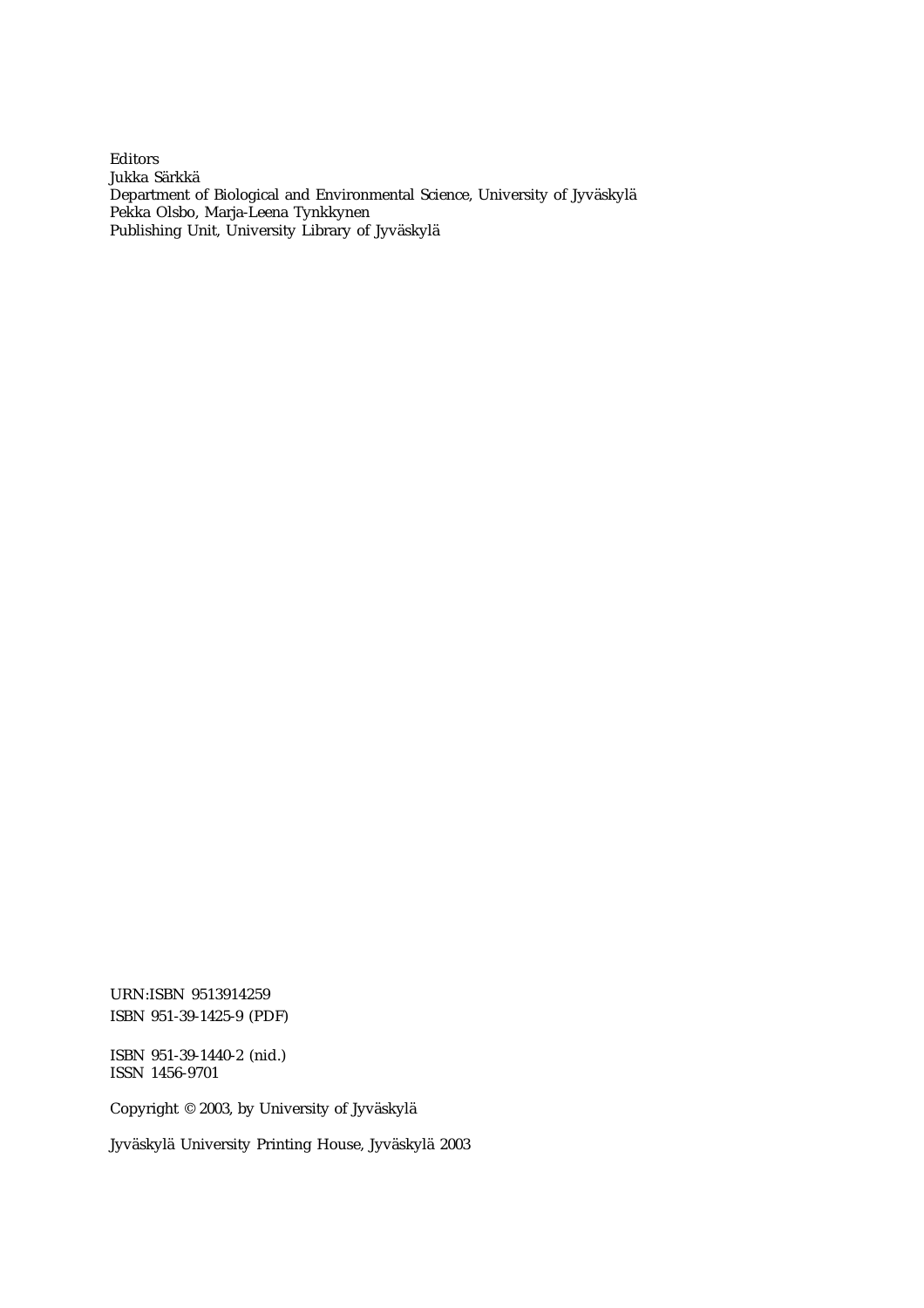Editors
Jukka Särkkä
Department of Biological and Environmental Science, University of Jyväskylä
Pekka Olsbo, Marja-Leena Tynkkynen
Publishing Unit, University Library of Jyväskylä

URN:ISBN 9513914259
ISBN 951-39-1425-9 (PDF)

ISBN 951-39-1440-2 (nid.)
ISSN 1456-9701

Copyright © 2003, by University of Jyväskylä

Jyväskylä University Printing House, Jyväskylä 2003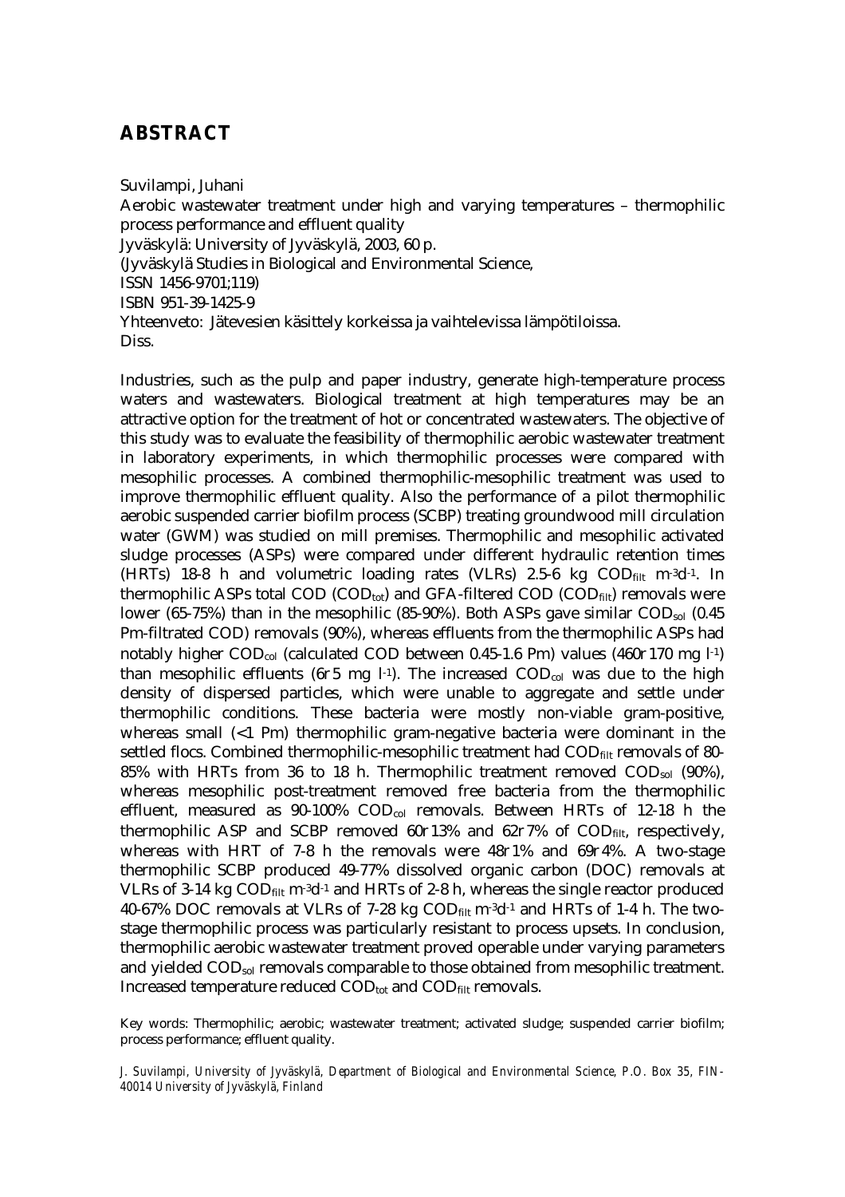## ABSTRACT

Suvilampi, Juhani
Aerobic wastewater treatment under high and varying temperatures – thermophilic process performance and effluent quality
Jyväskylä: University of Jyväskylä, 2003, 60 p.
(Jyväskylä Studies in Biological and Environmental Science,
ISSN 1456-9701;119)
ISBN 951-39-1425-9
Yhteenveto: Jätevesien käsittely korkeissa ja vaihtelevissa lämpötiloissa.
Diss.

Industries, such as the pulp and paper industry, generate high-temperature process waters and wastewaters. Biological treatment at high temperatures may be an attractive option for the treatment of hot or concentrated wastewaters. The objective of this study was to evaluate the feasibility of thermophilic aerobic wastewater treatment in laboratory experiments, in which thermophilic processes were compared with mesophilic processes. A combined thermophilic-mesophilic treatment was used to improve thermophilic effluent quality. Also the performance of a pilot thermophilic aerobic suspended carrier biofilm process (SCBP) treating groundwood mill circulation water (GWM) was studied on mill premises. Thermophilic and mesophilic activated sludge processes (ASPs) were compared under different hydraulic retention times (HRTs) 18-8 h and volumetric loading rates (VLRs) 2.5-6 kg $COD_{filt}$ $m^{-3}d^{-1}$. In thermophilic ASPs total COD ($COD_{tot}$) and GFA-filtered COD ($COD_{filt}$) removals were lower (65-75%) than in the mesophilic (85-90%). Both ASPs gave similar $COD_{sol}$ (0.45 μm-filtrated COD) removals (90%), whereas effluents from the thermophilic ASPs had notably higher $COD_{col}$ (calculated COD between 0.45-1.6 μm) values (460±170 mg $l^{-1}$) than mesophilic effluents (6±5 mg $l^{-1}$). The increased $COD_{col}$ was due to the high density of dispersed particles, which were unable to aggregate and settle under thermophilic conditions. These bacteria were mostly non-viable gram-positive, whereas small (<1 μm) thermophilic gram-negative bacteria were dominant in the settled flocs. Combined thermophilic-mesophilic treatment had $COD_{filt}$ removals of 80-85% with HRTs from 36 to 18 h. Thermophilic treatment removed $COD_{sol}$ (90%), whereas mesophilic post-treatment removed free bacteria from the thermophilic effluent, measured as 90-100% $COD_{col}$ removals. Between HRTs of 12-18 h the thermophilic ASP and SCBP removed 60±13% and 62±7% of $COD_{filt}$, respectively, whereas with HRT of 7-8 h the removals were 48±1% and 69±4%. A two-stage thermophilic SCBP produced 49-77% dissolved organic carbon (DOC) removals at VLRs of 3-14 kg $COD_{filt}$ $m^{-3}d^{-1}$ and HRTs of 2-8 h, whereas the single reactor produced 40-67% DOC removals at VLRs of 7-28 kg $COD_{filt}$ $m^{-3}d^{-1}$ and HRTs of 1-4 h. The two-stage thermophilic process was particularly resistant to process upsets. In conclusion, thermophilic aerobic wastewater treatment proved operable under varying parameters and yielded $COD_{sol}$ removals comparable to those obtained from mesophilic treatment. Increased temperature reduced $COD_{tot}$ and $COD_{filt}$ removals.

Key words: Thermophilic; aerobic; wastewater treatment; activated sludge; suspended carrier biofilm; process performance; effluent quality.

*J. Suvilampi, University of Jyväskylä, Department of Biological and Environmental Science, P.O. Box 35, FIN-40014 University of Jyväskylä, Finland*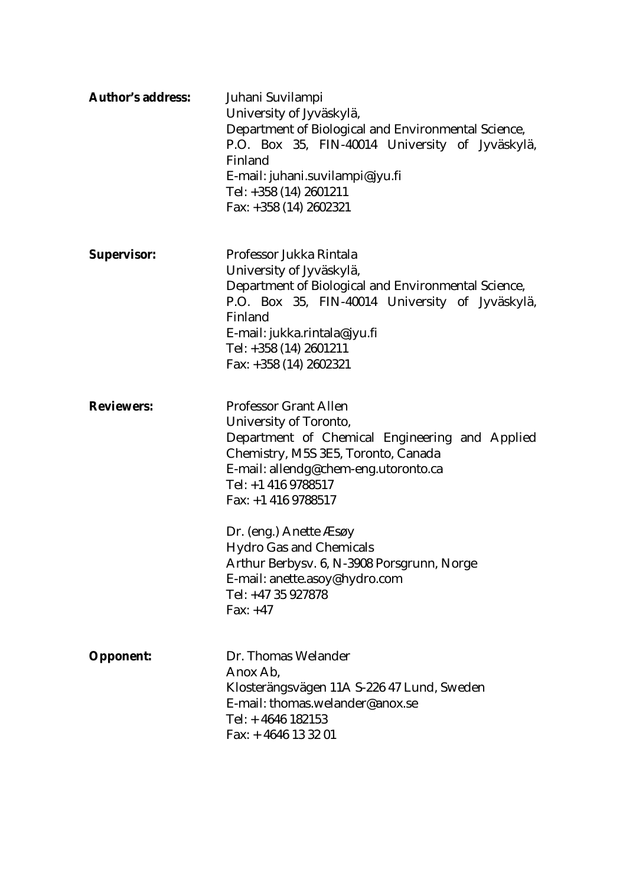**Author's address:** Juhani Suvilampi
University of Jyväskylä,
Department of Biological and Environmental Science,
P.O. Box 35, FIN-40014 University of Jyväskylä, Finland
E-mail: juhani.suvilampi@jyu.fi
Tel: +358 (14) 2601211
Fax: +358 (14) 2602321

**Supervisor:** Professor Jukka Rintala
University of Jyväskylä,
Department of Biological and Environmental Science,
P.O. Box 35, FIN-40014 University of Jyväskylä, Finland
E-mail: jukka.rintala@jyu.fi
Tel: +358 (14) 2601211
Fax: +358 (14) 2602321

**Reviewers:** Professor Grant Allen
University of Toronto,
Department of Chemical Engineering and Applied Chemistry, M5S 3E5, Toronto, Canada
E-mail: allendg@chem-eng.utoronto.ca
Tel: +1 416 9788517
Fax: +1 416 9788517

Dr. (eng.) Anette Æsøy
Hydro Gas and Chemicals
Arthur Berbysv. 6, N-3908 Porsgrunn, Norge
E-mail: anette.asoy@hydro.com
Tel: +47 35 927878
Fax: +47

**Opponent:** Dr. Thomas Welander
Anox Ab,
Klosterängsvägen 11A S-226 47 Lund, Sweden
E-mail: thomas.welander@anox.se
Tel: + 4646 182153
Fax: + 4646 13 32 01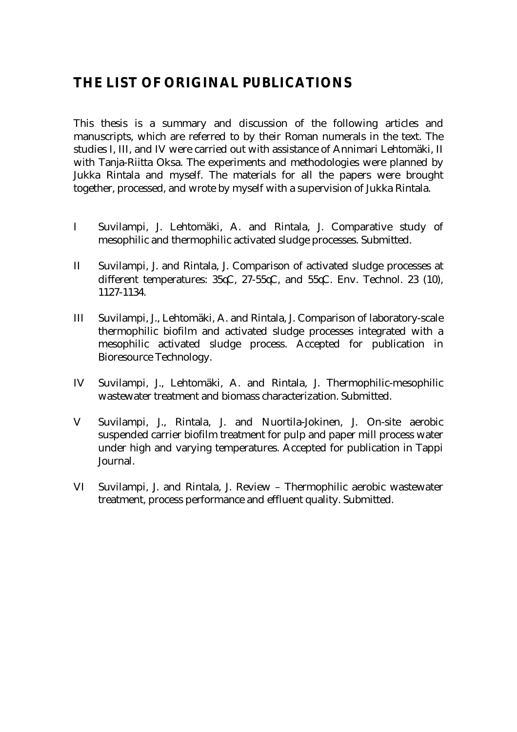# THE LIST OF ORIGINAL PUBLICATIONS

This thesis is a summary and discussion of the following articles and manuscripts, which are referred to by their Roman numerals in the text. The studies I, III, and IV were carried out with assistance of Annimari Lehtomäki, II with Tanja-Riitta Oksa. The experiments and methodologies were planned by Jukka Rintala and myself. The materials for all the papers were brought together, processed, and wrote by myself with a supervision of Jukka Rintala.

I Suvilampi, J. Lehtomäki, A. and Rintala, J. Comparative study of mesophilic and thermophilic activated sludge processes. Submitted.

II Suvilampi, J. and Rintala, J. Comparison of activated sludge processes at different temperatures: 35°C, 27-55°C, and 55°C. Env. Technol. 23 (10), 1127-1134.

III Suvilampi, J., Lehtomäki, A. and Rintala, J. Comparison of laboratory-scale thermophilic biofilm and activated sludge processes integrated with a mesophilic activated sludge process. Accepted for publication in Bioresource Technology.

IV Suvilampi, J., Lehtomäki, A. and Rintala, J. Thermophilic-mesophilic wastewater treatment and biomass characterization. Submitted.

V Suvilampi, J., Rintala, J. and Nuortila-Jokinen, J. On-site aerobic suspended carrier biofilm treatment for pulp and paper mill process water under high and varying temperatures. Accepted for publication in Tappi Journal.

VI Suvilampi, J. and Rintala, J. Review – Thermophilic aerobic wastewater treatment, process performance and effluent quality. Submitted.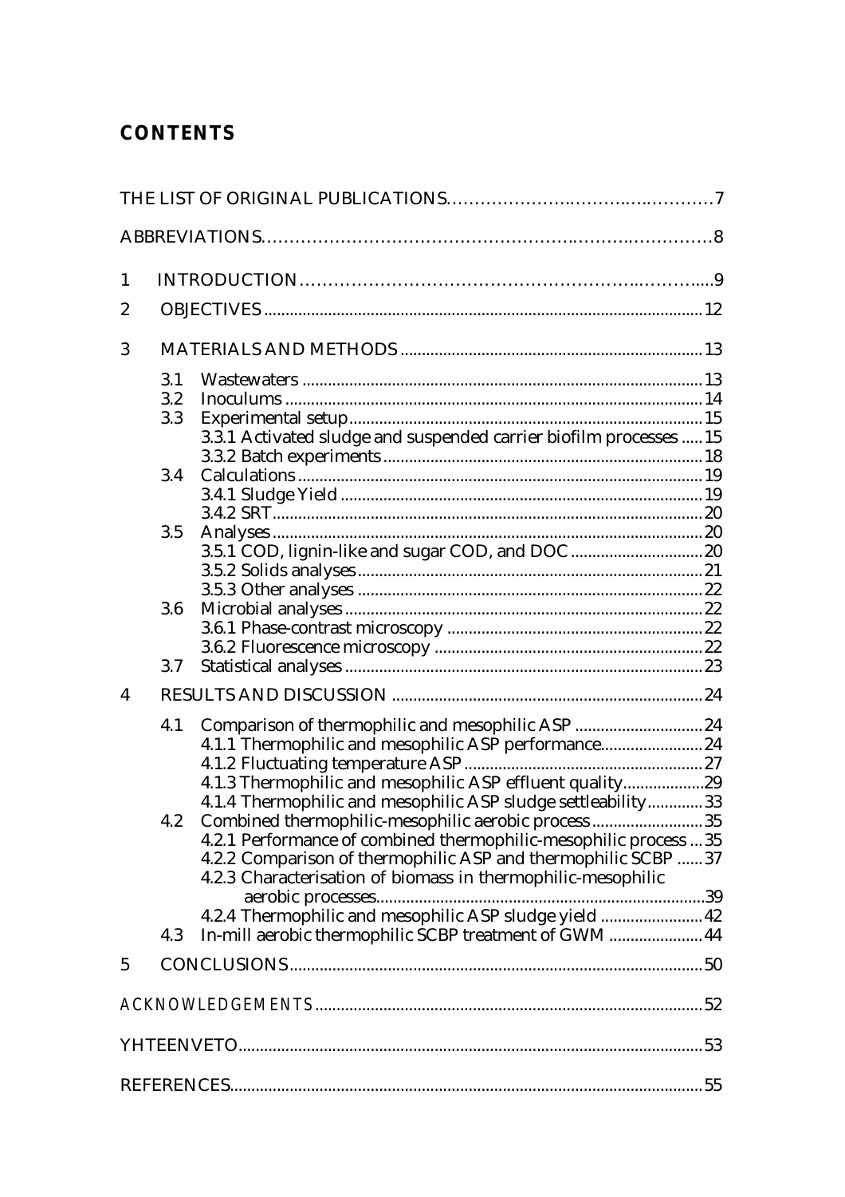# CONTENTS

THE LIST OF ORIGINAL PUBLICATIONS ......................................... 7

ABBREVIATIONS ......................................................................... 8

1 INTRODUCTION ...................................................................... 9

2 OBJECTIVES ........................................................................... 12

3 MATERIALS AND METHODS .................................................. 13
   - 3.1 Wastewaters ................................................................ 13
   - 3.2 Inoculums .................................................................... 14
   - 3.3 Experimental setup ....................................................... 15
     - 3.3.1 Activated sludge and suspended carrier biofilm processes ..... 15
     - 3.3.2 Batch experiments ................................................... 18
   - 3.4 Calculations ................................................................. 19
     - 3.4.1 Sludge Yield ........................................................... 19
     - 3.4.2 SRT ...................................................................... 20
   - 3.5 Analyses ...................................................................... 20
     - 3.5.1 COD, lignin-like and sugar COD, and DOC .................... 20
     - 3.5.2 Solids analyses ....................................................... 21
     - 3.5.3 Other analyses ........................................................ 22
   - 3.6 Microbial analyses ......................................................... 22
     - 3.6.1 Phase-contrast microscopy ....................................... 22
     - 3.6.2 Fluorescence microscopy ......................................... 22
   - 3.7 Statistical analyses ........................................................ 23

4 RESULTS AND DISCUSSION .................................................... 24
   - 4.1 Comparison of thermophilic and mesophilic ASP ................. 24
     - 4.1.1 Thermophilic and mesophilic ASP performance ............... 24
     - 4.1.2 Fluctuating temperature ASP ...................................... 27
     - 4.1.3 Thermophilic and mesophilic ASP effluent quality ............ 29
     - 4.1.4 Thermophilic and mesophilic ASP sludge settleability ....... 33
   - 4.2 Combined thermophilic-mesophilic aerobic process ............... 35
     - 4.2.1 Performance of combined thermophilic-mesophilic process ... 35
     - 4.2.2 Comparison of thermophilic ASP and thermophilic SCBP ...... 37
     - 4.2.3 Characterisation of biomass in thermophilic-mesophilic aerobic processes ............................................................. 39
     - 4.2.4 Thermophilic and mesophilic ASP sludge yield ................ 42
   - 4.3 In-mill aerobic thermophilic SCBP treatment of GWM ............ 44

5 CONCLUSIONS ........................................................................ 50

ACKNOWLEDGEMENTS ................................................................. 52

YHTEENVETO ............................................................................. 53

REFERENCES ............................................................................. 55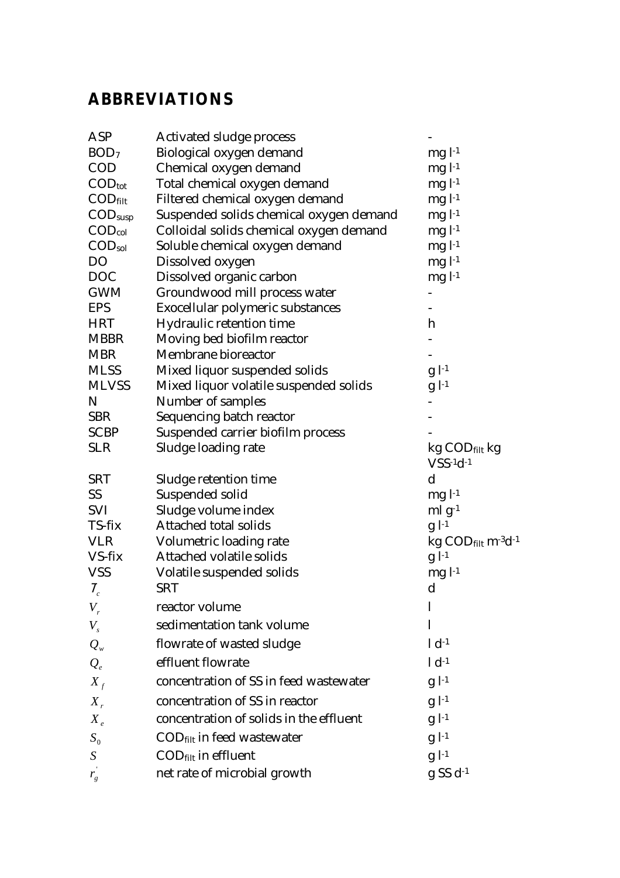# ABBREVIATIONS

| | | |
|---|---|---|
| ASP | Activated sludge process | - |
| $BOD_7$ | Biological oxygen demand | mg $l^{-1}$ |
| COD | Chemical oxygen demand | mg $l^{-1}$ |
| $COD_{tot}$ | Total chemical oxygen demand | mg $l^{-1}$ |
| $COD_{filt}$ | Filtered chemical oxygen demand | mg $l^{-1}$ |
| $COD_{susp}$ | Suspended solids chemical oxygen demand | mg $l^{-1}$ |
| $COD_{col}$ | Colloidal solids chemical oxygen demand | mg $l^{-1}$ |
| $COD_{sol}$ | Soluble chemical oxygen demand | mg $l^{-1}$ |
| DO | Dissolved oxygen | mg $l^{-1}$ |
| DOC | Dissolved organic carbon | mg $l^{-1}$ |
| GWM | Groundwood mill process water | - |
| EPS | Exocellular polymeric substances | - |
| HRT | Hydraulic retention time | h |
| MBBR | Moving bed biofilm reactor | - |
| MBR | Membrane bioreactor | - |
| MLSS | Mixed liquor suspended solids | g $l^{-1}$ |
| MLVSS | Mixed liquor volatile suspended solids | g $l^{-1}$ |
| N | Number of samples | - |
| SBR | Sequencing batch reactor | - |
| SCBP | Suspended carrier biofilm process | - |
| SLR | Sludge loading rate | kg $COD_{filt}$ kg $VSS^{-1}d^{-1}$ |
| SRT | Sludge retention time | d |
| SS | Suspended solid | mg $l^{-1}$ |
| SVI | Sludge volume index | ml $g^{-1}$ |
| TS-fix | Attached total solids | g $l^{-1}$ |
| VLR | Volumetric loading rate | kg $COD_{filt}$ $m^{-3}d^{-1}$ |
| VS-fix | Attached volatile solids | g $l^{-1}$ |
| VSS | Volatile suspended solids | mg $l^{-1}$ |
| $T_c$ | SRT | d |
| $V_r$ | reactor volume | l |
| $V_s$ | sedimentation tank volume | l |
| $Q_w$ | flowrate of wasted sludge | l $d^{-1}$ |
| $Q_e$ | effluent flowrate | l $d^{-1}$ |
| $X_f$ | concentration of SS in feed wastewater | g $l^{-1}$ |
| $X_r$ | concentration of SS in reactor | g $l^{-1}$ |
| $X_e$ | concentration of solids in the effluent | g $l^{-1}$ |
| $S_0$ | $COD_{filt}$ in feed wastewater | g $l^{-1}$ |
| $S$ | $COD_{filt}$ in effluent | g $l^{-1}$ |
| $r_g'$ | net rate of microbial growth | g SS $d^{-1}$ |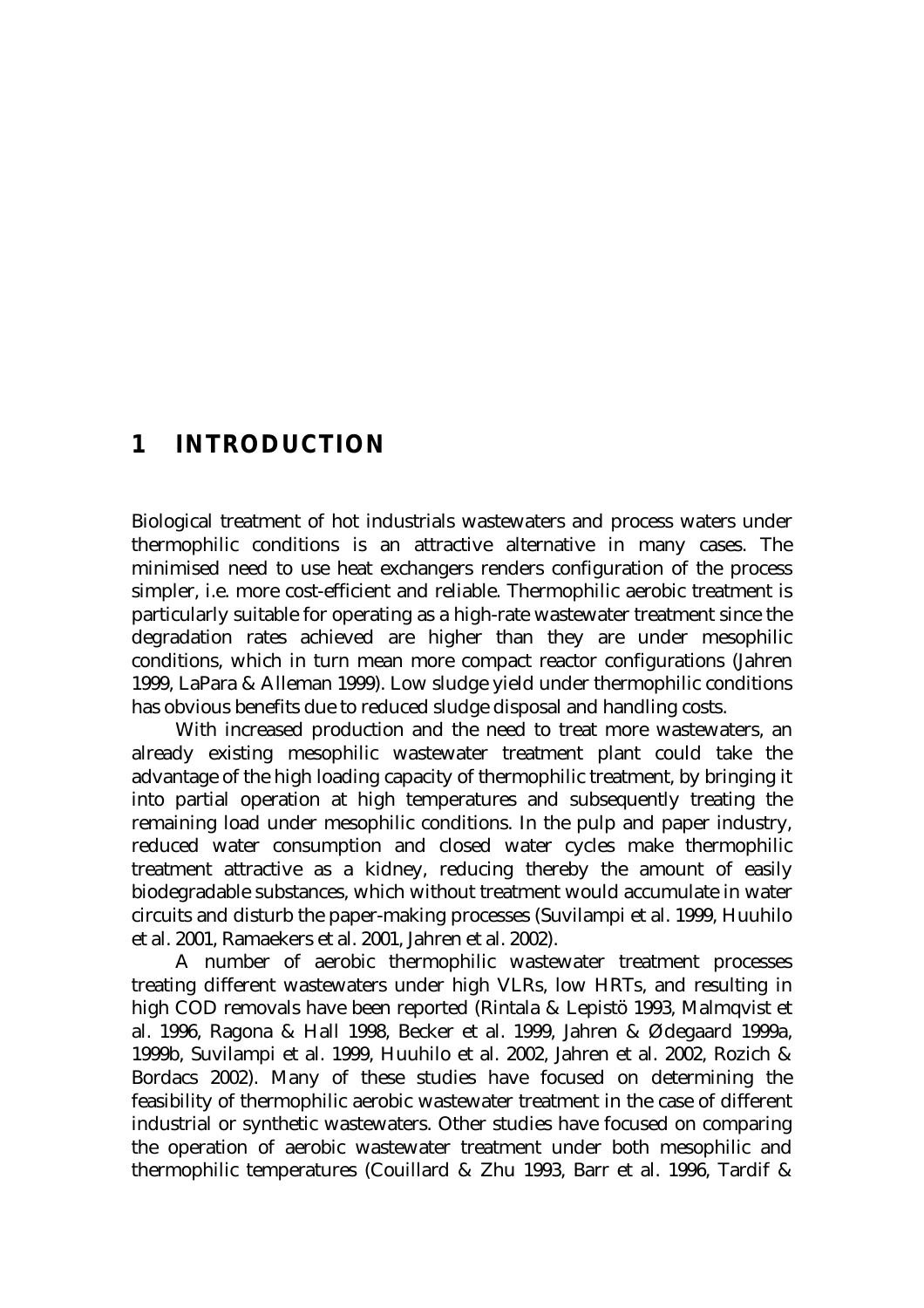# 1 INTRODUCTION

Biological treatment of hot industrials wastewaters and process waters under thermophilic conditions is an attractive alternative in many cases. The minimised need to use heat exchangers renders configuration of the process simpler, i.e. more cost-efficient and reliable. Thermophilic aerobic treatment is particularly suitable for operating as a high-rate wastewater treatment since the degradation rates achieved are higher than they are under mesophilic conditions, which in turn mean more compact reactor configurations (Jahren 1999, LaPara & Alleman 1999). Low sludge yield under thermophilic conditions has obvious benefits due to reduced sludge disposal and handling costs.

With increased production and the need to treat more wastewaters, an already existing mesophilic wastewater treatment plant could take the advantage of the high loading capacity of thermophilic treatment, by bringing it into partial operation at high temperatures and subsequently treating the remaining load under mesophilic conditions. In the pulp and paper industry, reduced water consumption and closed water cycles make thermophilic treatment attractive as a kidney, reducing thereby the amount of easily biodegradable substances, which without treatment would accumulate in water circuits and disturb the paper-making processes (Suvilampi et al. 1999, Huuhilo et al. 2001, Ramaekers et al. 2001, Jahren et al. 2002).

A number of aerobic thermophilic wastewater treatment processes treating different wastewaters under high VLRs, low HRTs, and resulting in high COD removals have been reported (Rintala & Lepistö 1993, Malmqvist et al. 1996, Ragona & Hall 1998, Becker et al. 1999, Jahren & Ødegaard 1999a, 1999b, Suvilampi et al. 1999, Huuhilo et al. 2002, Jahren et al. 2002, Rozich & Bordacs 2002). Many of these studies have focused on determining the feasibility of thermophilic aerobic wastewater treatment in the case of different industrial or synthetic wastewaters. Other studies have focused on comparing the operation of aerobic wastewater treatment under both mesophilic and thermophilic temperatures (Couillard & Zhu 1993, Barr et al. 1996, Tardif &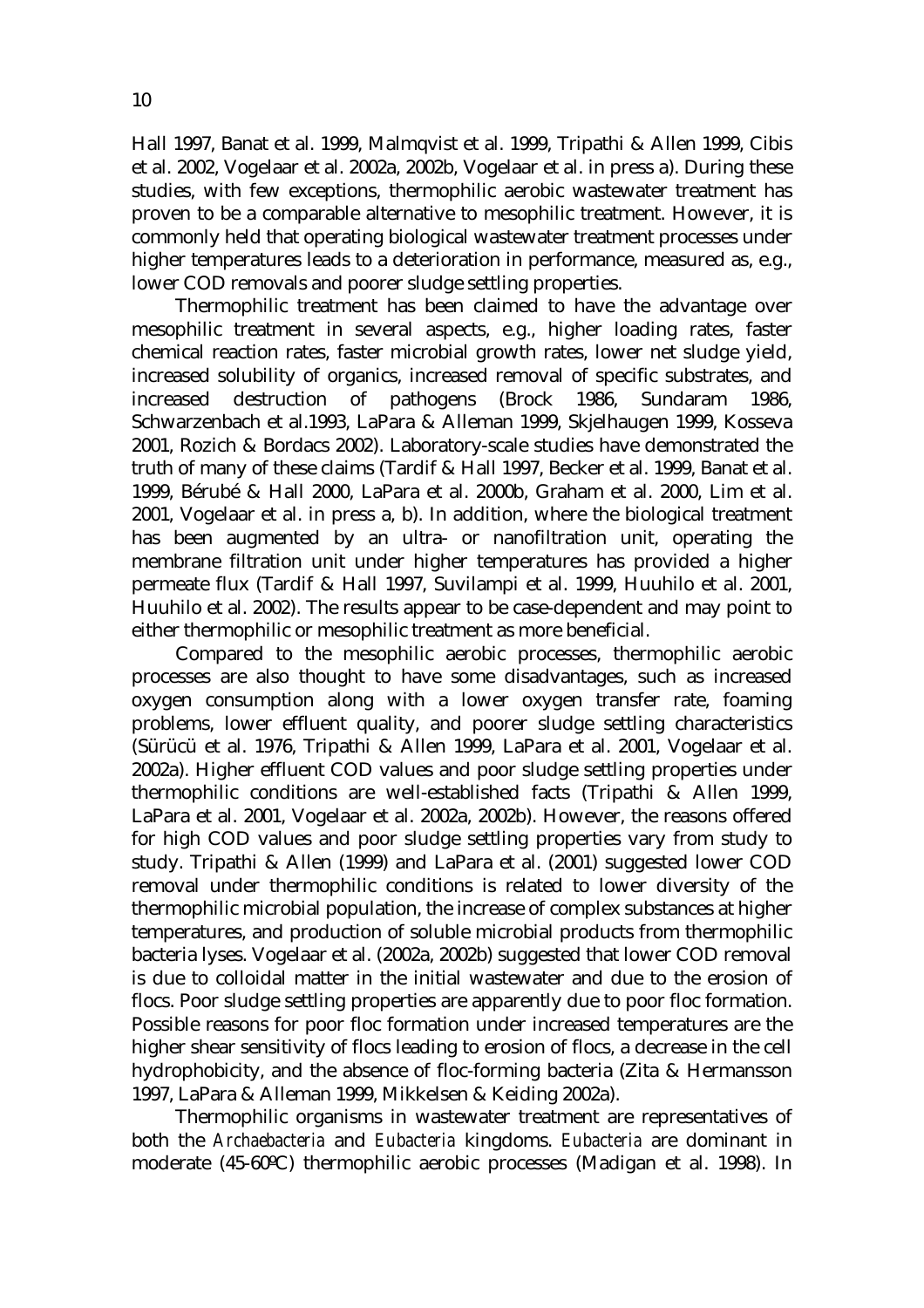Hall 1997, Banat et al. 1999, Malmqvist et al. 1999, Tripathi & Allen 1999, Cibis et al. 2002, Vogelaar et al. 2002a, 2002b, Vogelaar et al. in press a). During these studies, with few exceptions, thermophilic aerobic wastewater treatment has proven to be a comparable alternative to mesophilic treatment. However, it is commonly held that operating biological wastewater treatment processes under higher temperatures leads to a deterioration in performance, measured as, e.g., lower COD removals and poorer sludge settling properties.

Thermophilic treatment has been claimed to have the advantage over mesophilic treatment in several aspects, e.g., higher loading rates, faster chemical reaction rates, faster microbial growth rates, lower net sludge yield, increased solubility of organics, increased removal of specific substrates, and increased destruction of pathogens (Brock 1986, Sundaram 1986, Schwarzenbach et al.1993, LaPara & Alleman 1999, Skjelhaugen 1999, Kosseva 2001, Rozich & Bordacs 2002). Laboratory-scale studies have demonstrated the truth of many of these claims (Tardif & Hall 1997, Becker et al. 1999, Banat et al. 1999, Bérubé & Hall 2000, LaPara et al. 2000b, Graham et al. 2000, Lim et al. 2001, Vogelaar et al. in press a, b). In addition, where the biological treatment has been augmented by an ultra- or nanofiltration unit, operating the membrane filtration unit under higher temperatures has provided a higher permeate flux (Tardif & Hall 1997, Suvilampi et al. 1999, Huuhilo et al. 2001, Huuhilo et al. 2002). The results appear to be case-dependent and may point to either thermophilic or mesophilic treatment as more beneficial.

Compared to the mesophilic aerobic processes, thermophilic aerobic processes are also thought to have some disadvantages, such as increased oxygen consumption along with a lower oxygen transfer rate, foaming problems, lower effluent quality, and poorer sludge settling characteristics (Sürücü et al. 1976, Tripathi & Allen 1999, LaPara et al. 2001, Vogelaar et al. 2002a). Higher effluent COD values and poor sludge settling properties under thermophilic conditions are well-established facts (Tripathi & Allen 1999, LaPara et al. 2001, Vogelaar et al. 2002a, 2002b). However, the reasons offered for high COD values and poor sludge settling properties vary from study to study. Tripathi & Allen (1999) and LaPara et al. (2001) suggested lower COD removal under thermophilic conditions is related to lower diversity of the thermophilic microbial population, the increase of complex substances at higher temperatures, and production of soluble microbial products from thermophilic bacteria lyses. Vogelaar et al. (2002a, 2002b) suggested that lower COD removal is due to colloidal matter in the initial wastewater and due to the erosion of flocs. Poor sludge settling properties are apparently due to poor floc formation. Possible reasons for poor floc formation under increased temperatures are the higher shear sensitivity of flocs leading to erosion of flocs, a decrease in the cell hydrophobicity, and the absence of floc-forming bacteria (Zita & Hermansson 1997, LaPara & Alleman 1999, Mikkelsen & Keiding 2002a).

Thermophilic organisms in wastewater treatment are representatives of both the *Archaebacteria* and *Eubacteria* kingdoms. *Eubacteria* are dominant in moderate (45-60ºC) thermophilic aerobic processes (Madigan et al. 1998). In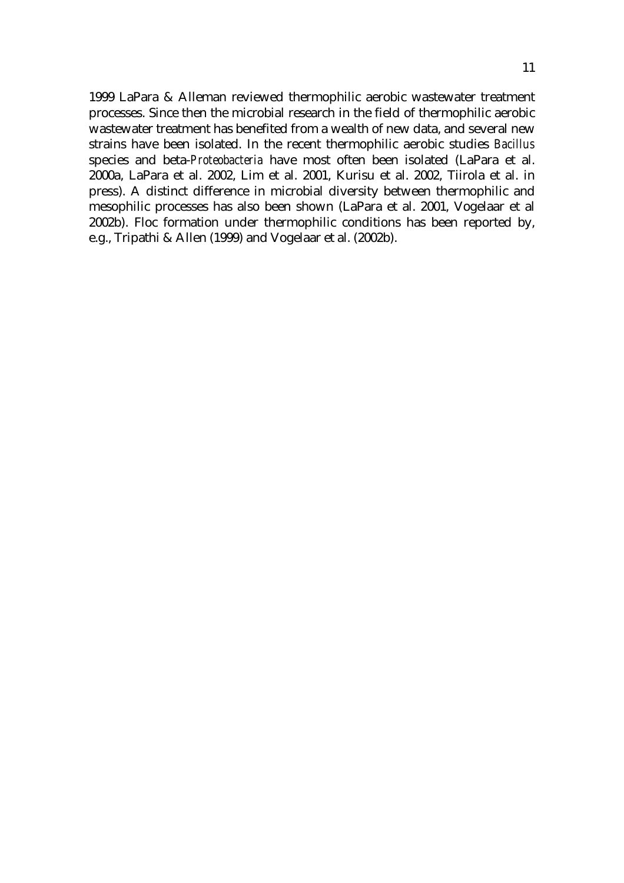1999 LaPara & Alleman reviewed thermophilic aerobic wastewater treatment processes. Since then the microbial research in the field of thermophilic aerobic wastewater treatment has benefited from a wealth of new data, and several new strains have been isolated. In the recent thermophilic aerobic studies *Bacillus* species and beta-*Proteobacteria* have most often been isolated (LaPara et al. 2000a, LaPara et al. 2002, Lim et al. 2001, Kurisu et al. 2002, Tiirola et al. in press). A distinct difference in microbial diversity between thermophilic and mesophilic processes has also been shown (LaPara et al. 2001, Vogelaar et al 2002b). Floc formation under thermophilic conditions has been reported by, e.g., Tripathi & Allen (1999) and Vogelaar et al. (2002b).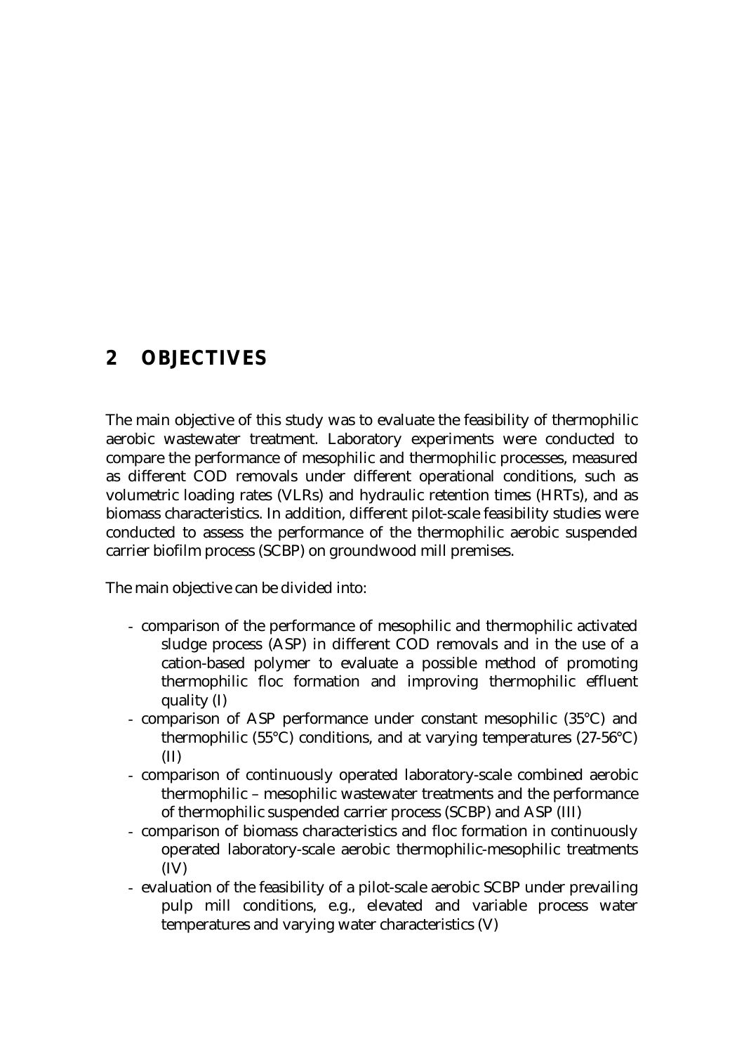# 2 OBJECTIVES

The main objective of this study was to evaluate the feasibility of thermophilic aerobic wastewater treatment. Laboratory experiments were conducted to compare the performance of mesophilic and thermophilic processes, measured as different COD removals under different operational conditions, such as volumetric loading rates (VLRs) and hydraulic retention times (HRTs), and as biomass characteristics. In addition, different pilot-scale feasibility studies were conducted to assess the performance of the thermophilic aerobic suspended carrier biofilm process (SCBP) on groundwood mill premises.

The main objective can be divided into:

- comparison of the performance of mesophilic and thermophilic activated sludge process (ASP) in different COD removals and in the use of a cation-based polymer to evaluate a possible method of promoting thermophilic floc formation and improving thermophilic effluent quality (I)
- comparison of ASP performance under constant mesophilic (35°C) and thermophilic (55°C) conditions, and at varying temperatures (27-56°C) (II)
- comparison of continuously operated laboratory-scale combined aerobic thermophilic – mesophilic wastewater treatments and the performance of thermophilic suspended carrier process (SCBP) and ASP (III)
- comparison of biomass characteristics and floc formation in continuously operated laboratory-scale aerobic thermophilic-mesophilic treatments (IV)
- evaluation of the feasibility of a pilot-scale aerobic SCBP under prevailing pulp mill conditions, e.g., elevated and variable process water temperatures and varying water characteristics (V)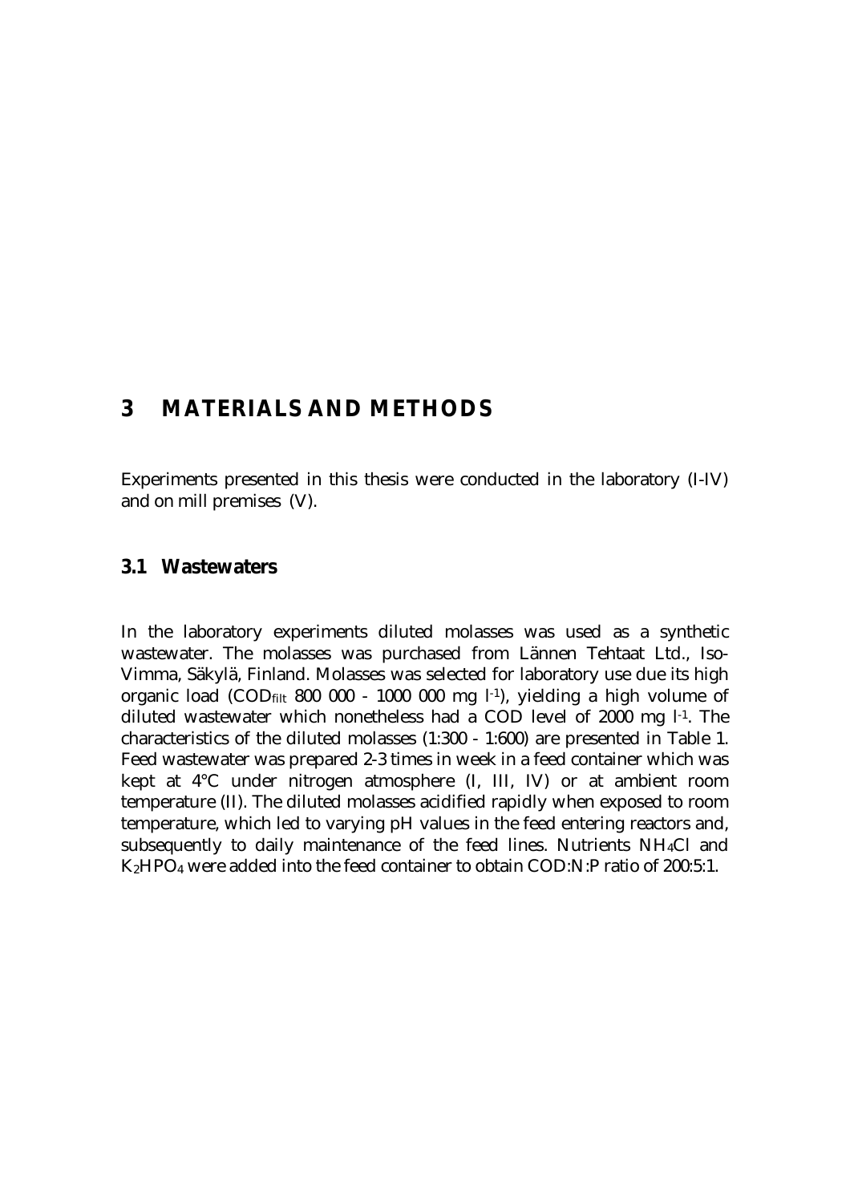# 3 MATERIALS AND METHODS

Experiments presented in this thesis were conducted in the laboratory (I-IV) and on mill premises (V).

## 3.1 Wastewaters

In the laboratory experiments diluted molasses was used as a synthetic wastewater. The molasses was purchased from Lännen Tehtaat Ltd., Iso-Vimma, Säkylä, Finland. Molasses was selected for laboratory use due its high organic load ($COD_{filt}$ 800 000 - 1000 000 mg $l^{-1}$), yielding a high volume of diluted wastewater which nonetheless had a COD level of 2000 mg $l^{-1}$. The characteristics of the diluted molasses (1:300 - 1:600) are presented in Table 1. Feed wastewater was prepared 2-3 times in week in a feed container which was kept at 4°C under nitrogen atmosphere (I, III, IV) or at ambient room temperature (II). The diluted molasses acidified rapidly when exposed to room temperature, which led to varying pH values in the feed entering reactors and, subsequently to daily maintenance of the feed lines. Nutrients $NH_4Cl$ and $K_2HPO_4$ were added into the feed container to obtain COD:N:P ratio of 200:5:1.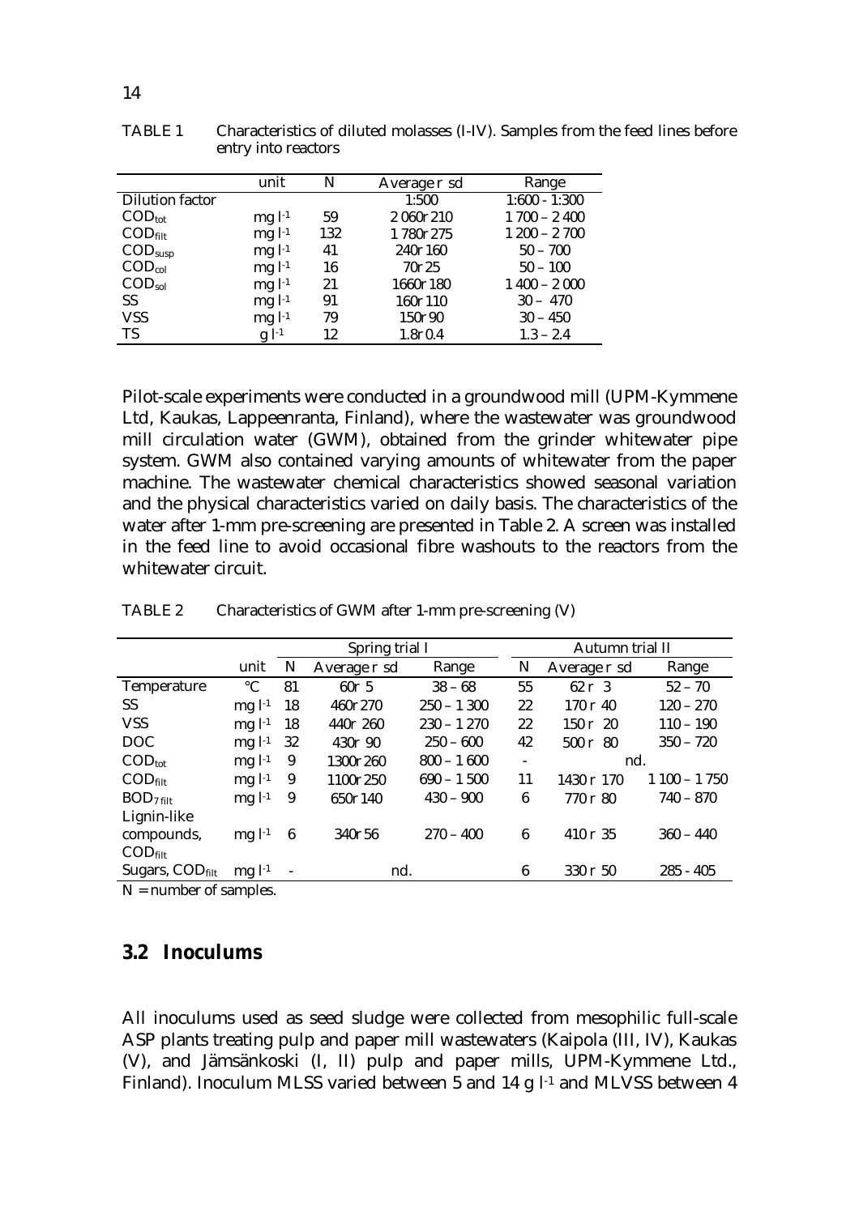TABLE 1 Characteristics of diluted molasses (I-IV). Samples from the feed lines before entry into reactors

| | unit | N | Average ± sd | Range |
|---|---|---|---|---|
| Dilution factor | | | 1:500 | 1:600 - 1:300 |
| $COD_{tot}$ | mg $l^{-1}$ | 59 | 2 060± 210 | 1 700 – 2 400 |
| $COD_{filt}$ | mg $l^{-1}$ | 132 | 1 780± 275 | 1 200 – 2 700 |
| $COD_{susp}$ | mg $l^{-1}$ | 41 | 240± 160 | 50 – 700 |
| $COD_{col}$ | mg $l^{-1}$ | 16 | 70± 25 | 50 – 100 |
| $COD_{sol}$ | mg $l^{-1}$ | 21 | 1660± 180 | 1 400 – 2 000 |
| SS | mg $l^{-1}$ | 91 | 160± 110 | 30 – 470 |
| VSS | mg $l^{-1}$ | 79 | 150± 90 | 30 – 450 |
| TS | g $l^{-1}$ | 12 | 1.8± 0.4 | 1.3 – 2.4 |

Pilot-scale experiments were conducted in a groundwood mill (UPM-Kymmene Ltd, Kaukas, Lappeenranta, Finland), where the wastewater was groundwood mill circulation water (GWM), obtained from the grinder whitewater pipe system. GWM also contained varying amounts of whitewater from the paper machine. The wastewater chemical characteristics showed seasonal variation and the physical characteristics varied on daily basis. The characteristics of the water after 1-mm pre-screening are presented in Table 2. A screen was installed in the feed line to avoid occasional fibre washouts to the reactors from the whitewater circuit.

TABLE 2 Characteristics of GWM after 1-mm pre-screening (V)

| | | Spring trial I | | | Autumn trial II | | |
|---|---|---|---|---|---|---|---|
| | unit | N | Average ± sd | Range | N | Average ± sd | Range |
| Temperature | °C | 81 | 60± 5 | 38 – 68 | 55 | 62 ± 3 | 52 – 70 |
| SS | mg $l^{-1}$ | 18 | 460± 270 | 250 – 1 300 | 22 | 170 ± 40 | 120 – 270 |
| VSS | mg $l^{-1}$ | 18 | 440± 260 | 230 – 1 270 | 22 | 150 ± 20 | 110 – 190 |
| DOC | mg $l^{-1}$ | 32 | 430± 90 | 250 – 600 | 42 | 500 ± 80 | 350 – 720 |
| $COD_{tot}$ | mg $l^{-1}$ | 9 | 1300± 260 | 800 – 1 600 | - | nd. | |
| $COD_{filt}$ | mg $l^{-1}$ | 9 | 1100± 250 | 690 – 1 500 | 11 | 1430 ± 170 | 1 100 – 1 750 |
| $BOD_{7\,filt}$ | mg $l^{-1}$ | 9 | 650± 140 | 430 – 900 | 6 | 770 ± 80 | 740 – 870 |
| Lignin-like compounds, $COD_{filt}$ | mg $l^{-1}$ | 6 | 340± 56 | 270 – 400 | 6 | 410 ± 35 | 360 – 440 |
| Sugars, $COD_{filt}$ | mg $l^{-1}$ | - | nd. | | 6 | 330 ± 50 | 285 - 405 |

N = number of samples.

## 3.2 Inoculums

All inoculums used as seed sludge were collected from mesophilic full-scale ASP plants treating pulp and paper mill wastewaters (Kaipola (III, IV), Kaukas (V), and Jämsänkoski (I, II) pulp and paper mills, UPM-Kymmene Ltd., Finland). Inoculum MLSS varied between 5 and 14 g $l^{-1}$ and MLVSS between 4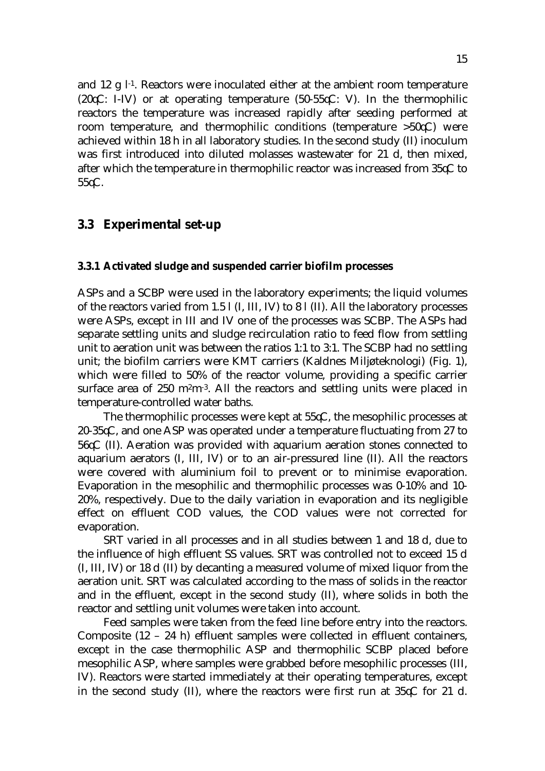and 12 g $l^{-1}$. Reactors were inoculated either at the ambient room temperature (20ºC: I-IV) or at operating temperature (50-55ºC: V). In the thermophilic reactors the temperature was increased rapidly after seeding performed at room temperature, and thermophilic conditions (temperature >50ºC) were achieved within 18 h in all laboratory studies. In the second study (II) inoculum was first introduced into diluted molasses wastewater for 21 d, then mixed, after which the temperature in thermophilic reactor was increased from 35ºC to 55ºC.

## 3.3 Experimental set-up

### 3.3.1 Activated sludge and suspended carrier biofilm processes

ASPs and a SCBP were used in the laboratory experiments; the liquid volumes of the reactors varied from 1.5 l (I, III, IV) to 8 l (II). All the laboratory processes were ASPs, except in III and IV one of the processes was SCBP. The ASPs had separate settling units and sludge recirculation ratio to feed flow from settling unit to aeration unit was between the ratios 1:1 to 3:1. The SCBP had no settling unit; the biofilm carriers were KMT carriers (Kaldnes Miljøteknologi) (Fig. 1), which were filled to 50% of the reactor volume, providing a specific carrier surface area of 250 $m^2m^{-3}$. All the reactors and settling units were placed in temperature-controlled water baths.

The thermophilic processes were kept at 55ºC, the mesophilic processes at 20-35ºC, and one ASP was operated under a temperature fluctuating from 27 to 56ºC (II). Aeration was provided with aquarium aeration stones connected to aquarium aerators (I, III, IV) or to an air-pressured line (II). All the reactors were covered with aluminium foil to prevent or to minimise evaporation. Evaporation in the mesophilic and thermophilic processes was 0-10% and 10-20%, respectively. Due to the daily variation in evaporation and its negligible effect on effluent COD values, the COD values were not corrected for evaporation.

SRT varied in all processes and in all studies between 1 and 18 d, due to the influence of high effluent SS values. SRT was controlled not to exceed 15 d (I, III, IV) or 18 d (II) by decanting a measured volume of mixed liquor from the aeration unit. SRT was calculated according to the mass of solids in the reactor and in the effluent, except in the second study (II), where solids in both the reactor and settling unit volumes were taken into account.

Feed samples were taken from the feed line before entry into the reactors. Composite (12 – 24 h) effluent samples were collected in effluent containers, except in the case thermophilic ASP and thermophilic SCBP placed before mesophilic ASP, where samples were grabbed before mesophilic processes (III, IV). Reactors were started immediately at their operating temperatures, except in the second study (II), where the reactors were first run at 35ºC for 21 d.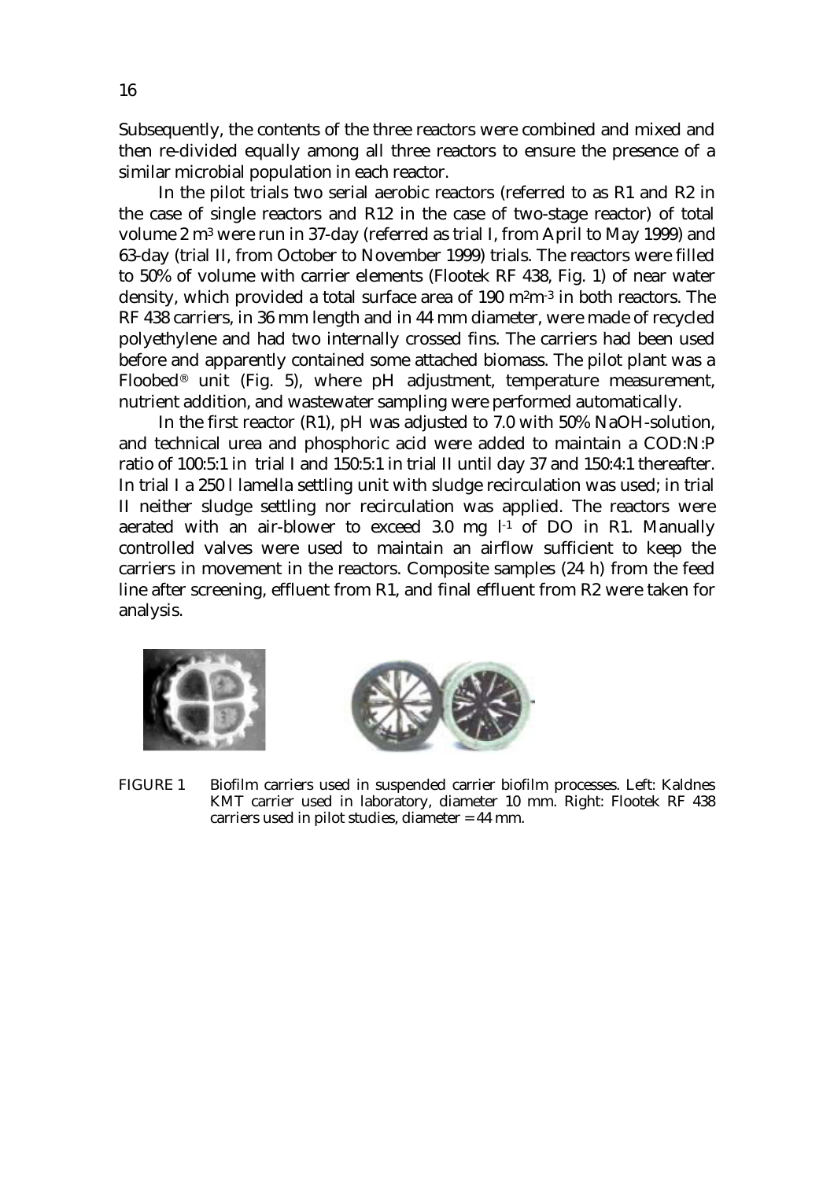Subsequently, the contents of the three reactors were combined and mixed and then re-divided equally among all three reactors to ensure the presence of a similar microbial population in each reactor.

In the pilot trials two serial aerobic reactors (referred to as R1 and R2 in the case of single reactors and R12 in the case of two-stage reactor) of total volume 2 $m^3$ were run in 37-day (referred as trial I, from April to May 1999) and 63-day (trial II, from October to November 1999) trials. The reactors were filled to 50% of volume with carrier elements (Flootek RF 438, Fig. 1) of near water density, which provided a total surface area of 190 $m^2m^{-3}$ in both reactors. The RF 438 carriers, in 36 mm length and in 44 mm diameter, were made of recycled polyethylene and had two internally crossed fins. The carriers had been used before and apparently contained some attached biomass. The pilot plant was a Floobed® unit (Fig. 5), where pH adjustment, temperature measurement, nutrient addition, and wastewater sampling were performed automatically.

In the first reactor (R1), pH was adjusted to 7.0 with 50% NaOH-solution, and technical urea and phosphoric acid were added to maintain a COD:N:P ratio of 100:5:1 in trial I and 150:5:1 in trial II until day 37 and 150:4:1 thereafter. In trial I a 250 l lamella settling unit with sludge recirculation was used; in trial II neither sludge settling nor recirculation was applied. The reactors were aerated with an air-blower to exceed 3.0 mg $l^{-1}$ of DO in R1. Manually controlled valves were used to maintain an airflow sufficient to keep the carriers in movement in the reactors. Composite samples (24 h) from the feed line after screening, effluent from R1, and final effluent from R2 were taken for analysis.

FIGURE 1 Biofilm carriers used in suspended carrier biofilm processes. Left: Kaldnes KMT carrier used in laboratory, diameter 10 mm. Right: Flootek RF 438 carriers used in pilot studies, diameter = 44 mm.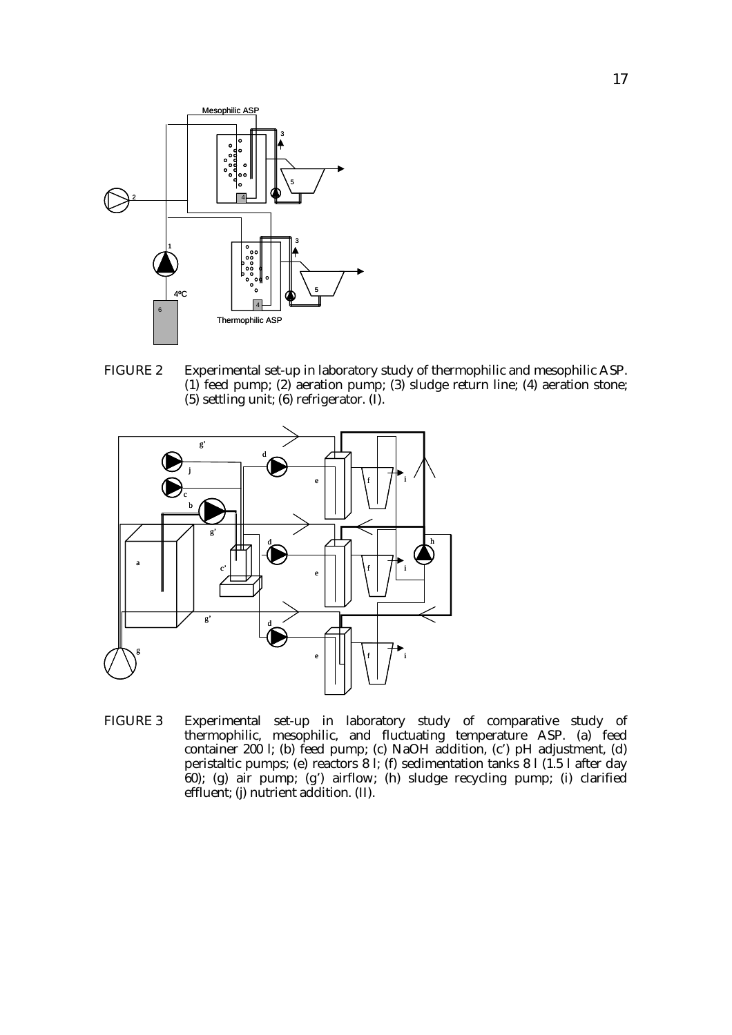FIGURE 2 Experimental set-up in laboratory study of thermophilic and mesophilic ASP. (1) feed pump; (2) aeration pump; (3) sludge return line; (4) aeration stone; (5) settling unit; (6) refrigerator. (I).

FIGURE 3 Experimental set-up in laboratory study of comparative study of thermophilic, mesophilic, and fluctuating temperature ASP. (a) feed container 200 l; (b) feed pump; (c) NaOH addition, (c') pH adjustment, (d) peristaltic pumps; (e) reactors 8 l; (f) sedimentation tanks 8 l (1.5 l after day 60); (g) air pump; (g') airflow; (h) sludge recycling pump; (i) clarified effluent; (j) nutrient addition. (II).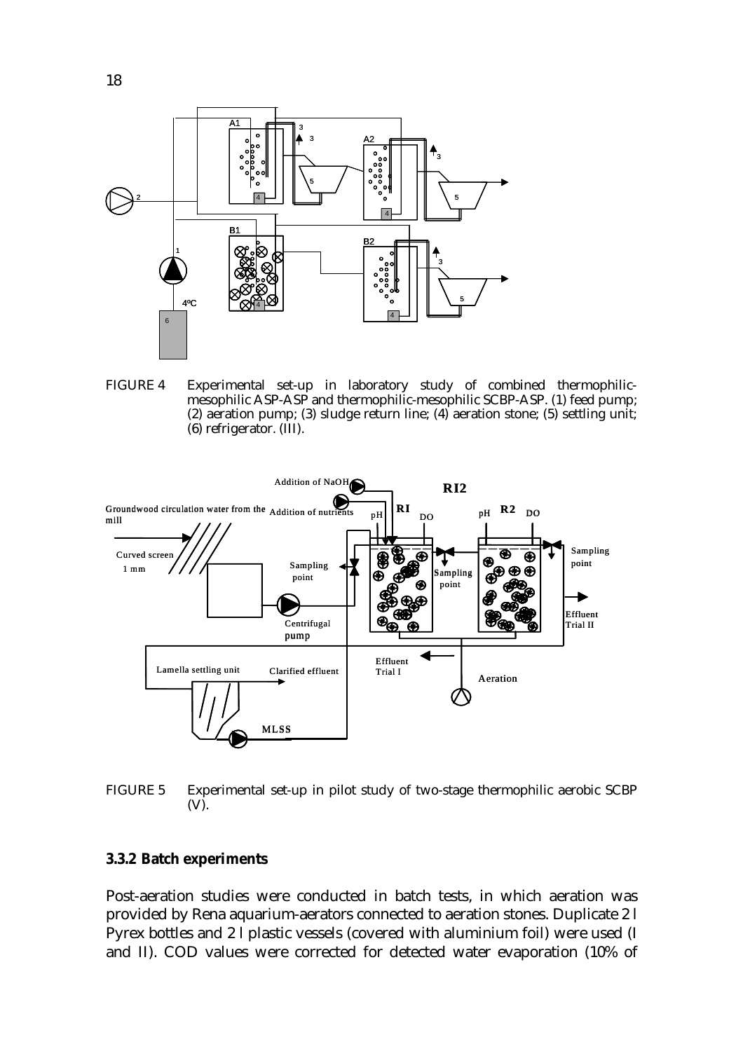FIGURE 4 Experimental set-up in laboratory study of combined thermophilic-mesophilic ASP-ASP and thermophilic-mesophilic SCBP-ASP. (1) feed pump; (2) aeration pump; (3) sludge return line; (4) aeration stone; (5) settling unit; (6) refrigerator. (III).

FIGURE 5 Experimental set-up in pilot study of two-stage thermophilic aerobic SCBP (V).

### 3.3.2 Batch experiments

Post-aeration studies were conducted in batch tests, in which aeration was provided by Rena aquarium-aerators connected to aeration stones. Duplicate 2 l Pyrex bottles and 2 l plastic vessels (covered with aluminium foil) were used (I and II). COD values were corrected for detected water evaporation (10% of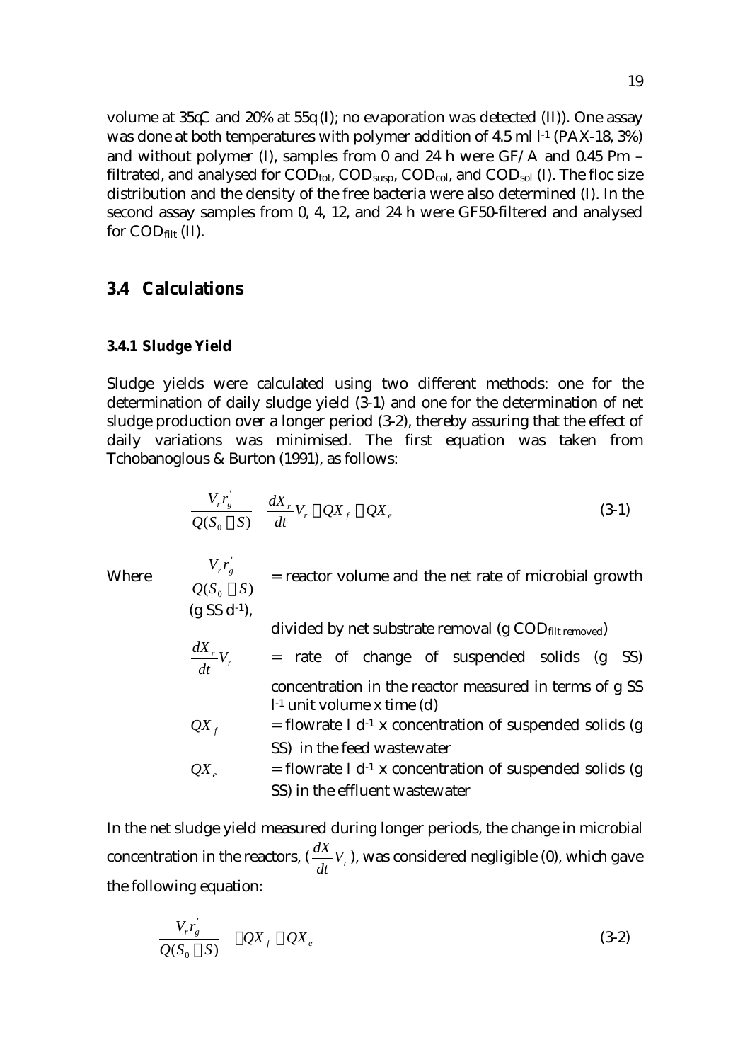volume at 35qC and 20% at 55q (I); no evaporation was detected (II)). One assay was done at both temperatures with polymer addition of 4.5 ml $l^{-1}$ (PAX-18, 3%) and without polymer (I), samples from 0 and 24 h were GF/A and 0.45 Pm – filtrated, and analysed for $COD_{tot}$, $COD_{susp}$, $COD_{col}$, and $COD_{sol}$ (I). The floc size distribution and the density of the free bacteria were also determined (I). In the second assay samples from 0, 4, 12, and 24 h were GF50-filtered and analysed for $COD_{filt}$ (II).

## 3.4 Calculations

### 3.4.1 Sludge Yield

Sludge yields were calculated using two different methods: one for the determination of daily sludge yield (3-1) and one for the determination of net sludge production over a longer period (3-2), thereby assuring that the effect of daily variations was minimised. The first equation was taken from Tchobanoglous & Burton (1991), as follows:

$$\frac{V_r r_g^{'}}{Q(S_0 - S)} = \frac{dX_r}{dt}V_r - QX_f + QX_e \tag{3-1}$$

Where $\frac{V_r r_g^{'}}{Q(S_0 - S)}$ = reactor volume and the net rate of microbial growth (g SS $d^{-1}$), divided by net substrate removal (g $COD_{filt\ removed}$)

$\frac{dX_r}{dt}V_r$ = rate of change of suspended solids (g SS) concentration in the reactor measured in terms of g SS $l^{-1}$ unit volume x time (d)

$QX_f$ = flowrate l $d^{-1}$ x concentration of suspended solids (g SS) in the feed wastewater

$QX_e$ = flowrate l $d^{-1}$ x concentration of suspended solids (g SS) in the effluent wastewater

In the net sludge yield measured during longer periods, the change in microbial concentration in the reactors, ($\frac{dX}{dt}V_r$), was considered negligible (0), which gave the following equation:

$$\frac{V_r r_g^{'}}{Q(S_0 - S)} = -QX_f + QX_e \tag{3-2}$$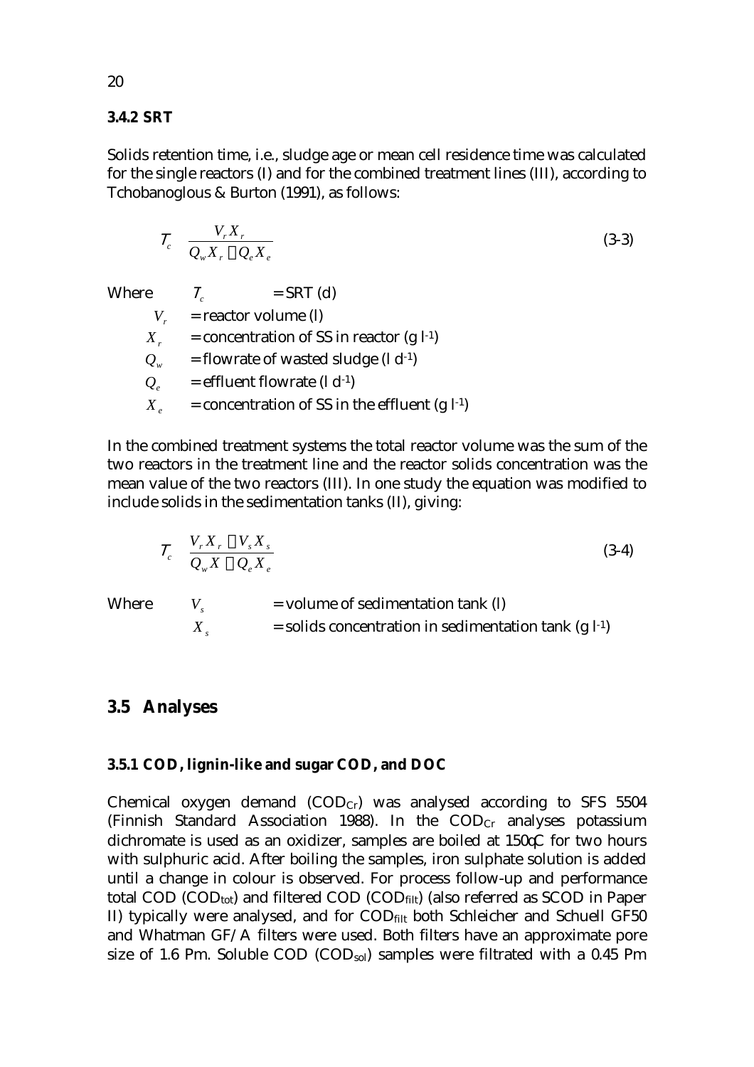### 3.4.2 SRT

Solids retention time, i.e., sludge age or mean cell residence time was calculated for the single reactors (I) and for the combined treatment lines (III), according to Tchobanoglous & Burton (1991), as follows:

$$\theta_c = \frac{V_r X_r}{Q_w X_r + Q_e X_e} \tag{3-3}$$

Where $\theta_c$ = SRT (d)

$V_r$ = reactor volume (l)

$X_r$ = concentration of SS in reactor (g l$^{-1}$)

$Q_w$ = flowrate of wasted sludge (l d$^{-1}$)

$Q_e$ = effluent flowrate (l d$^{-1}$)

$X_e$ = concentration of SS in the effluent (g l$^{-1}$)

In the combined treatment systems the total reactor volume was the sum of the two reactors in the treatment line and the reactor solids concentration was the mean value of the two reactors (III). In one study the equation was modified to include solids in the sedimentation tanks (II), giving:

$$\theta_c = \frac{V_r X_r + V_s X_s}{Q_w X + Q_e X_e} \tag{3-4}$$

Where $V_s$ = volume of sedimentation tank (l)

$X_s$ = solids concentration in sedimentation tank (g l$^{-1}$)

## 3.5 Analyses

### 3.5.1 COD, lignin-like and sugar COD, and DOC

Chemical oxygen demand ($COD_{Cr}$) was analysed according to SFS 5504 (Finnish Standard Association 1988). In the $COD_{Cr}$ analyses potassium dichromate is used as an oxidizer, samples are boiled at 150°C for two hours with sulphuric acid. After boiling the samples, iron sulphate solution is added until a change in colour is observed. For process follow-up and performance total COD ($COD_{tot}$) and filtered COD ($COD_{filt}$) (also referred as SCOD in Paper II) typically were analysed, and for $COD_{filt}$ both Schleicher and Schuell GF50 and Whatman GF/A filters were used. Both filters have an approximate pore size of 1.6 μm. Soluble COD ($COD_{sol}$) samples were filtrated with a 0.45 μm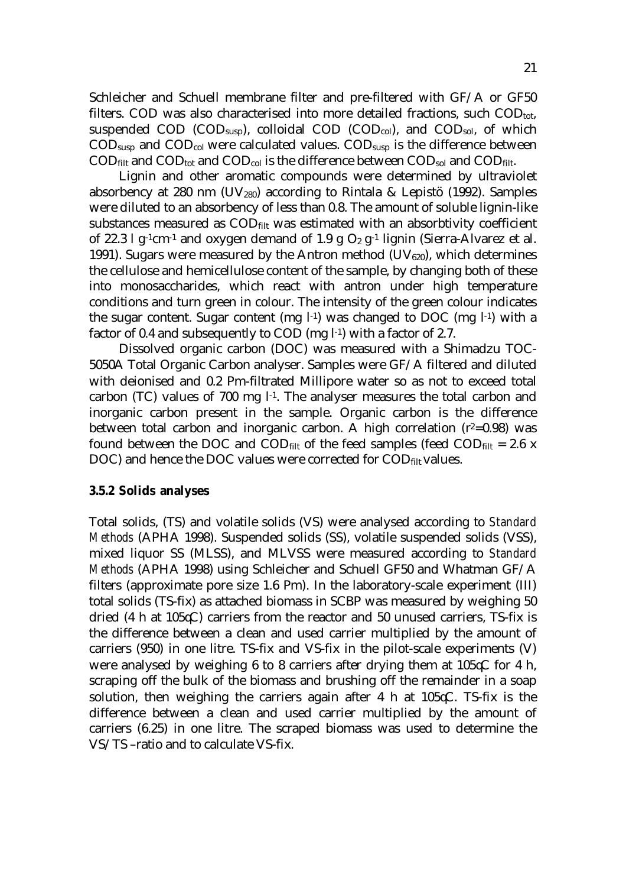Schleicher and Schuell membrane filter and pre-filtered with GF/A or GF50 filters. COD was also characterised into more detailed fractions, such $COD_{tot}$, suspended COD ($COD_{susp}$), colloidal COD ($COD_{col}$), and $COD_{sol}$, of which $COD_{susp}$ and $COD_{col}$ were calculated values. $COD_{susp}$ is the difference between $COD_{filt}$ and $COD_{tot}$ and $COD_{col}$ is the difference between $COD_{sol}$ and $COD_{filt}$.

Lignin and other aromatic compounds were determined by ultraviolet absorbency at 280 nm ($UV_{280}$) according to Rintala & Lepistö (1992). Samples were diluted to an absorbency of less than 0.8. The amount of soluble lignin-like substances measured as $COD_{filt}$ was estimated with an absorbtivity coefficient of 22.3 l $g^{-1}cm^{-1}$ and oxygen demand of 1.9 g $O_2$ $g^{-1}$ lignin (Sierra-Alvarez et al. 1991). Sugars were measured by the Antron method ($UV_{620}$), which determines the cellulose and hemicellulose content of the sample, by changing both of these into monosaccharides, which react with antron under high temperature conditions and turn green in colour. The intensity of the green colour indicates the sugar content. Sugar content (mg $l^{-1}$) was changed to DOC (mg $l^{-1}$) with a factor of 0.4 and subsequently to COD (mg $l^{-1}$) with a factor of 2.7.

Dissolved organic carbon (DOC) was measured with a Shimadzu TOC-5050A Total Organic Carbon analyser. Samples were GF/A filtered and diluted with deionised and 0.2 μm-filtrated Millipore water so as not to exceed total carbon (TC) values of 700 mg $l^{-1}$. The analyser measures the total carbon and inorganic carbon present in the sample. Organic carbon is the difference between total carbon and inorganic carbon. A high correlation ($r^2$=0.98) was found between the DOC and $COD_{filt}$ of the feed samples (feed $COD_{filt}$ = 2.6 x DOC) and hence the DOC values were corrected for $COD_{filt}$ values.

### 3.5.2 Solids analyses

Total solids, (TS) and volatile solids (VS) were analysed according to *Standard Methods* (APHA 1998). Suspended solids (SS), volatile suspended solids (VSS), mixed liquor SS (MLSS), and MLVSS were measured according to *Standard Methods* (APHA 1998) using Schleicher and Schuell GF50 and Whatman GF/A filters (approximate pore size 1.6 μm). In the laboratory-scale experiment (III) total solids (TS-fix) as attached biomass in SCBP was measured by weighing 50 dried (4 h at 105°C) carriers from the reactor and 50 unused carriers, TS-fix is the difference between a clean and used carrier multiplied by the amount of carriers (950) in one litre. TS-fix and VS-fix in the pilot-scale experiments (V) were analysed by weighing 6 to 8 carriers after drying them at 105°C for 4 h, scraping off the bulk of the biomass and brushing off the remainder in a soap solution, then weighing the carriers again after 4 h at 105°C. TS-fix is the difference between a clean and used carrier multiplied by the amount of carriers (6.25) in one litre. The scraped biomass was used to determine the VS/TS –ratio and to calculate VS-fix.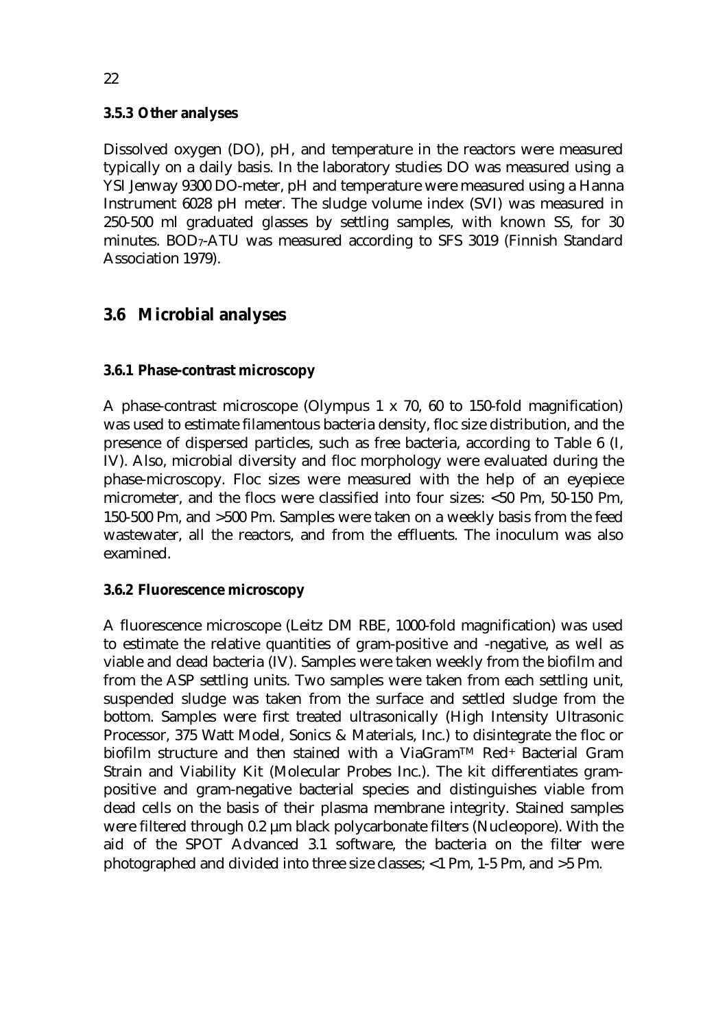### 3.5.3 Other analyses

Dissolved oxygen (DO), pH, and temperature in the reactors were measured typically on a daily basis. In the laboratory studies DO was measured using a YSI Jenway 9300 DO-meter, pH and temperature were measured using a Hanna Instrument 6028 pH meter. The sludge volume index (SVI) was measured in 250-500 ml graduated glasses by settling samples, with known SS, for 30 minutes. $BOD_7$-ATU was measured according to SFS 3019 (Finnish Standard Association 1979).

## 3.6 Microbial analyses

### 3.6.1 Phase-contrast microscopy

A phase-contrast microscope (Olympus 1 x 70, 60 to 150-fold magnification) was used to estimate filamentous bacteria density, floc size distribution, and the presence of dispersed particles, such as free bacteria, according to Table 6 (I, IV). Also, microbial diversity and floc morphology were evaluated during the phase-microscopy. Floc sizes were measured with the help of an eyepiece micrometer, and the flocs were classified into four sizes: <50 Pm, 50-150 Pm, 150-500 Pm, and >500 Pm. Samples were taken on a weekly basis from the feed wastewater, all the reactors, and from the effluents. The inoculum was also examined.

### 3.6.2 Fluorescence microscopy

A fluorescence microscope (Leitz DM RBE, 1000-fold magnification) was used to estimate the relative quantities of gram-positive and -negative, as well as viable and dead bacteria (IV). Samples were taken weekly from the biofilm and from the ASP settling units. Two samples were taken from each settling unit, suspended sludge was taken from the surface and settled sludge from the bottom. Samples were first treated ultrasonically (High Intensity Ultrasonic Processor, 375 Watt Model, Sonics & Materials, Inc.) to disintegrate the floc or biofilm structure and then stained with a ViaGram™ Red+ Bacterial Gram Strain and Viability Kit (Molecular Probes Inc.). The kit differentiates gram-positive and gram-negative bacterial species and distinguishes viable from dead cells on the basis of their plasma membrane integrity. Stained samples were filtered through 0.2 µm black polycarbonate filters (Nucleopore). With the aid of the SPOT Advanced 3.1 software, the bacteria on the filter were photographed and divided into three size classes; <1 Pm, 1-5 Pm, and >5 Pm.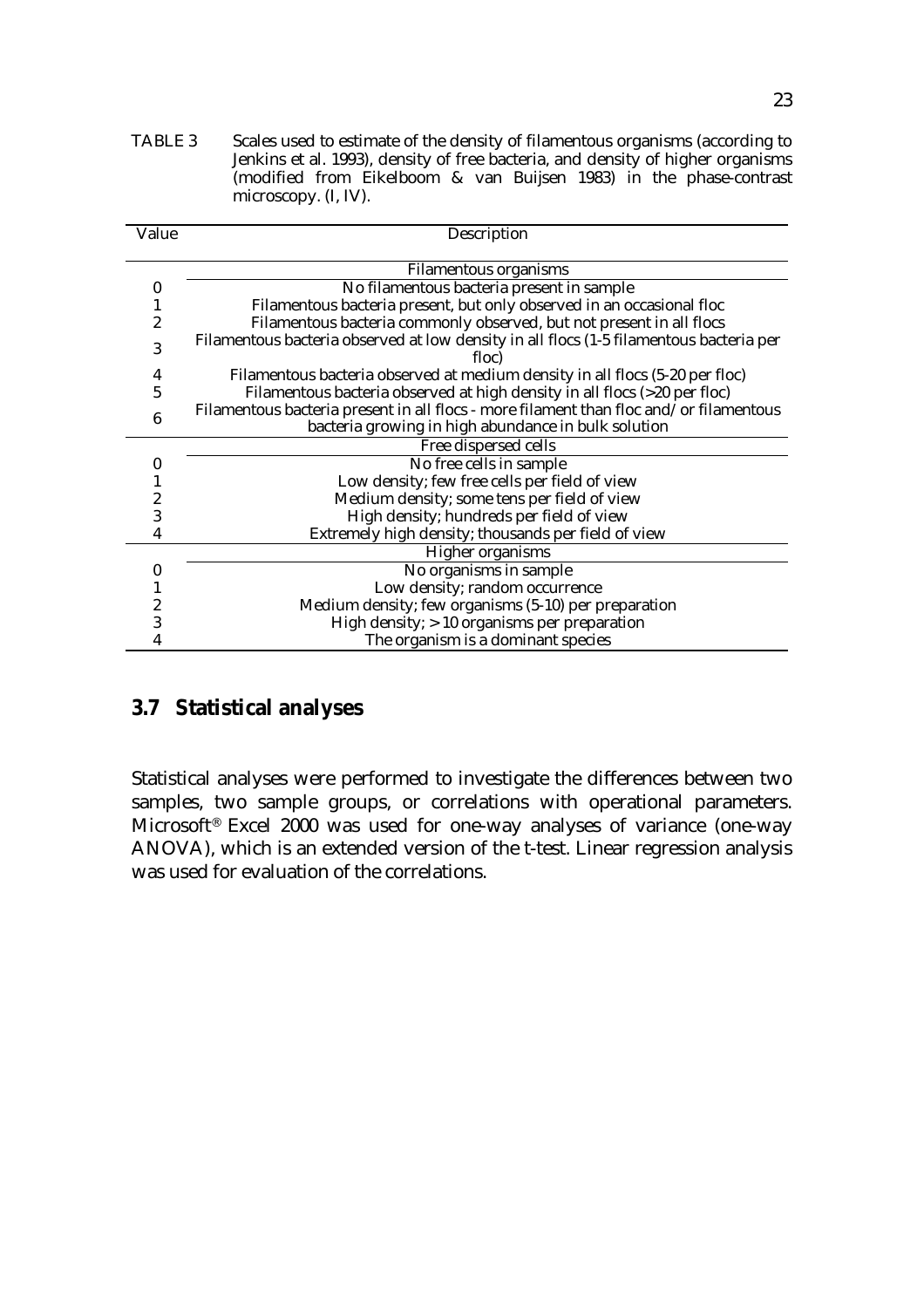TABLE 3 Scales used to estimate of the density of filamentous organisms (according to Jenkins et al. 1993), density of free bacteria, and density of higher organisms (modified from Eikelboom & van Buijsen 1983) in the phase-contrast microscopy. (I, IV).

| Value | Description |
|---|---|
| | Filamentous organisms |
| 0 | No filamentous bacteria present in sample |
| 1 | Filamentous bacteria present, but only observed in an occasional floc |
| 2 | Filamentous bacteria commonly observed, but not present in all flocs |
| 3 | Filamentous bacteria observed at low density in all flocs (1-5 filamentous bacteria per floc) |
| 4 | Filamentous bacteria observed at medium density in all flocs (5-20 per floc) |
| 5 | Filamentous bacteria observed at high density in all flocs (>20 per floc) |
| 6 | Filamentous bacteria present in all flocs - more filament than floc and/or filamentous bacteria growing in high abundance in bulk solution |
| | Free dispersed cells |
| 0 | No free cells in sample |
| 1 | Low density; few free cells per field of view |
| 2 | Medium density; some tens per field of view |
| 3 | High density; hundreds per field of view |
| 4 | Extremely high density; thousands per field of view |
| | Higher organisms |
| 0 | No organisms in sample |
| 1 | Low density; random occurrence |
| 2 | Medium density; few organisms (5-10) per preparation |
| 3 | High density; > 10 organisms per preparation |
| 4 | The organism is a dominant species |

## 3.7 Statistical analyses

Statistical analyses were performed to investigate the differences between two samples, two sample groups, or correlations with operational parameters. Microsoft® Excel 2000 was used for one-way analyses of variance (one-way ANOVA), which is an extended version of the t-test. Linear regression analysis was used for evaluation of the correlations.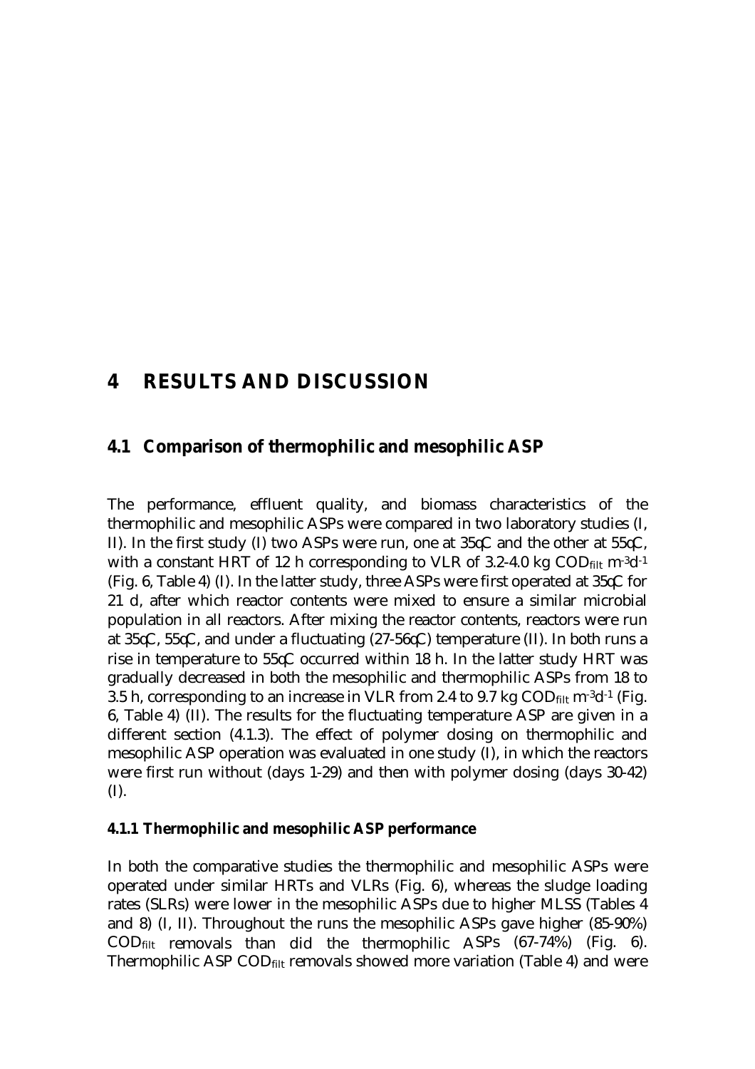# 4 RESULTS AND DISCUSSION

## 4.1 Comparison of thermophilic and mesophilic ASP

The performance, effluent quality, and biomass characteristics of the thermophilic and mesophilic ASPs were compared in two laboratory studies (I, II). In the first study (I) two ASPs were run, one at 35°C and the other at 55°C, with a constant HRT of 12 h corresponding to VLR of 3.2-4.0 kg $COD_{filt}$ $m^{-3}d^{-1}$ (Fig. 6, Table 4) (I). In the latter study, three ASPs were first operated at 35°C for 21 d, after which reactor contents were mixed to ensure a similar microbial population in all reactors. After mixing the reactor contents, reactors were run at 35°C, 55°C, and under a fluctuating (27-56°C) temperature (II). In both runs a rise in temperature to 55°C occurred within 18 h. In the latter study HRT was gradually decreased in both the mesophilic and thermophilic ASPs from 18 to 3.5 h, corresponding to an increase in VLR from 2.4 to 9.7 kg $COD_{filt}$ $m^{-3}d^{-1}$ (Fig. 6, Table 4) (II). The results for the fluctuating temperature ASP are given in a different section (4.1.3). The effect of polymer dosing on thermophilic and mesophilic ASP operation was evaluated in one study (I), in which the reactors were first run without (days 1-29) and then with polymer dosing (days 30-42) (I).

### 4.1.1 Thermophilic and mesophilic ASP performance

In both the comparative studies the thermophilic and mesophilic ASPs were operated under similar HRTs and VLRs (Fig. 6), whereas the sludge loading rates (SLRs) were lower in the mesophilic ASPs due to higher MLSS (Tables 4 and 8) (I, II). Throughout the runs the mesophilic ASPs gave higher (85-90%) $COD_{filt}$ removals than did the thermophilic ASPs (67-74%) (Fig. 6). Thermophilic ASP $COD_{filt}$ removals showed more variation (Table 4) and were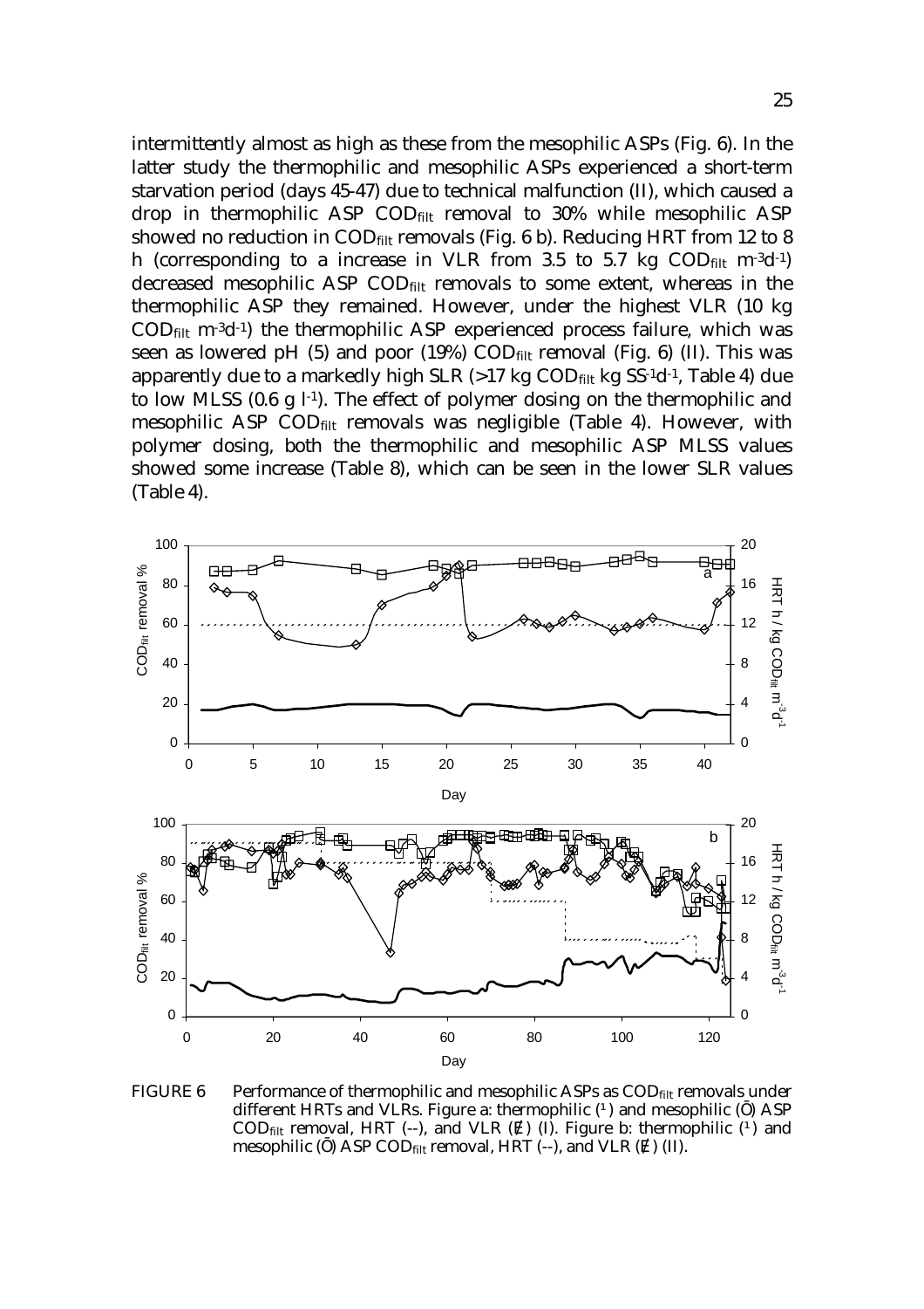intermittently almost as high as these from the mesophilic ASPs (Fig. 6). In the latter study the thermophilic and mesophilic ASPs experienced a short-term starvation period (days 45-47) due to technical malfunction (II), which caused a drop in thermophilic ASP $COD_{filt}$ removal to 30% while mesophilic ASP showed no reduction in $COD_{filt}$ removals (Fig. 6 b). Reducing HRT from 12 to 8 h (corresponding to a increase in VLR from 3.5 to 5.7 kg $COD_{filt}$ $m^{-3}d^{-1}$) decreased mesophilic ASP $COD_{filt}$ removals to some extent, whereas in the thermophilic ASP they remained. However, under the highest VLR (10 kg $COD_{filt}$ $m^{-3}d^{-1}$) the thermophilic ASP experienced process failure, which was seen as lowered pH (5) and poor (19%) $COD_{filt}$ removal (Fig. 6) (II). This was apparently due to a markedly high SLR (>17 kg $COD_{filt}$ kg $SS^{-1}d^{-1}$, Table 4) due to low MLSS (0.6 g $l^{-1}$). The effect of polymer dosing on the thermophilic and mesophilic ASP $COD_{filt}$ removals was negligible (Table 4). However, with polymer dosing, both the thermophilic and mesophilic ASP MLSS values showed some increase (Table 8), which can be seen in the lower SLR values (Table 4).

FIGURE 6 Performance of thermophilic and mesophilic ASPs as $COD_{filt}$ removals under different HRTs and VLRs. Figure a: thermophilic (◇) and mesophilic (□) ASP $COD_{filt}$ removal, HRT (--), and VLR (—) (I). Figure b: thermophilic (◇) and mesophilic (□) ASP $COD_{filt}$ removal, HRT (--), and VLR (—) (II).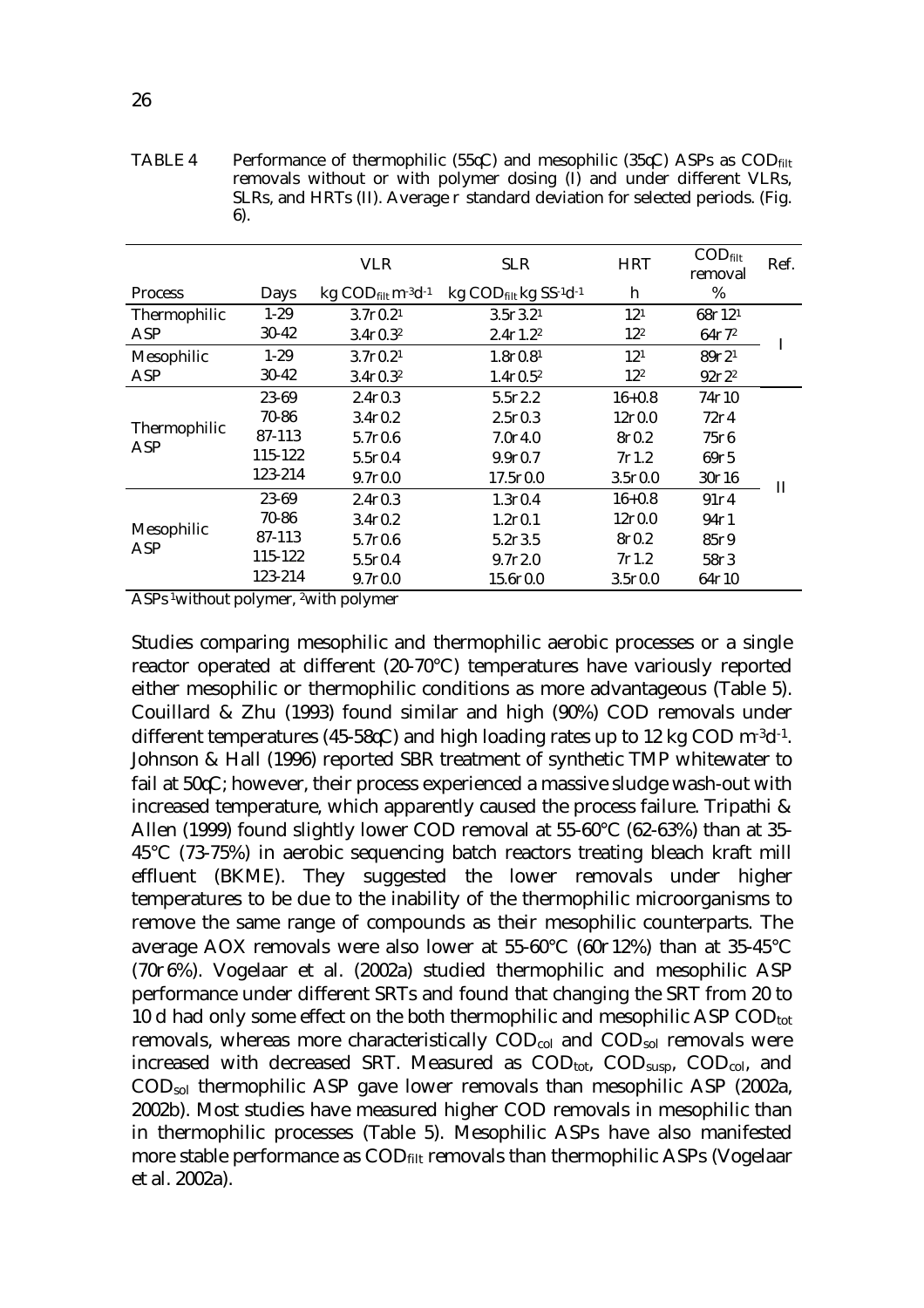TABLE 4 Performance of thermophilic (55°C) and mesophilic (35°C) ASPs as $COD_{filt}$ removals without or with polymer dosing (I) and under different VLRs, SLRs, and HRTs (II). Average ± standard deviation for selected periods. (Fig. 6).

| Process | Days | VLR | SLR | HRT | $COD_{filt}$ removal | Ref. |
|---|---|---|---|---|---|---|
| | | $kg\ COD_{filt}\ m^{-3}d^{-1}$ | $kg\ COD_{filt}\ kg\ SS^{-1}d^{-1}$ | h | % | |
| Thermophilic ASP | 1-29 | 3.7±0.2[1] | 3.5±3.2[1] | 12[1] | 68±12[1] | I |
| | 30-42 | 3.4±0.3[2] | 2.4±1.2[2] | 12[2] | 64±7[2] | |
| Mesophilic ASP | 1-29 | 3.7±0.2[1] | 1.8±0.8[1] | 12[1] | 89±2[1] | |
| | 30-42 | 3.4±0.3[2] | 1.4±0.5[2] | 12[2] | 92±2[2] | |
| Thermophilic ASP | 23-69 | 2.4±0.3 | 5.5±2.2 | 16+0.8 | 74±10 | II |
| | 70-86 | 3.4±0.2 | 2.5±0.3 | 12±0.0 | 72±4 | |
| | 87-113 | 5.7±0.6 | 7.0±4.0 | 8±0.2 | 75±6 | |
| | 115-122 | 5.5±0.4 | 9.9±0.7 | 7±1.2 | 69±5 | |
| | 123-214 | 9.7±0.0 | 17.5±0.0 | 3.5±0.0 | 30±16 | |
| Mesophilic ASP | 23-69 | 2.4±0.3 | 1.3±0.4 | 16+0.8 | 91±4 | |
| | 70-86 | 3.4±0.2 | 1.2±0.1 | 12±0.0 | 94±1 | |
| | 87-113 | 5.7±0.6 | 5.2±3.5 | 8±0.2 | 85±9 | |
| | 115-122 | 5.5±0.4 | 9.7±2.0 | 7±1.2 | 58±3 | |
| | 123-214 | 9.7±0.0 | 15.6±0.0 | 3.5±0.0 | 64±10 | |

ASPs [1]without polymer, [2]with polymer

Studies comparing mesophilic and thermophilic aerobic processes or a single reactor operated at different (20-70°C) temperatures have variously reported either mesophilic or thermophilic conditions as more advantageous (Table 5). Couillard & Zhu (1993) found similar and high (90%) COD removals under different temperatures (45-58°C) and high loading rates up to 12 kg COD $m^{-3}d^{-1}$. Johnson & Hall (1996) reported SBR treatment of synthetic TMP whitewater to fail at 50°C; however, their process experienced a massive sludge wash-out with increased temperature, which apparently caused the process failure. Tripathi & Allen (1999) found slightly lower COD removal at 55-60°C (62-63%) than at 35-45°C (73-75%) in aerobic sequencing batch reactors treating bleach kraft mill effluent (BKME). They suggested the lower removals under higher temperatures to be due to the inability of the thermophilic microorganisms to remove the same range of compounds as their mesophilic counterparts. The average AOX removals were also lower at 55-60°C (60±12%) than at 35-45°C (70±6%). Vogelaar et al. (2002a) studied thermophilic and mesophilic ASP performance under different SRTs and found that changing the SRT from 20 to 10 d had only some effect on the both thermophilic and mesophilic ASP $COD_{tot}$ removals, whereas more characteristically $COD_{col}$ and $COD_{sol}$ removals were increased with decreased SRT. Measured as $COD_{tot}$, $COD_{susp}$, $COD_{col}$, and $COD_{sol}$ thermophilic ASP gave lower removals than mesophilic ASP (2002a, 2002b). Most studies have measured higher COD removals in mesophilic than in thermophilic processes (Table 5). Mesophilic ASPs have also manifested more stable performance as $COD_{filt}$ removals than thermophilic ASPs (Vogelaar et al. 2002a).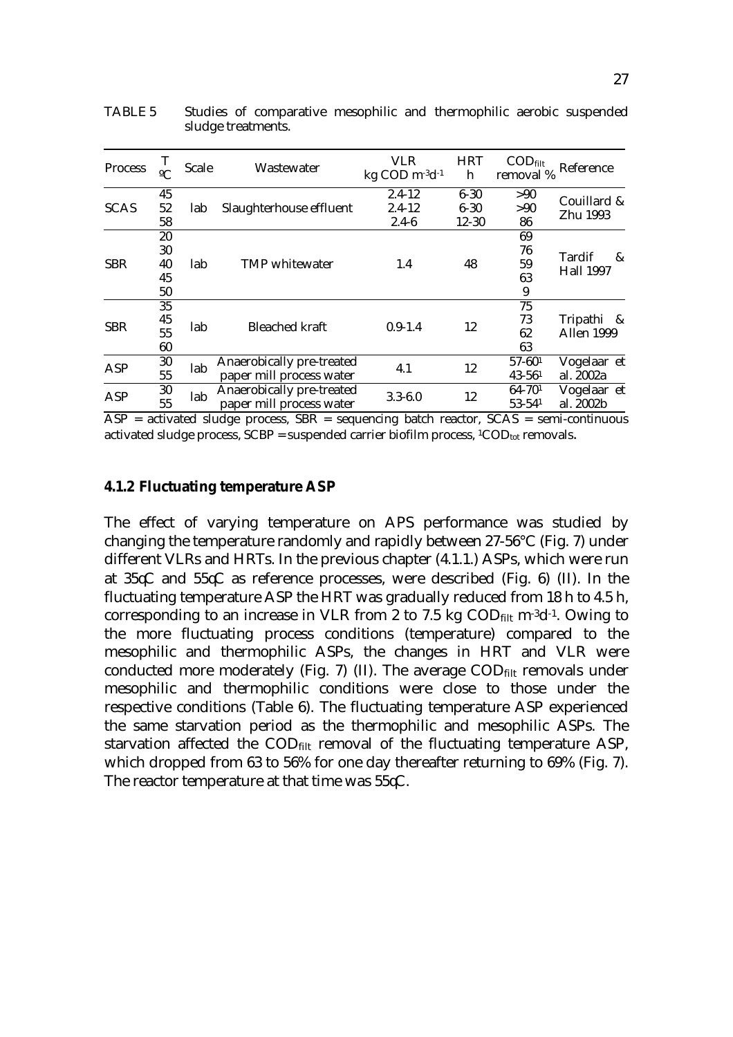TABLE 5 Studies of comparative mesophilic and thermophilic aerobic suspended sludge treatments.

| Process | T ºC | Scale | Wastewater | VLR kg COD $m^{-3}d^{-1}$ | HRT h | $COD_{filt}$ removal % | Reference |
|---|---|---|---|---|---|---|---|
| SCAS | 45 | lab | Slaughterhouse effluent | 2.4-12 | 6-30 | >90 | Couillard & Zhu 1993 |
| | 52 | | | 2.4-12 | 6-30 | >90 | |
| | 58 | | | 2.4-6 | 12-30 | 86 | |
| SBR | 20 | lab | TMP whitewater | 1.4 | 48 | 69 | Tardif & Hall 1997 |
| | 30 | | | | | 76 | |
| | 40 | | | | | 59 | |
| | 45 | | | | | 63 | |
| | 50 | | | | | 9 | |
| SBR | 35 | lab | Bleached kraft | 0.9-1.4 | 12 | 75 | Tripathi & Allen 1999 |
| | 45 | | | | | 73 | |
| | 55 | | | | | 62 | |
| | 60 | | | | | 63 | |
| ASP | 30 | lab | Anaerobically pre-treated paper mill process water | 4.1 | 12 | 57-60[1] | Vogelaar et al. 2002a |
| | 55 | | | | | 43-56[1] | |
| ASP | 30 | lab | Anaerobically pre-treated paper mill process water | 3.3-6.0 | 12 | 64-70[1] | Vogelaar et al. 2002b |
| | 55 | | | | | 53-54[1] | |

ASP = activated sludge process, SBR = sequencing batch reactor, SCAS = semi-continuous activated sludge process, SCBP = suspended carrier biofilm process, [1]$COD_{tot}$ removals.

### 4.1.2 Fluctuating temperature ASP

The effect of varying temperature on APS performance was studied by changing the temperature randomly and rapidly between 27-56°C (Fig. 7) under different VLRs and HRTs. In the previous chapter (4.1.1.) ASPs, which were run at 35ºC and 55ºC as reference processes, were described (Fig. 6) (II). In the fluctuating temperature ASP the HRT was gradually reduced from 18 h to 4.5 h, corresponding to an increase in VLR from 2 to 7.5 kg $COD_{filt}$ $m^{-3}d^{-1}$. Owing to the more fluctuating process conditions (temperature) compared to the mesophilic and thermophilic ASPs, the changes in HRT and VLR were conducted more moderately (Fig. 7) (II). The average $COD_{filt}$ removals under mesophilic and thermophilic conditions were close to those under the respective conditions (Table 6). The fluctuating temperature ASP experienced the same starvation period as the thermophilic and mesophilic ASPs. The starvation affected the $COD_{filt}$ removal of the fluctuating temperature ASP, which dropped from 63 to 56% for one day thereafter returning to 69% (Fig. 7). The reactor temperature at that time was 55ºC.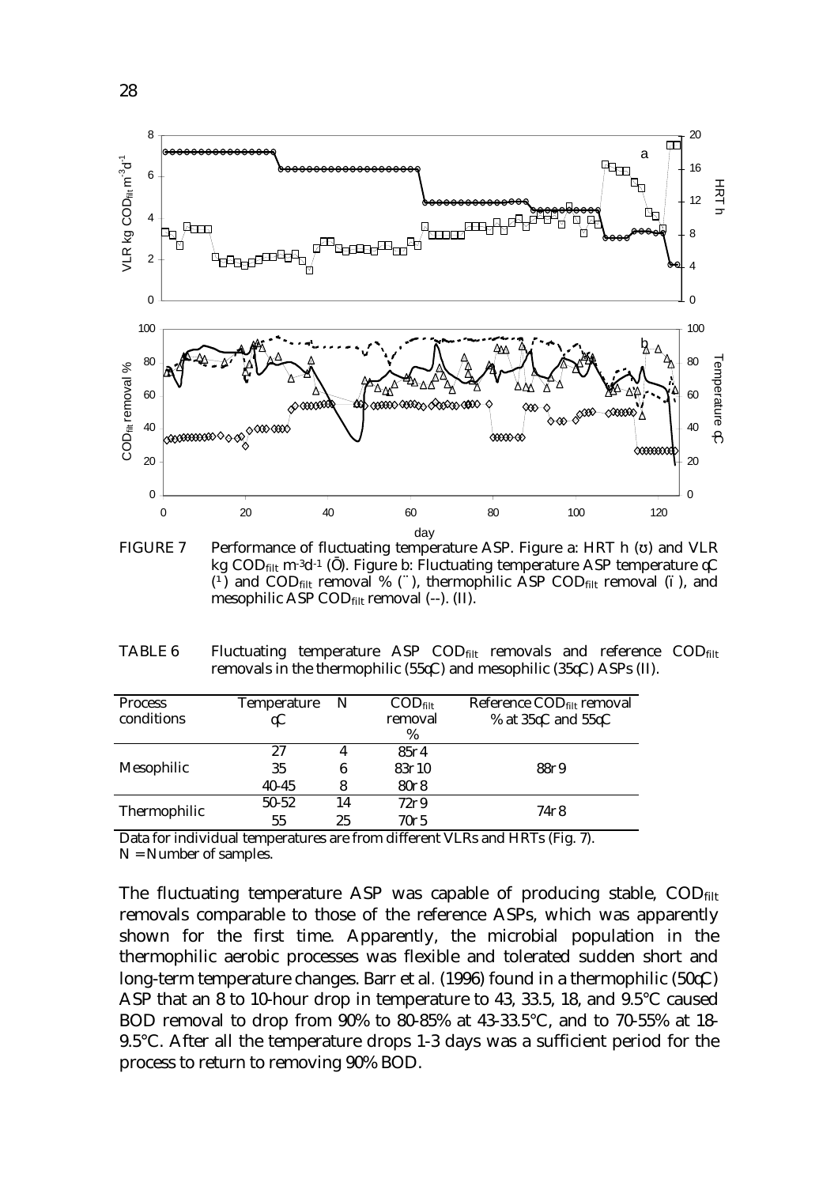FIGURE 7 Performance of fluctuating temperature ASP. Figure a: HRT h (○) and VLR kg $COD_{filt}$ $m^{-3}d^{-1}$ (□). Figure b: Fluctuating temperature ASP temperature °C (◇) and $COD_{filt}$ removal % (△), thermophilic ASP $COD_{filt}$ removal (—), and mesophilic ASP $COD_{filt}$ removal (--). (II).

TABLE 6 Fluctuating temperature ASP $COD_{filt}$ removals and reference $COD_{filt}$ removals in the thermophilic (55°C) and mesophilic (35°C) ASPs (II).

| Process conditions | Temperature °C | N | $COD_{filt}$ removal % | Reference $COD_{filt}$ removal % at 35°C and 55°C |
|---|---|---|---|---|
| Mesophilic | 27 | 4 | 85±4 | 88±9 |
| | 35 | 6 | 83±10 | |
| | 40-45 | 8 | 80±8 | |
| Thermophilic | 50-52 | 14 | 72±9 | 74±8 |
| | 55 | 25 | 70±5 | |

Data for individual temperatures are from different VLRs and HRTs (Fig. 7).
N = Number of samples.

The fluctuating temperature ASP was capable of producing stable, $COD_{filt}$ removals comparable to those of the reference ASPs, which was apparently shown for the first time. Apparently, the microbial population in the thermophilic aerobic processes was flexible and tolerated sudden short and long-term temperature changes. Barr et al. (1996) found in a thermophilic (50°C) ASP that an 8 to 10-hour drop in temperature to 43, 33.5, 18, and 9.5°C caused BOD removal to drop from 90% to 80-85% at 43-33.5°C, and to 70-55% at 18-9.5°C. After all the temperature drops 1-3 days was a sufficient period for the process to return to removing 90% BOD.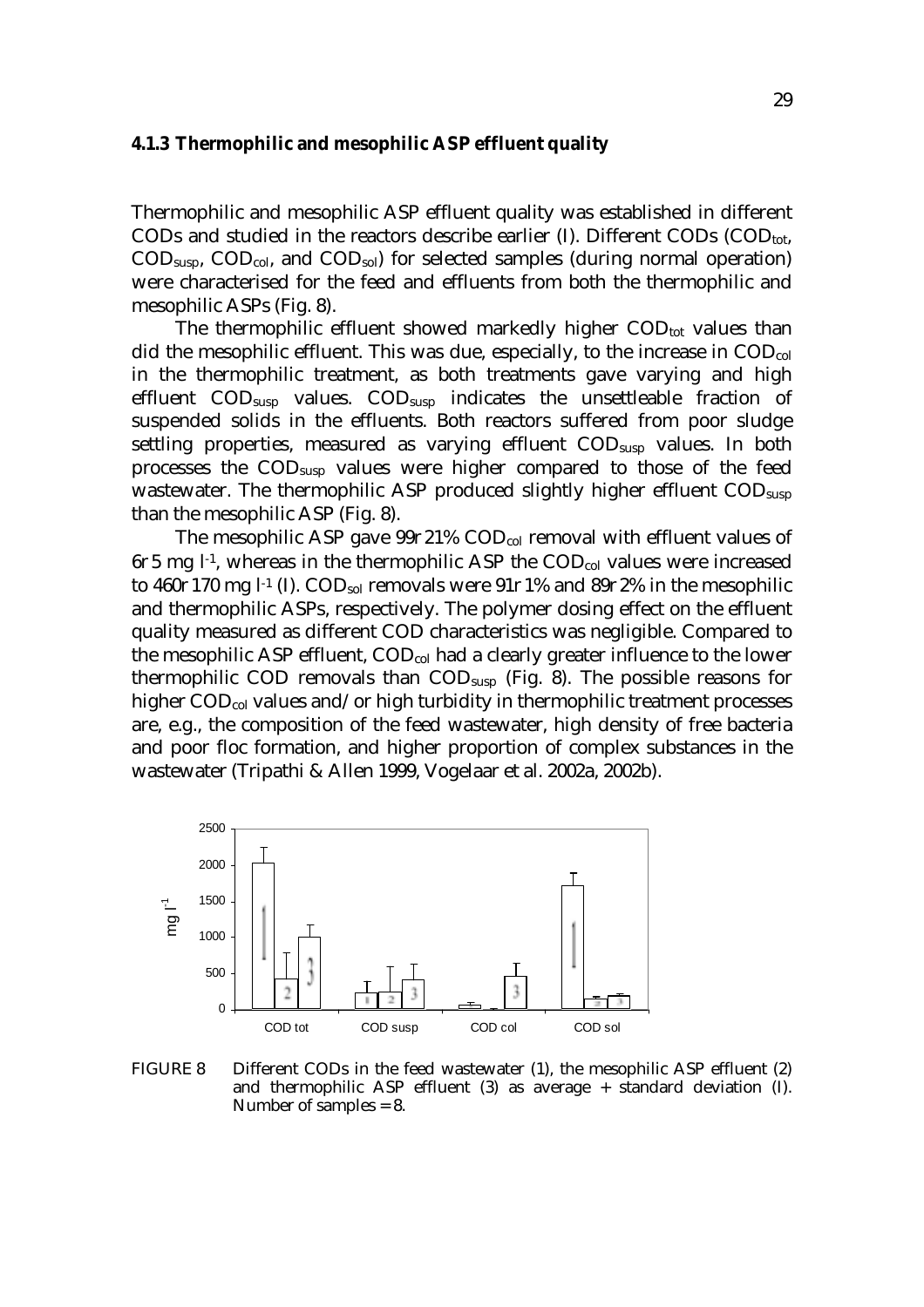### 4.1.3 Thermophilic and mesophilic ASP effluent quality

Thermophilic and mesophilic ASP effluent quality was established in different CODs and studied in the reactors describe earlier (I). Different CODs ($COD_{tot}$, $COD_{susp}$, $COD_{col}$, and $COD_{sol}$) for selected samples (during normal operation) were characterised for the feed and effluents from both the thermophilic and mesophilic ASPs (Fig. 8).

The thermophilic effluent showed markedly higher $COD_{tot}$ values than did the mesophilic effluent. This was due, especially, to the increase in $COD_{col}$ in the thermophilic treatment, as both treatments gave varying and high effluent $COD_{susp}$ values. $COD_{susp}$ indicates the unsettleable fraction of suspended solids in the effluents. Both reactors suffered from poor sludge settling properties, measured as varying effluent $COD_{susp}$ values. In both processes the $COD_{susp}$ values were higher compared to those of the feed wastewater. The thermophilic ASP produced slightly higher effluent $COD_{susp}$ than the mesophilic ASP (Fig. 8).

The mesophilic ASP gave 99r 21% $COD_{col}$ removal with effluent values of 6r 5 mg $l^{-1}$, whereas in the thermophilic ASP the $COD_{col}$ values were increased to 460r 170 mg $l^{-1}$ (I). $COD_{sol}$ removals were 91r 1% and 89r 2% in the mesophilic and thermophilic ASPs, respectively. The polymer dosing effect on the effluent quality measured as different COD characteristics was negligible. Compared to the mesophilic ASP effluent, $COD_{col}$ had a clearly greater influence to the lower thermophilic COD removals than $COD_{susp}$ (Fig. 8). The possible reasons for higher $COD_{col}$ values and/or high turbidity in thermophilic treatment processes are, e.g., the composition of the feed wastewater, high density of free bacteria and poor floc formation, and higher proportion of complex substances in the wastewater (Tripathi & Allen 1999, Vogelaar et al. 2002a, 2002b).

FIGURE 8 Different CODs in the feed wastewater (1), the mesophilic ASP effluent (2) and thermophilic ASP effluent (3) as average + standard deviation (I). Number of samples = 8.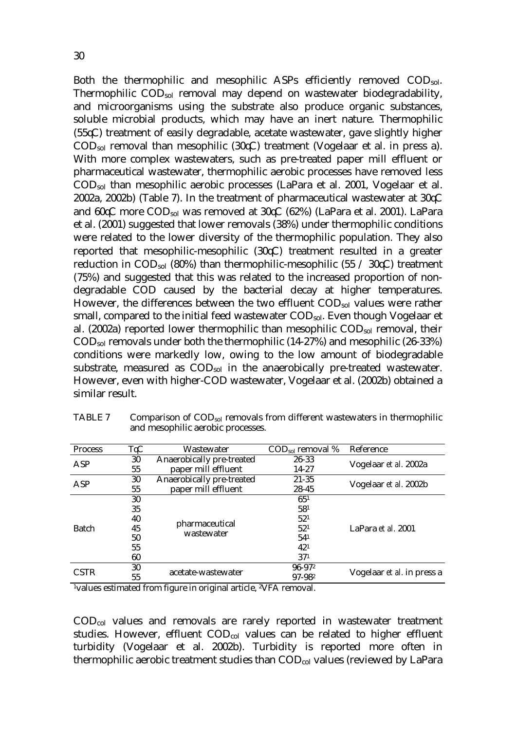Both the thermophilic and mesophilic ASPs efficiently removed $COD_{sol}$. Thermophilic $COD_{sol}$ removal may depend on wastewater biodegradability, and microorganisms using the substrate also produce organic substances, soluble microbial products, which may have an inert nature. Thermophilic (55°C) treatment of easily degradable, acetate wastewater, gave slightly higher $COD_{sol}$ removal than mesophilic (30°C) treatment (Vogelaar et al. in press a). With more complex wastewaters, such as pre-treated paper mill effluent or pharmaceutical wastewater, thermophilic aerobic processes have removed less $COD_{sol}$ than mesophilic aerobic processes (LaPara et al. 2001, Vogelaar et al. 2002a, 2002b) (Table 7). In the treatment of pharmaceutical wastewater at 30°C and 60°C more $COD_{sol}$ was removed at 30°C (62%) (LaPara et al. 2001). LaPara et al. (2001) suggested that lower removals (38%) under thermophilic conditions were related to the lower diversity of the thermophilic population. They also reported that mesophilic-mesophilic (30°C) treatment resulted in a greater reduction in $COD_{sol}$ (80%) than thermophilic-mesophilic (55 / 30°C) treatment (75%) and suggested that this was related to the increased proportion of non-degradable COD caused by the bacterial decay at higher temperatures. However, the differences between the two effluent $COD_{sol}$ values were rather small, compared to the initial feed wastewater $COD_{sol}$. Even though Vogelaar et al. (2002a) reported lower thermophilic than mesophilic $COD_{sol}$ removal, their $COD_{sol}$ removals under both the thermophilic (14-27%) and mesophilic (26-33%) conditions were markedly low, owing to the low amount of biodegradable substrate, measured as $COD_{sol}$ in the anaerobically pre-treated wastewater. However, even with higher-COD wastewater, Vogelaar et al. (2002b) obtained a similar result.

TABLE 7 Comparison of $COD_{sol}$ removals from different wastewaters in thermophilic and mesophilic aerobic processes.

| Process | T°C | Wastewater | $COD_{sol}$ removal % | Reference |
|---|---|---|---|---|
| ASP | 30 | Anaerobically pre-treated paper mill effluent | 26-33 | Vogelaar *et al.* 2002a |
| | 55 | | 14-27 | |
| ASP | 30 | Anaerobically pre-treated paper mill effluent | 21-35 | Vogelaar *et al.* 2002b |
| | 55 | | 28-45 | |
| Batch | 30 | pharmaceutical wastewater | 65[1] | LaPara *et al.* 2001 |
| | 35 | | 58[1] | |
| | 40 | | 52[1] | |
| | 45 | | 52[1] | |
| | 50 | | 54[1] | |
| | 55 | | 42[1] | |
| | 60 | | 37[1] | |
| CSTR | 30 | acetate-wastewater | 96-97[2] | Vogelaar *et al.* in press a |
| | 55 | | 97-98[2] | |

[1]values estimated from figure in original article, [2]VFA removal.

$COD_{col}$ values and removals are rarely reported in wastewater treatment studies. However, effluent $COD_{col}$ values can be related to higher effluent turbidity (Vogelaar et al. 2002b). Turbidity is reported more often in thermophilic aerobic treatment studies than $COD_{col}$ values (reviewed by LaPara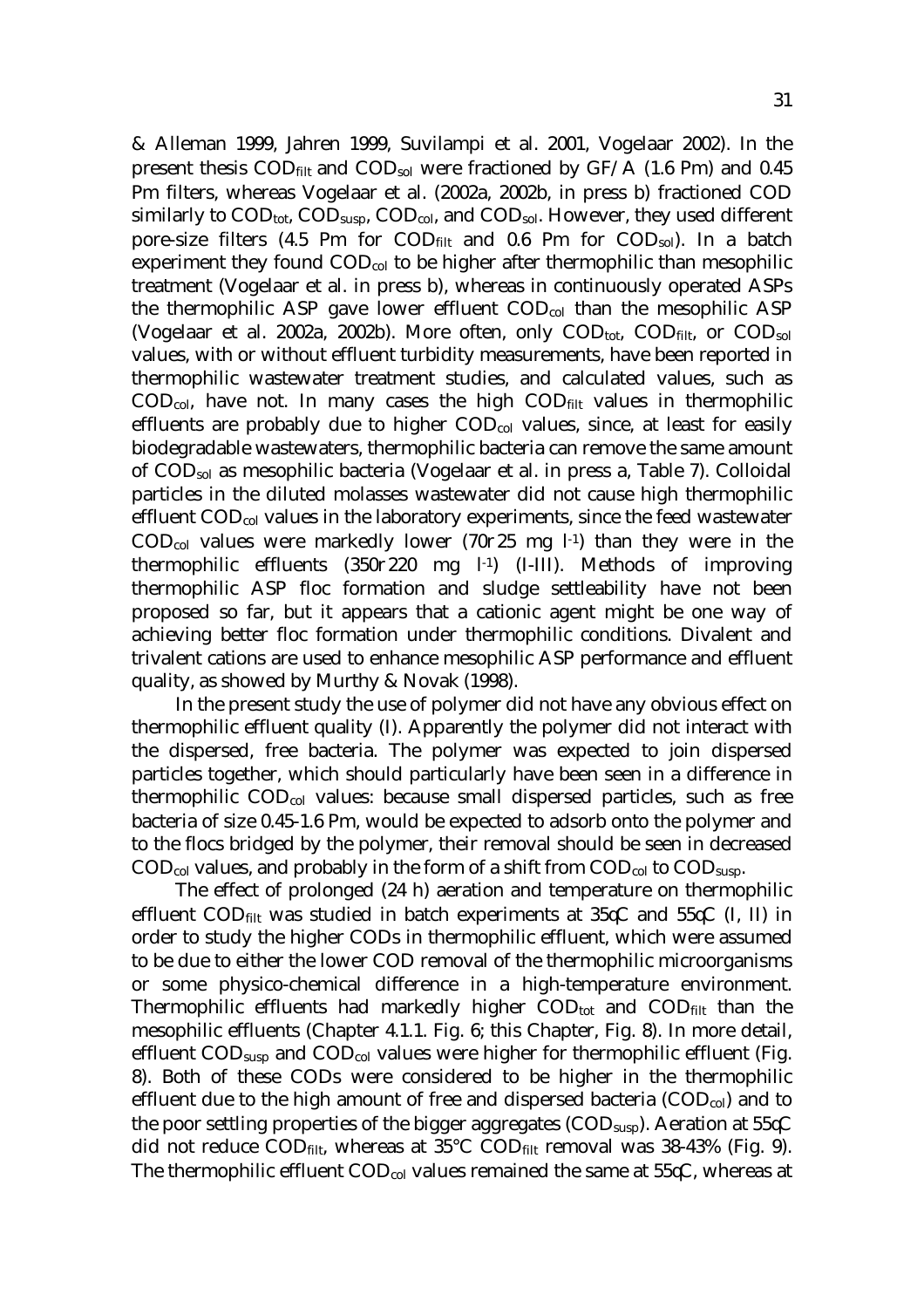& Alleman 1999, Jahren 1999, Suvilampi et al. 2001, Vogelaar 2002). In the present thesis $COD_{filt}$ and $COD_{sol}$ were fractioned by GF/A (1.6 Pm) and 0.45 Pm filters, whereas Vogelaar et al. (2002a, 2002b, in press b) fractioned COD similarly to $COD_{tot}$, $COD_{susp}$, $COD_{col}$, and $COD_{sol}$. However, they used different pore-size filters (4.5 Pm for $COD_{filt}$ and 0.6 Pm for $COD_{sol}$). In a batch experiment they found $COD_{col}$ to be higher after thermophilic than mesophilic treatment (Vogelaar et al. in press b), whereas in continuously operated ASPs the thermophilic ASP gave lower effluent $COD_{col}$ than the mesophilic ASP (Vogelaar et al. 2002a, 2002b). More often, only $COD_{tot}$, $COD_{filt}$, or $COD_{sol}$ values, with or without effluent turbidity measurements, have been reported in thermophilic wastewater treatment studies, and calculated values, such as $COD_{col}$, have not. In many cases the high $COD_{filt}$ values in thermophilic effluents are probably due to higher $COD_{col}$ values, since, at least for easily biodegradable wastewaters, thermophilic bacteria can remove the same amount of $COD_{sol}$ as mesophilic bacteria (Vogelaar et al. in press a, Table 7). Colloidal particles in the diluted molasses wastewater did not cause high thermophilic effluent $COD_{col}$ values in the laboratory experiments, since the feed wastewater $COD_{col}$ values were markedly lower (70r25 mg $l^{-1}$) than they were in the thermophilic effluents (350r220 mg $l^{-1}$) (I-III). Methods of improving thermophilic ASP floc formation and sludge settleability have not been proposed so far, but it appears that a cationic agent might be one way of achieving better floc formation under thermophilic conditions. Divalent and trivalent cations are used to enhance mesophilic ASP performance and effluent quality, as showed by Murthy & Novak (1998).

In the present study the use of polymer did not have any obvious effect on thermophilic effluent quality (I). Apparently the polymer did not interact with the dispersed, free bacteria. The polymer was expected to join dispersed particles together, which should particularly have been seen in a difference in thermophilic $COD_{col}$ values: because small dispersed particles, such as free bacteria of size 0.45-1.6 Pm, would be expected to adsorb onto the polymer and to the flocs bridged by the polymer, their removal should be seen in decreased $COD_{col}$ values, and probably in the form of a shift from $COD_{col}$ to $COD_{susp}$.

The effect of prolonged (24 h) aeration and temperature on thermophilic effluent $COD_{filt}$ was studied in batch experiments at 35qC and 55qC (I, II) in order to study the higher CODs in thermophilic effluent, which were assumed to be due to either the lower COD removal of the thermophilic microorganisms or some physico-chemical difference in a high-temperature environment. Thermophilic effluents had markedly higher $COD_{tot}$ and $COD_{filt}$ than the mesophilic effluents (Chapter 4.1.1. Fig. 6; this Chapter, Fig. 8). In more detail, effluent $COD_{susp}$ and $COD_{col}$ values were higher for thermophilic effluent (Fig. 8). Both of these CODs were considered to be higher in the thermophilic effluent due to the high amount of free and dispersed bacteria ($COD_{col}$) and to the poor settling properties of the bigger aggregates ($COD_{susp}$). Aeration at 55qC did not reduce $COD_{filt}$, whereas at 35°C $COD_{filt}$ removal was 38-43% (Fig. 9). The thermophilic effluent $COD_{col}$ values remained the same at 55qC, whereas at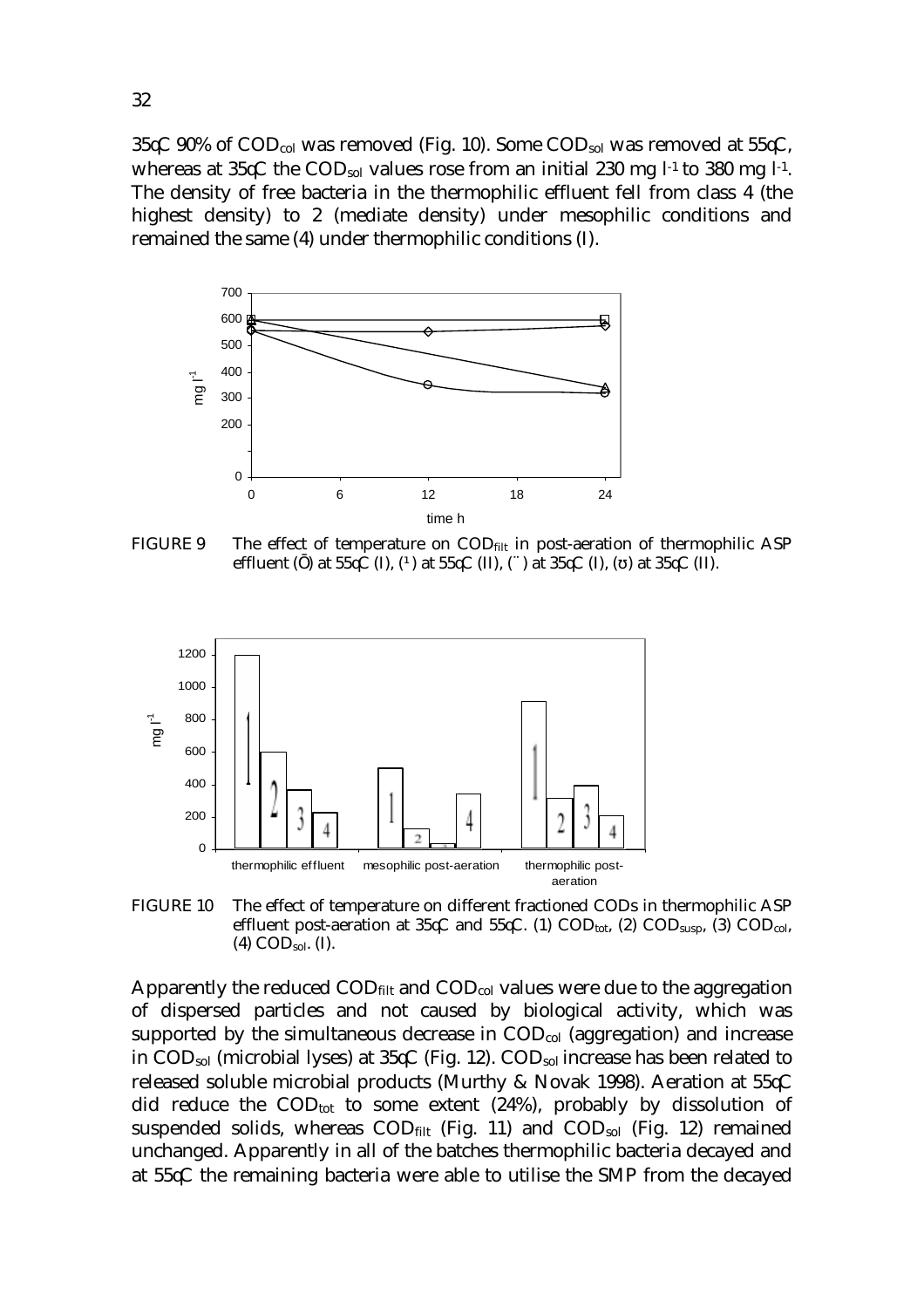35°C 90% of $COD_{col}$ was removed (Fig. 10). Some $COD_{sol}$ was removed at 55°C, whereas at 35°C the $COD_{sol}$ values rose from an initial 230 mg $l^{-1}$ to 380 mg $l^{-1}$. The density of free bacteria in the thermophilic effluent fell from class 4 (the highest density) to 2 (mediate density) under mesophilic conditions and remained the same (4) under thermophilic conditions (I).

FIGURE 9 The effect of temperature on $COD_{filt}$ in post-aeration of thermophilic ASP effluent (Ō) at 55°C (I), (¹) at 55°C (II), (¨) at 35°C (I), (ʊ) at 35°C (II).

FIGURE 10 The effect of temperature on different fractioned CODs in thermophilic ASP effluent post-aeration at 35°C and 55°C. (1) $COD_{tot}$, (2) $COD_{susp}$, (3) $COD_{col}$, (4) $COD_{sol}$. (I).

Apparently the reduced $COD_{filt}$ and $COD_{col}$ values were due to the aggregation of dispersed particles and not caused by biological activity, which was supported by the simultaneous decrease in $COD_{col}$ (aggregation) and increase in $COD_{sol}$ (microbial lyses) at 35°C (Fig. 12). $COD_{sol}$ increase has been related to released soluble microbial products (Murthy & Novak 1998). Aeration at 55°C did reduce the $COD_{tot}$ to some extent (24%), probably by dissolution of suspended solids, whereas $COD_{filt}$ (Fig. 11) and $COD_{sol}$ (Fig. 12) remained unchanged. Apparently in all of the batches thermophilic bacteria decayed and at 55°C the remaining bacteria were able to utilise the SMP from the decayed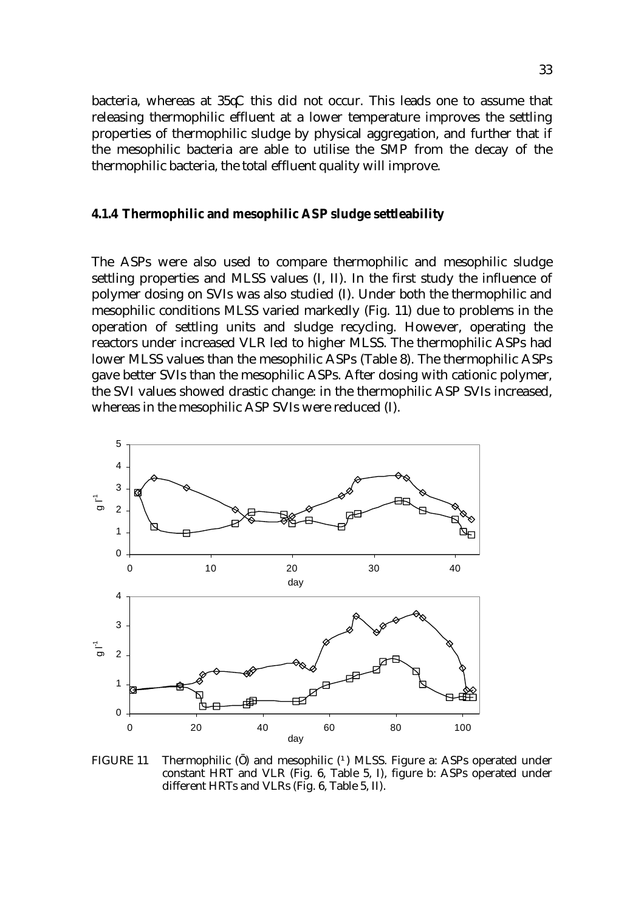bacteria, whereas at 35°C this did not occur. This leads one to assume that releasing thermophilic effluent at a lower temperature improves the settling properties of thermophilic sludge by physical aggregation, and further that if the mesophilic bacteria are able to utilise the SMP from the decay of the thermophilic bacteria, the total effluent quality will improve.

### 4.1.4 Thermophilic and mesophilic ASP sludge settleability

The ASPs were also used to compare thermophilic and mesophilic sludge settling properties and MLSS values (I, II). In the first study the influence of polymer dosing on SVIs was also studied (I). Under both the thermophilic and mesophilic conditions MLSS varied markedly (Fig. 11) due to problems in the operation of settling units and sludge recycling. However, operating the reactors under increased VLR led to higher MLSS. The thermophilic ASPs had lower MLSS values than the mesophilic ASPs (Table 8). The thermophilic ASPs gave better SVIs than the mesophilic ASPs. After dosing with cationic polymer, the SVI values showed drastic change: in the thermophilic ASP SVIs increased, whereas in the mesophilic ASP SVIs were reduced (I).

FIGURE 11 Thermophilic (◇) and mesophilic (□) MLSS. Figure a: ASPs operated under constant HRT and VLR (Fig. 6, Table 5, I), figure b: ASPs operated under different HRTs and VLRs (Fig. 6, Table 5, II).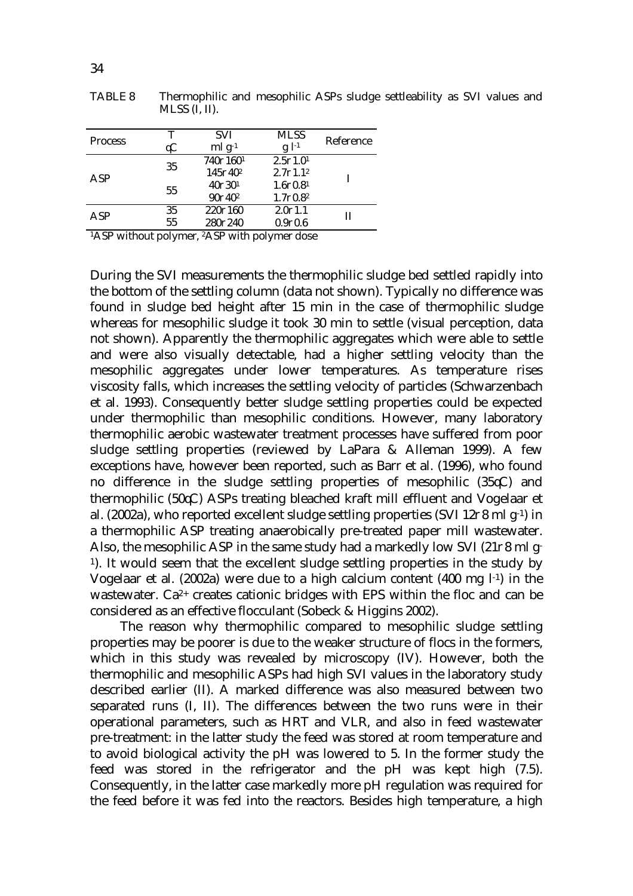TABLE 8 Thermophilic and mesophilic ASPs sludge settleability as SVI values and MLSS (I, II).

| Process | T °C | SVI ml $g^{-1}$ | MLSS g $l^{-1}$ | Reference |
|---|---|---|---|---|
| ASP | 35 | 740 ± 160[1] | 2.5 ± 1.0[1] | I |
| | | 145 ± 40[2] | 2.7 ± 1.1[2] | |
| | 55 | 40 ± 30[1] | 1.6 ± 0.8[1] | |
| | | 90 ± 40[2] | 1.7 ± 0.8[2] | |
| ASP | 35 | 220 ± 160 | 2.0 ± 1.1 | II |
| | 55 | 280 ± 240 | 0.9 ± 0.6 | |

[1]ASP without polymer, [2]ASP with polymer dose

During the SVI measurements the thermophilic sludge bed settled rapidly into the bottom of the settling column (data not shown). Typically no difference was found in sludge bed height after 15 min in the case of thermophilic sludge whereas for mesophilic sludge it took 30 min to settle (visual perception, data not shown). Apparently the thermophilic aggregates which were able to settle and were also visually detectable, had a higher settling velocity than the mesophilic aggregates under lower temperatures. As temperature rises viscosity falls, which increases the settling velocity of particles (Schwarzenbach et al. 1993). Consequently better sludge settling properties could be expected under thermophilic than mesophilic conditions. However, many laboratory thermophilic aerobic wastewater treatment processes have suffered from poor sludge settling properties (reviewed by LaPara & Alleman 1999). A few exceptions have, however been reported, such as Barr et al. (1996), who found no difference in the sludge settling properties of mesophilic (35°C) and thermophilic (50°C) ASPs treating bleached kraft mill effluent and Vogelaar et al. (2002a), who reported excellent sludge settling properties (SVI 12 ± 8 ml $g^{-1}$) in a thermophilic ASP treating anaerobically pre-treated paper mill wastewater. Also, the mesophilic ASP in the same study had a markedly low SVI (21 ± 8 ml $g^{-1}$). It would seem that the excellent sludge settling properties in the study by Vogelaar et al. (2002a) were due to a high calcium content (400 mg $l^{-1}$) in the wastewater. $Ca^{2+}$ creates cationic bridges with EPS within the floc and can be considered as an effective flocculant (Sobeck & Higgins 2002).

The reason why thermophilic compared to mesophilic sludge settling properties may be poorer is due to the weaker structure of flocs in the formers, which in this study was revealed by microscopy (IV). However, both the thermophilic and mesophilic ASPs had high SVI values in the laboratory study described earlier (II). A marked difference was also measured between two separated runs (I, II). The differences between the two runs were in their operational parameters, such as HRT and VLR, and also in feed wastewater pre-treatment: in the latter study the feed was stored at room temperature and to avoid biological activity the pH was lowered to 5. In the former study the feed was stored in the refrigerator and the pH was kept high (7.5). Consequently, in the latter case markedly more pH regulation was required for the feed before it was fed into the reactors. Besides high temperature, a high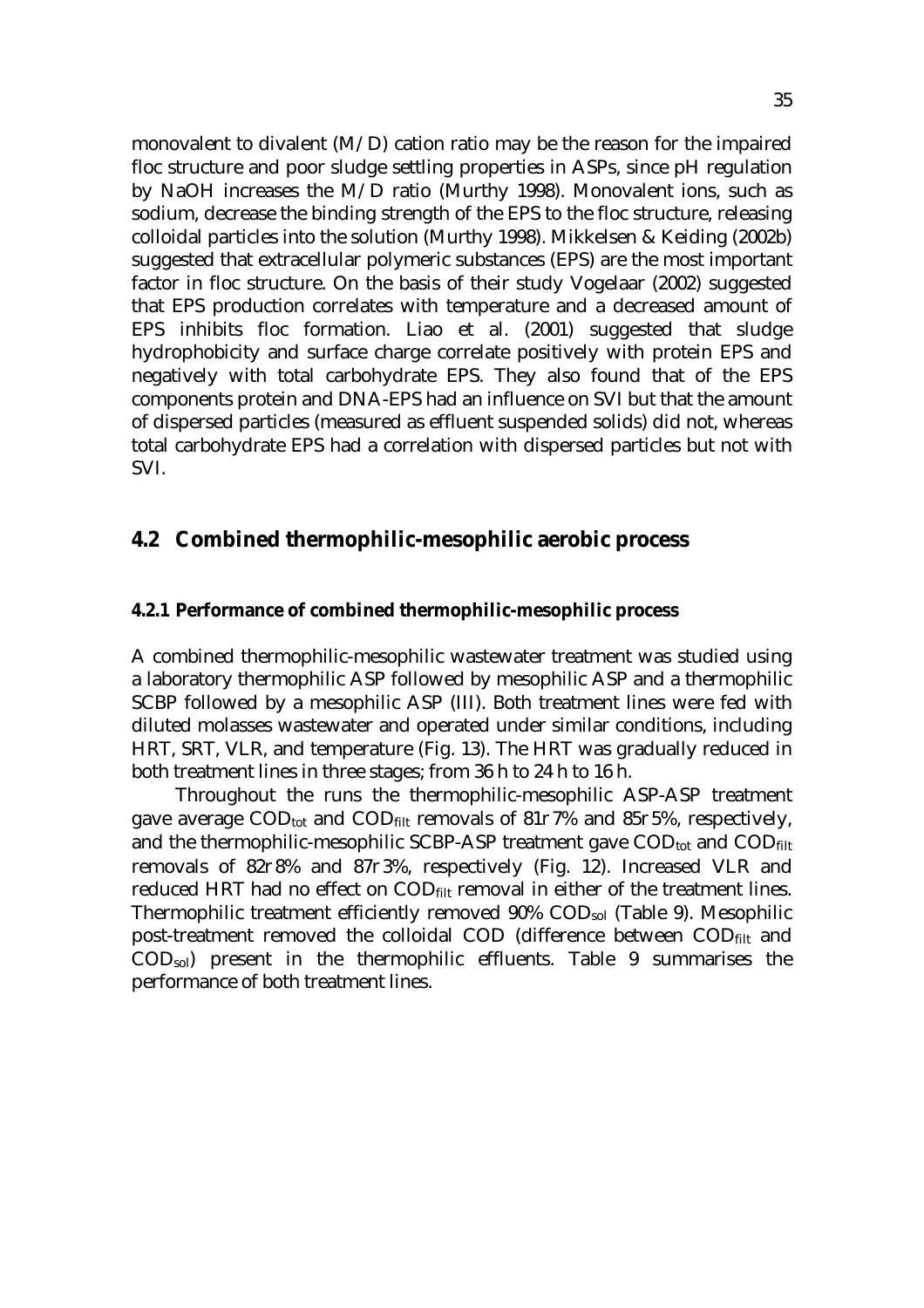monovalent to divalent (M/D) cation ratio may be the reason for the impaired floc structure and poor sludge settling properties in ASPs, since pH regulation by NaOH increases the M/D ratio (Murthy 1998). Monovalent ions, such as sodium, decrease the binding strength of the EPS to the floc structure, releasing colloidal particles into the solution (Murthy 1998). Mikkelsen & Keiding (2002b) suggested that extracellular polymeric substances (EPS) are the most important factor in floc structure. On the basis of their study Vogelaar (2002) suggested that EPS production correlates with temperature and a decreased amount of EPS inhibits floc formation. Liao et al. (2001) suggested that sludge hydrophobicity and surface charge correlate positively with protein EPS and negatively with total carbohydrate EPS. They also found that of the EPS components protein and DNA-EPS had an influence on SVI but that the amount of dispersed particles (measured as effluent suspended solids) did not, whereas total carbohydrate EPS had a correlation with dispersed particles but not with SVI.

## 4.2 Combined thermophilic-mesophilic aerobic process

### 4.2.1 Performance of combined thermophilic-mesophilic process

A combined thermophilic-mesophilic wastewater treatment was studied using a laboratory thermophilic ASP followed by mesophilic ASP and a thermophilic SCBP followed by a mesophilic ASP (III). Both treatment lines were fed with diluted molasses wastewater and operated under similar conditions, including HRT, SRT, VLR, and temperature (Fig. 13). The HRT was gradually reduced in both treatment lines in three stages; from 36 h to 24 h to 16 h.

Throughout the runs the thermophilic-mesophilic ASP-ASP treatment gave average $COD_{tot}$ and $COD_{filt}$ removals of 81±7% and 85±5%, respectively, and the thermophilic-mesophilic SCBP-ASP treatment gave $COD_{tot}$ and $COD_{filt}$ removals of 82±8% and 87±3%, respectively (Fig. 12). Increased VLR and reduced HRT had no effect on $COD_{filt}$ removal in either of the treatment lines. Thermophilic treatment efficiently removed 90% $COD_{sol}$ (Table 9). Mesophilic post-treatment removed the colloidal COD (difference between $COD_{filt}$ and $COD_{sol}$) present in the thermophilic effluents. Table 9 summarises the performance of both treatment lines.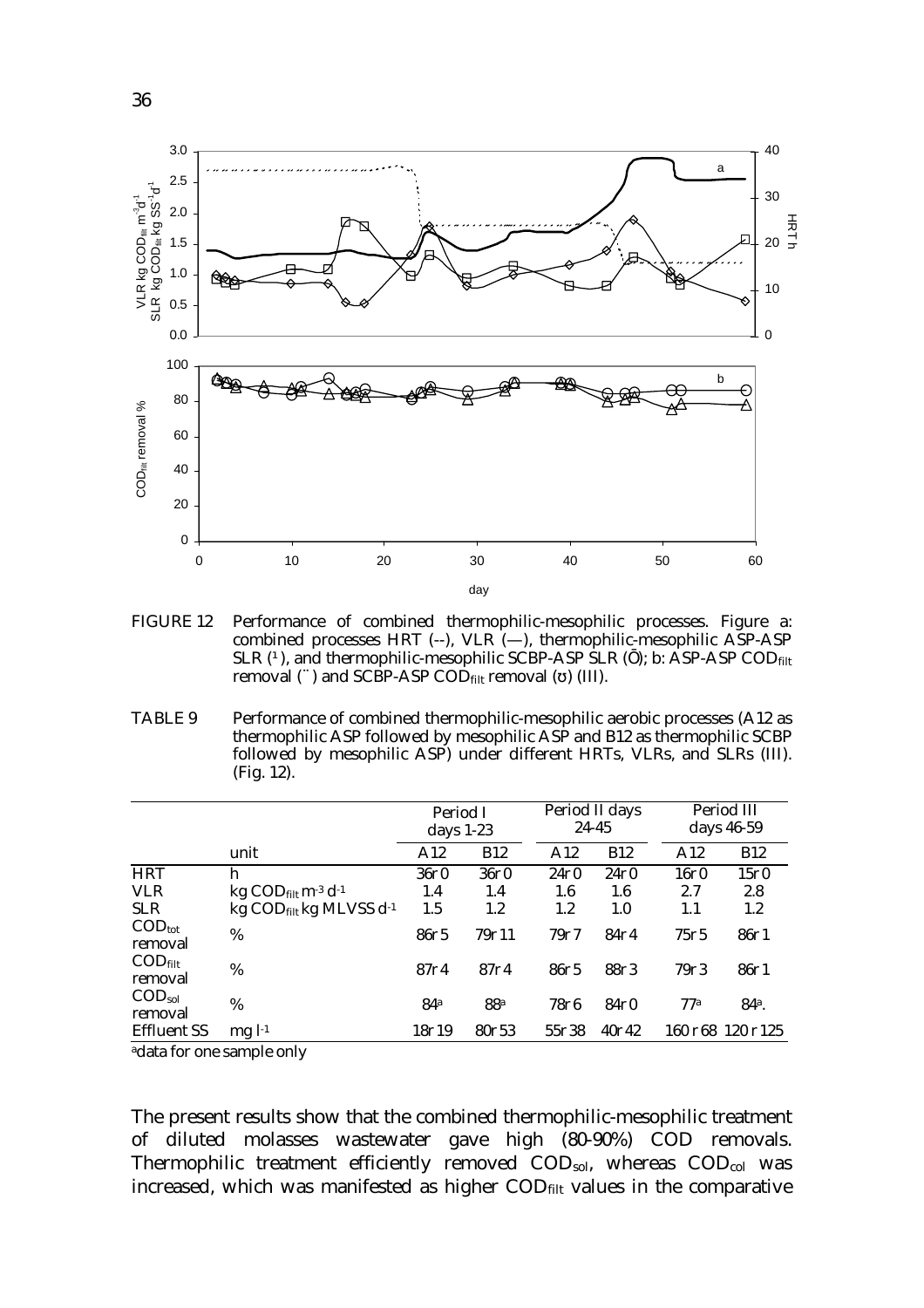FIGURE 12 Performance of combined thermophilic-mesophilic processes. Figure a: combined processes HRT (--), VLR (—), thermophilic-mesophilic ASP-ASP SLR (◊), and thermophilic-mesophilic SCBP-ASP SLR (□); b: ASP-ASP $COD_{filt}$ removal (○) and SCBP-ASP $COD_{filt}$ removal (△) (III).

TABLE 9 Performance of combined thermophilic-mesophilic aerobic processes (A12 as thermophilic ASP followed by mesophilic ASP and B12 as thermophilic SCBP followed by mesophilic ASP) under different HRTs, VLRs, and SLRs (III). (Fig. 12).

| | | Period I days 1-23 | | Period II days 24-45 | | Period III days 46-59 | |
|---|---|---|---|---|---|---|---|
| | unit | A12 | B12 | A12 | B12 | A12 | B12 |
| HRT | h | 36±0 | 36±0 | 24±0 | 24±0 | 16±0 | 15±0 |
| VLR | kg $COD_{filt}$ $m^{-3}$ $d^{-1}$ | 1.4 | 1.4 | 1.6 | 1.6 | 2.7 | 2.8 |
| SLR | kg $COD_{filt}$ kg MLVSS $d^{-1}$ | 1.5 | 1.2 | 1.2 | 1.0 | 1.1 | 1.2 |
| $COD_{tot}$ removal | % | 86±5 | 79±11 | 79±7 | 84±4 | 75±5 | 86±1 |
| $COD_{filt}$ removal | % | 87±4 | 87±4 | 86±5 | 88±3 | 79±3 | 86±1 |
| $COD_{sol}$ removal | % | 84[a] | 88[a] | 78±6 | 84±0 | 77[a] | 84[a]. |
| Effluent SS | mg $l^{-1}$ | 18±19 | 80±53 | 55±38 | 40±42 | 160±68 | 120±125 |

[a]data for one sample only

The present results show that the combined thermophilic-mesophilic treatment of diluted molasses wastewater gave high (80-90%) COD removals. Thermophilic treatment efficiently removed $COD_{sol}$, whereas $COD_{col}$ was increased, which was manifested as higher $COD_{filt}$ values in the comparative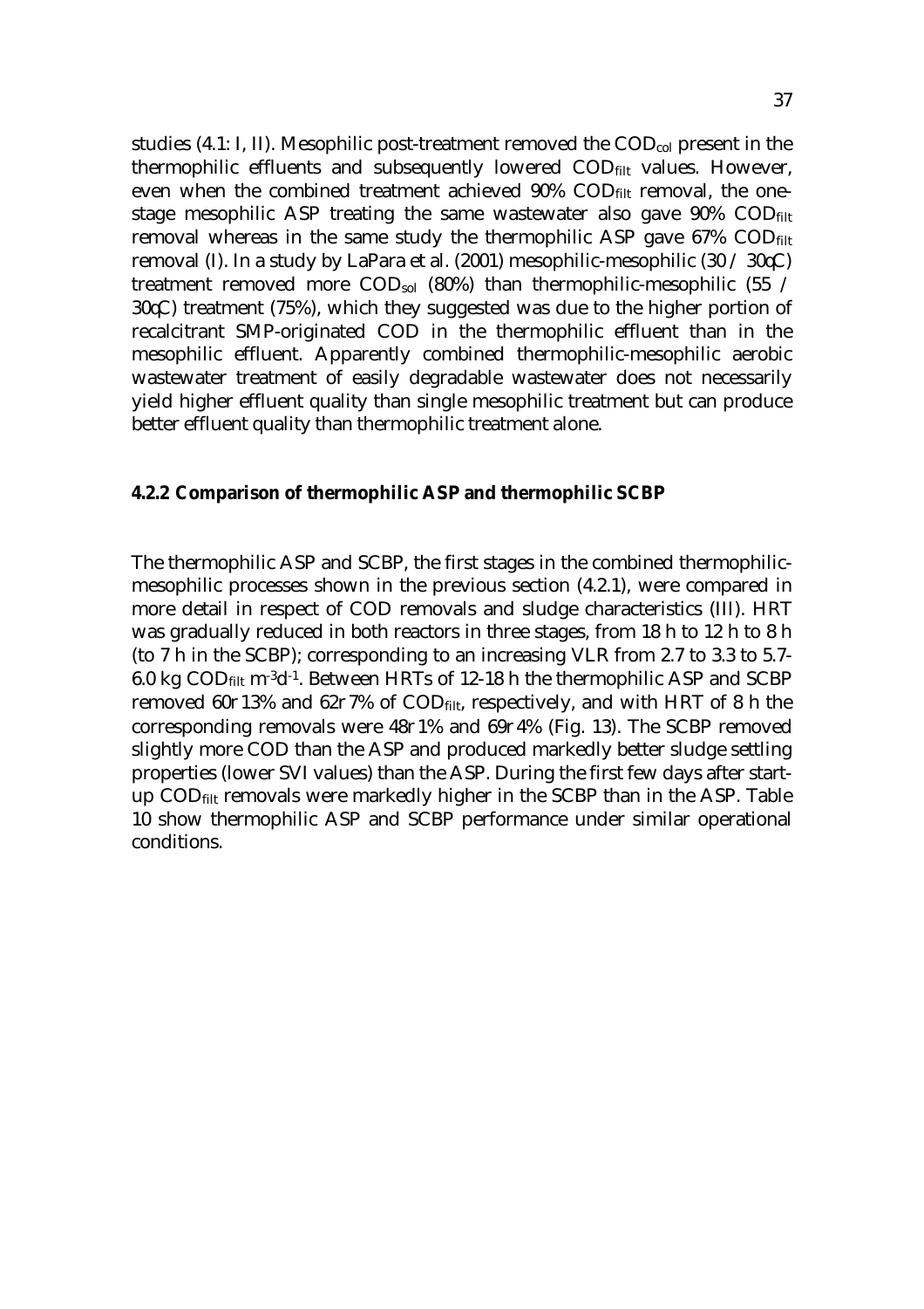studies (4.1: I, II). Mesophilic post-treatment removed the $COD_{col}$ present in the thermophilic effluents and subsequently lowered $COD_{filt}$ values. However, even when the combined treatment achieved 90% $COD_{filt}$ removal, the one-stage mesophilic ASP treating the same wastewater also gave 90% $COD_{filt}$ removal whereas in the same study the thermophilic ASP gave 67% $COD_{filt}$ removal (I). In a study by LaPara et al. (2001) mesophilic-mesophilic (30 / 30°C) treatment removed more $COD_{sol}$ (80%) than thermophilic-mesophilic (55 / 30°C) treatment (75%), which they suggested was due to the higher portion of recalcitrant SMP-originated COD in the thermophilic effluent than in the mesophilic effluent. Apparently combined thermophilic-mesophilic aerobic wastewater treatment of easily degradable wastewater does not necessarily yield higher effluent quality than single mesophilic treatment but can produce better effluent quality than thermophilic treatment alone.

### 4.2.2 Comparison of thermophilic ASP and thermophilic SCBP

The thermophilic ASP and SCBP, the first stages in the combined thermophilic-mesophilic processes shown in the previous section (4.2.1), were compared in more detail in respect of COD removals and sludge characteristics (III). HRT was gradually reduced in both reactors in three stages, from 18 h to 12 h to 8 h (to 7 h in the SCBP); corresponding to an increasing VLR from 2.7 to 3.3 to 5.7-6.0 kg $COD_{filt}$ $m^{-3}d^{-1}$. Between HRTs of 12-18 h the thermophilic ASP and SCBP removed 60±13% and 62±7% of $COD_{filt}$, respectively, and with HRT of 8 h the corresponding removals were 48±1% and 69±4% (Fig. 13). The SCBP removed slightly more COD than the ASP and produced markedly better sludge settling properties (lower SVI values) than the ASP. During the first few days after start-up $COD_{filt}$ removals were markedly higher in the SCBP than in the ASP. Table 10 show thermophilic ASP and SCBP performance under similar operational conditions.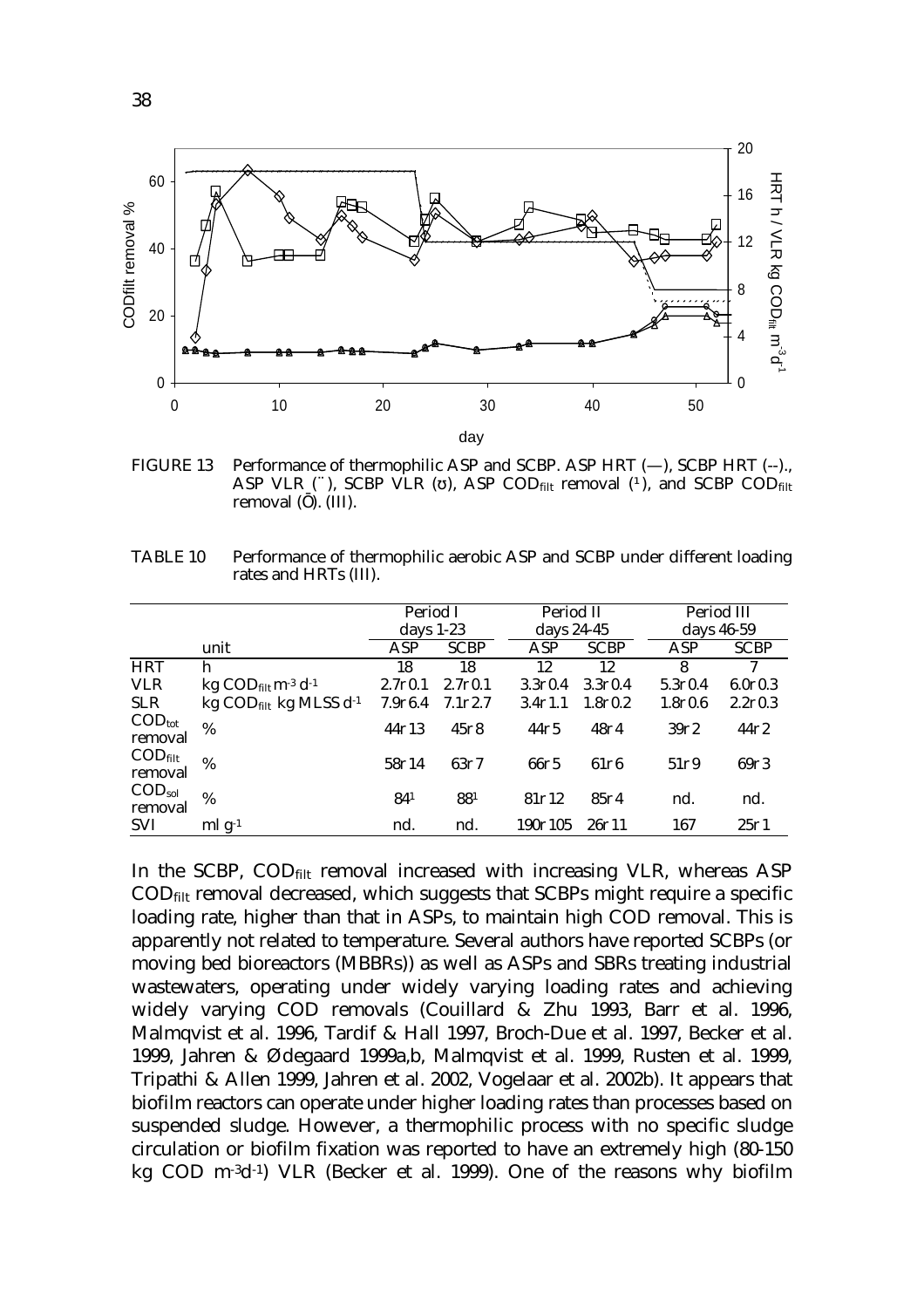FIGURE 13 Performance of thermophilic ASP and SCBP. ASP HRT (—), SCBP HRT (--)., ASP VLR (¨), SCBP VLR (ʊ), ASP $COD_{filt}$ removal (¹), and SCBP $COD_{filt}$ removal (Ō). (III).

TABLE 10 Performance of thermophilic aerobic ASP and SCBP under different loading rates and HRTs (III).

| | | Period I | | Period II | | Period III | |
|---|---|---|---|---|---|---|---|
| | | days 1-23 | | days 24-45 | | days 46-59 | |
| | unit | ASP | SCBP | ASP | SCBP | ASP | SCBP |
| HRT | h | 18 | 18 | 12 | 12 | 8 | 7 |
| VLR | kg $COD_{filt}$ $m^{-3}$ $d^{-1}$ | 2.7±0.1 | 2.7±0.1 | 3.3±0.4 | 3.3±0.4 | 5.3±0.4 | 6.0±0.3 |
| SLR | kg $COD_{filt}$ kg MLSS $d^{-1}$ | 7.9±6.4 | 7.1±2.7 | 3.4±1.1 | 1.8±0.2 | 1.8±0.6 | 2.2±0.3 |
| $COD_{tot}$ removal | % | 44±13 | 45±8 | 44±5 | 48±4 | 39±2 | 44±2 |
| $COD_{filt}$ removal | % | 58±14 | 63±7 | 66±5 | 61±6 | 51±9 | 69±3 |
| $COD_{sol}$ removal | % | 84[1] | 88[1] | 81±12 | 85±4 | nd. | nd. |
| SVI | ml $g^{-1}$ | nd. | nd. | 190±105 | 26±11 | 167 | 25±1 |

In the SCBP, $COD_{filt}$ removal increased with increasing VLR, whereas ASP $COD_{filt}$ removal decreased, which suggests that SCBPs might require a specific loading rate, higher than that in ASPs, to maintain high COD removal. This is apparently not related to temperature. Several authors have reported SCBPs (or moving bed bioreactors (MBBRs)) as well as ASPs and SBRs treating industrial wastewaters, operating under widely varying loading rates and achieving widely varying COD removals (Couillard & Zhu 1993, Barr et al. 1996, Malmqvist et al. 1996, Tardif & Hall 1997, Broch-Due et al. 1997, Becker et al. 1999, Jahren & Ødegaard 1999a,b, Malmqvist et al. 1999, Rusten et al. 1999, Tripathi & Allen 1999, Jahren et al. 2002, Vogelaar et al. 2002b). It appears that biofilm reactors can operate under higher loading rates than processes based on suspended sludge. However, a thermophilic process with no specific sludge circulation or biofilm fixation was reported to have an extremely high (80-150 kg COD $m^{-3}d^{-1}$) VLR (Becker et al. 1999). One of the reasons why biofilm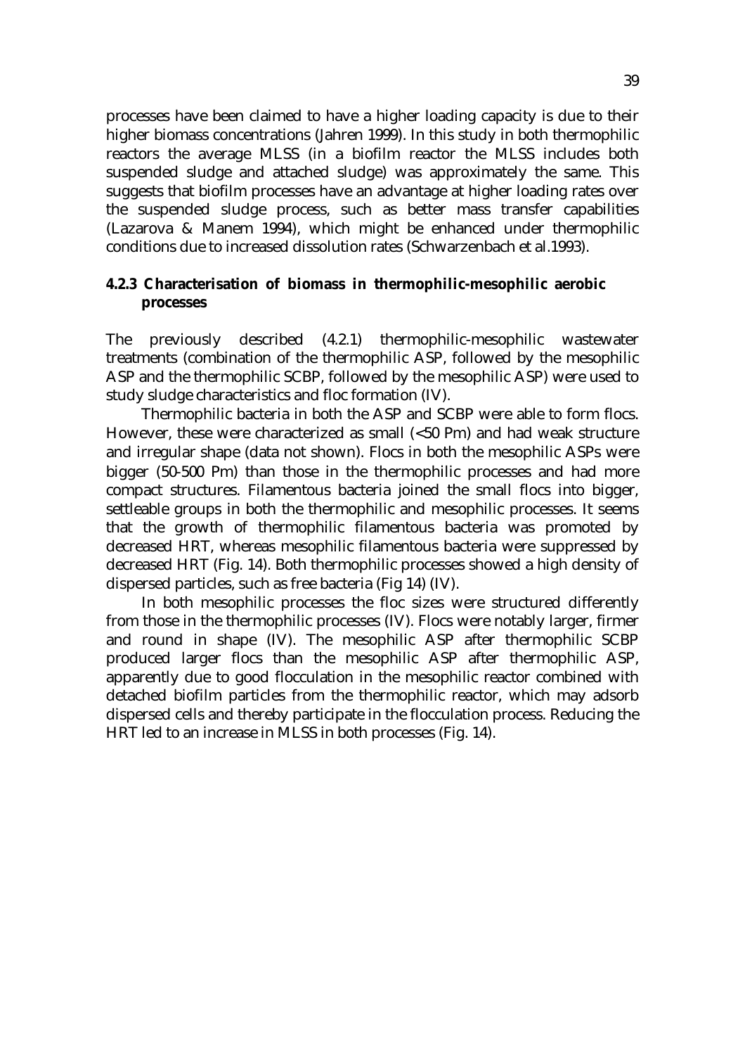processes have been claimed to have a higher loading capacity is due to their higher biomass concentrations (Jahren 1999). In this study in both thermophilic reactors the average MLSS (in a biofilm reactor the MLSS includes both suspended sludge and attached sludge) was approximately the same. This suggests that biofilm processes have an advantage at higher loading rates over the suspended sludge process, such as better mass transfer capabilities (Lazarova & Manem 1994), which might be enhanced under thermophilic conditions due to increased dissolution rates (Schwarzenbach et al.1993).

### 4.2.3 Characterisation of biomass in thermophilic-mesophilic aerobic processes

The previously described (4.2.1) thermophilic-mesophilic wastewater treatments (combination of the thermophilic ASP, followed by the mesophilic ASP and the thermophilic SCBP, followed by the mesophilic ASP) were used to study sludge characteristics and floc formation (IV).

Thermophilic bacteria in both the ASP and SCBP were able to form flocs. However, these were characterized as small (<50 Pm) and had weak structure and irregular shape (data not shown). Flocs in both the mesophilic ASPs were bigger (50-500 Pm) than those in the thermophilic processes and had more compact structures. Filamentous bacteria joined the small flocs into bigger, settleable groups in both the thermophilic and mesophilic processes. It seems that the growth of thermophilic filamentous bacteria was promoted by decreased HRT, whereas mesophilic filamentous bacteria were suppressed by decreased HRT (Fig. 14). Both thermophilic processes showed a high density of dispersed particles, such as free bacteria (Fig 14) (IV).

In both mesophilic processes the floc sizes were structured differently from those in the thermophilic processes (IV). Flocs were notably larger, firmer and round in shape (IV). The mesophilic ASP after thermophilic SCBP produced larger flocs than the mesophilic ASP after thermophilic ASP, apparently due to good flocculation in the mesophilic reactor combined with detached biofilm particles from the thermophilic reactor, which may adsorb dispersed cells and thereby participate in the flocculation process. Reducing the HRT led to an increase in MLSS in both processes (Fig. 14).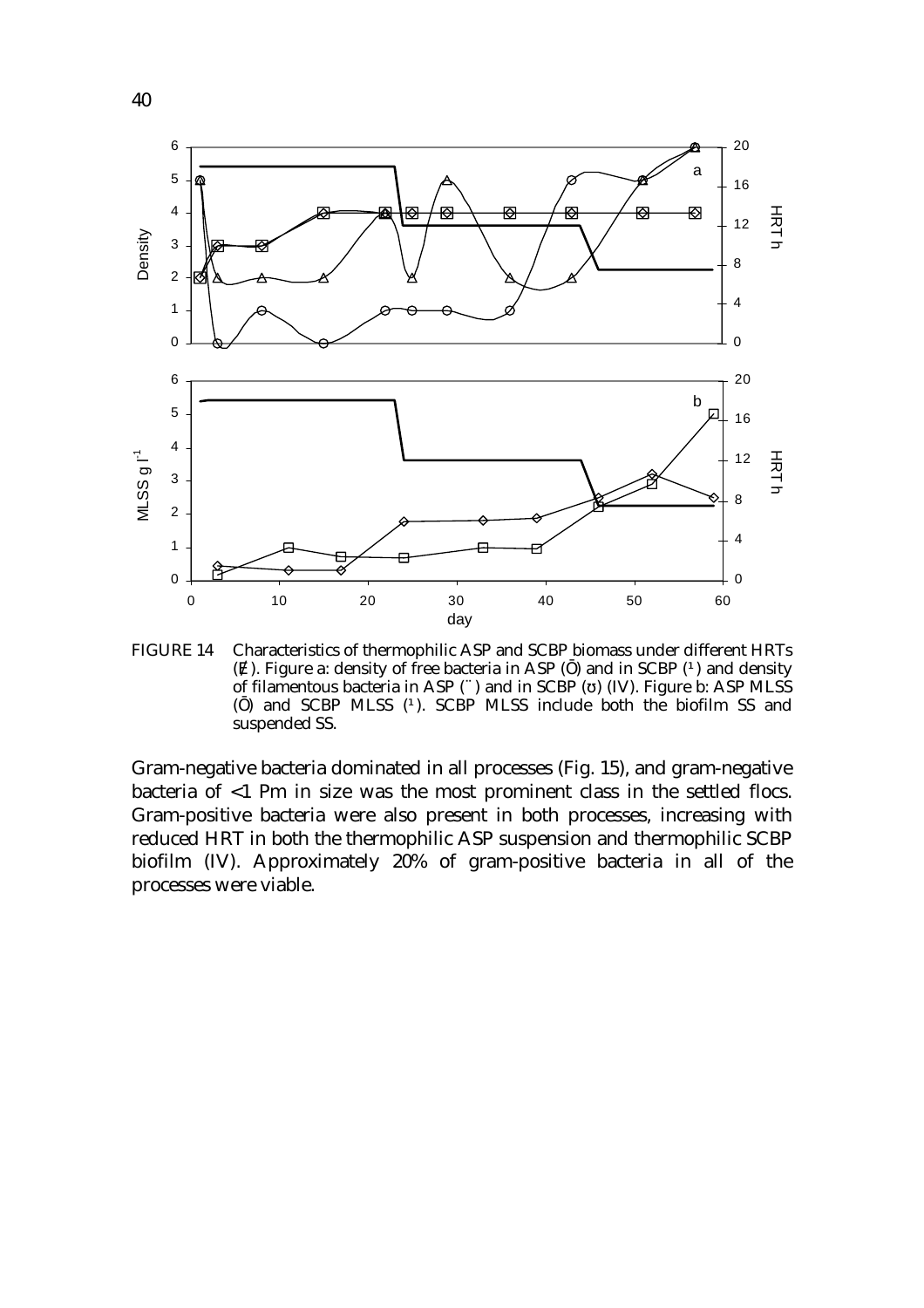FIGURE 14 Characteristics of thermophilic ASP and SCBP biomass under different HRTs (Ȳ). Figure a: density of free bacteria in ASP (Ō) and in SCBP (¹) and density of filamentous bacteria in ASP (¨) and in SCBP (ʊ) (IV). Figure b: ASP MLSS (Ō) and SCBP MLSS (¹). SCBP MLSS include both the biofilm SS and suspended SS.

Gram-negative bacteria dominated in all processes (Fig. 15), and gram-negative bacteria of <1 Pm in size was the most prominent class in the settled flocs. Gram-positive bacteria were also present in both processes, increasing with reduced HRT in both the thermophilic ASP suspension and thermophilic SCBP biofilm (IV). Approximately 20% of gram-positive bacteria in all of the processes were viable.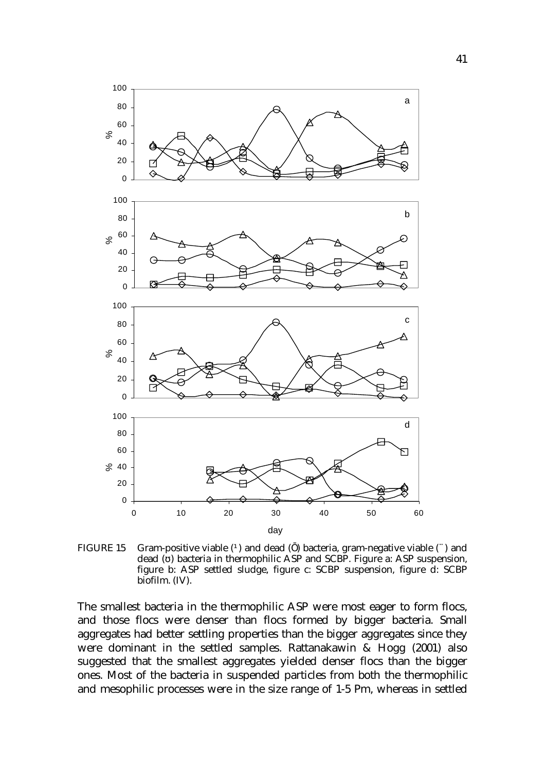FIGURE 15 Gram-positive viable (¹) and dead (Ō) bacteria, gram-negative viable (¨) and dead (ʊ) bacteria in thermophilic ASP and SCBP. Figure a: ASP suspension, figure b: ASP settled sludge, figure c: SCBP suspension, figure d: SCBP biofilm. (IV).

The smallest bacteria in the thermophilic ASP were most eager to form flocs, and those flocs were denser than flocs formed by bigger bacteria. Small aggregates had better settling properties than the bigger aggregates since they were dominant in the settled samples. Rattanakawin & Hogg (2001) also suggested that the smallest aggregates yielded denser flocs than the bigger ones. Most of the bacteria in suspended particles from both the thermophilic and mesophilic processes were in the size range of 1-5 Pm, whereas in settled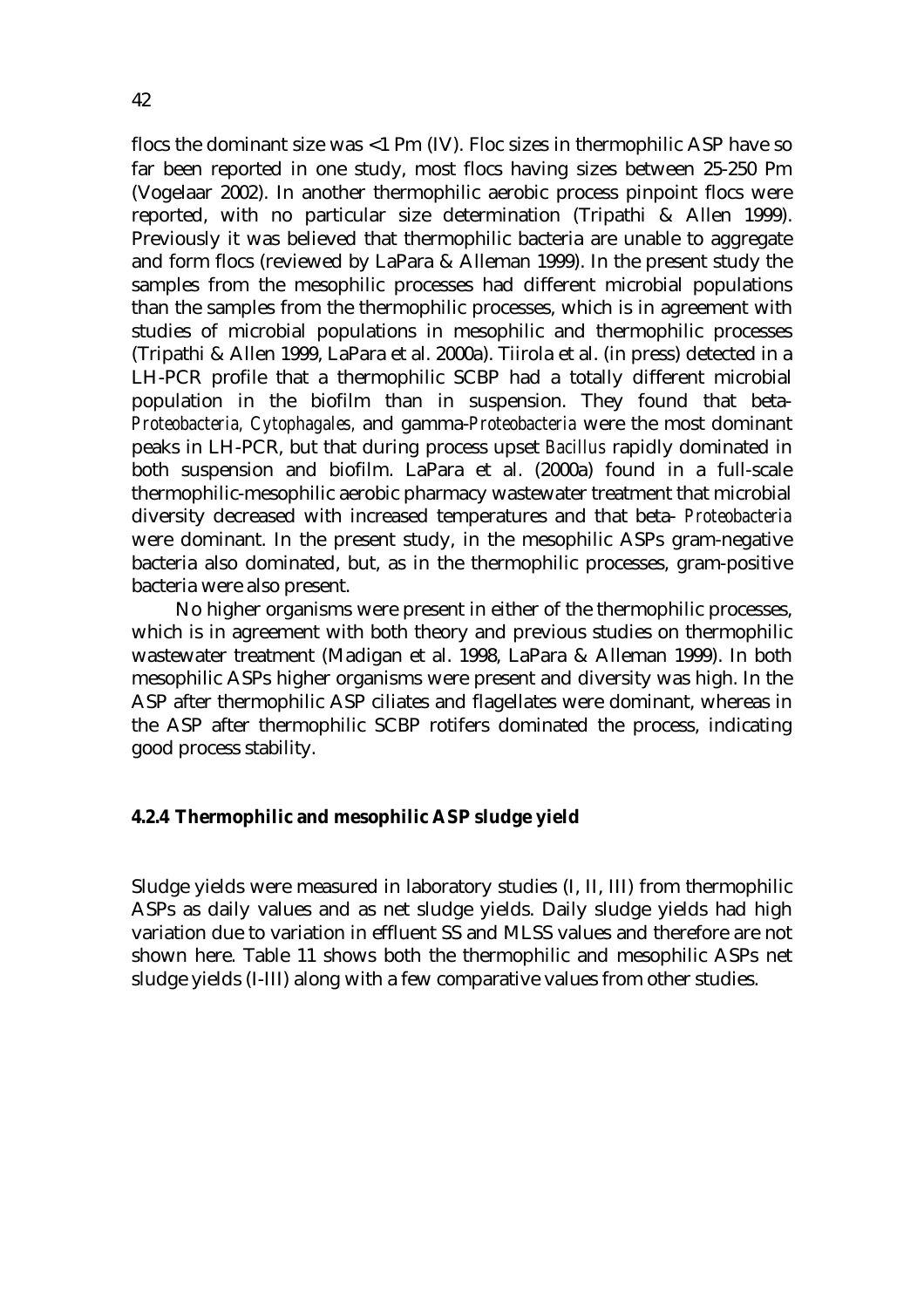flocs the dominant size was <1 Pm (IV). Floc sizes in thermophilic ASP have so far been reported in one study, most flocs having sizes between 25-250 Pm (Vogelaar 2002). In another thermophilic aerobic process pinpoint flocs were reported, with no particular size determination (Tripathi & Allen 1999). Previously it was believed that thermophilic bacteria are unable to aggregate and form flocs (reviewed by LaPara & Alleman 1999). In the present study the samples from the mesophilic processes had different microbial populations than the samples from the thermophilic processes, which is in agreement with studies of microbial populations in mesophilic and thermophilic processes (Tripathi & Allen 1999, LaPara et al. 2000a). Tiirola et al. (in press) detected in a LH-PCR profile that a thermophilic SCBP had a totally different microbial population in the biofilm than in suspension. They found that beta-*Proteobacteria*, *Cytophagales*, and gamma-*Proteobacteria* were the most dominant peaks in LH-PCR, but that during process upset *Bacillus* rapidly dominated in both suspension and biofilm. LaPara et al. (2000a) found in a full-scale thermophilic-mesophilic aerobic pharmacy wastewater treatment that microbial diversity decreased with increased temperatures and that beta- *Proteobacteria* were dominant. In the present study, in the mesophilic ASPs gram-negative bacteria also dominated, but, as in the thermophilic processes, gram-positive bacteria were also present.

No higher organisms were present in either of the thermophilic processes, which is in agreement with both theory and previous studies on thermophilic wastewater treatment (Madigan et al. 1998, LaPara & Alleman 1999). In both mesophilic ASPs higher organisms were present and diversity was high. In the ASP after thermophilic ASP ciliates and flagellates were dominant, whereas in the ASP after thermophilic SCBP rotifers dominated the process, indicating good process stability.

### 4.2.4 Thermophilic and mesophilic ASP sludge yield

Sludge yields were measured in laboratory studies (I, II, III) from thermophilic ASPs as daily values and as net sludge yields. Daily sludge yields had high variation due to variation in effluent SS and MLSS values and therefore are not shown here. Table 11 shows both the thermophilic and mesophilic ASPs net sludge yields (I-III) along with a few comparative values from other studies.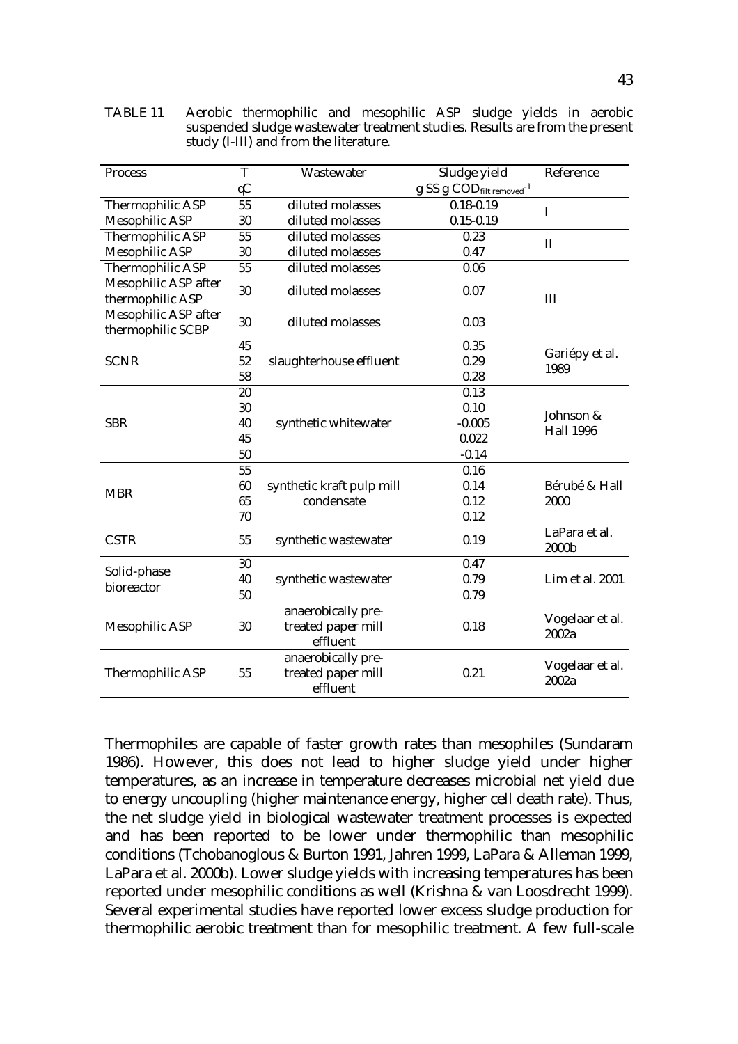TABLE 11 Aerobic thermophilic and mesophilic ASP sludge yields in aerobic suspended sludge wastewater treatment studies. Results are from the present study (I-III) and from the literature.

| Process | T °C | Wastewater | Sludge yield g SS g $COD_{filt\ removed}^{-1}$ | Reference |
|---|---|---|---|---|
| Thermophilic ASP | 55 | diluted molasses | 0.18-0.19 | I |
| Mesophilic ASP | 30 | diluted molasses | 0.15-0.19 | |
| Thermophilic ASP | 55 | diluted molasses | 0.23 | II |
| Mesophilic ASP | 30 | diluted molasses | 0.47 | |
| Thermophilic ASP | 55 | diluted molasses | 0.06 | III |
| Mesophilic ASP after thermophilic ASP | 30 | diluted molasses | 0.07 | |
| Mesophilic ASP after thermophilic SCBP | 30 | diluted molasses | 0.03 | |
| SCNR | 45 | slaughterhouse effluent | 0.35 | Gariépy et al. 1989 |
| | 52 | | 0.29 | |
| | 58 | | 0.28 | |
| SBR | 20 | synthetic whitewater | 0.13 | Johnson & Hall 1996 |
| | 30 | | 0.10 | |
| | 40 | | -0.005 | |
| | 45 | | 0.022 | |
| | 50 | | -0.14 | |
| MBR | 55 | synthetic kraft pulp mill condensate | 0.16 | Bérubé & Hall 2000 |
| | 60 | | 0.14 | |
| | 65 | | 0.12 | |
| | 70 | | 0.12 | |
| CSTR | 55 | synthetic wastewater | 0.19 | LaPara et al. 2000b |
| Solid-phase bioreactor | 30 | synthetic wastewater | 0.47 | Lim et al. 2001 |
| | 40 | | 0.79 | |
| | 50 | | 0.79 | |
| Mesophilic ASP | 30 | anaerobically pre-treated paper mill effluent | 0.18 | Vogelaar et al. 2002a |
| Thermophilic ASP | 55 | anaerobically pre-treated paper mill effluent | 0.21 | Vogelaar et al. 2002a |

Thermophiles are capable of faster growth rates than mesophiles (Sundaram 1986). However, this does not lead to higher sludge yield under higher temperatures, as an increase in temperature decreases microbial net yield due to energy uncoupling (higher maintenance energy, higher cell death rate). Thus, the net sludge yield in biological wastewater treatment processes is expected and has been reported to be lower under thermophilic than mesophilic conditions (Tchobanoglous & Burton 1991, Jahren 1999, LaPara & Alleman 1999, LaPara et al. 2000b). Lower sludge yields with increasing temperatures has been reported under mesophilic conditions as well (Krishna & van Loosdrecht 1999). Several experimental studies have reported lower excess sludge production for thermophilic aerobic treatment than for mesophilic treatment. A few full-scale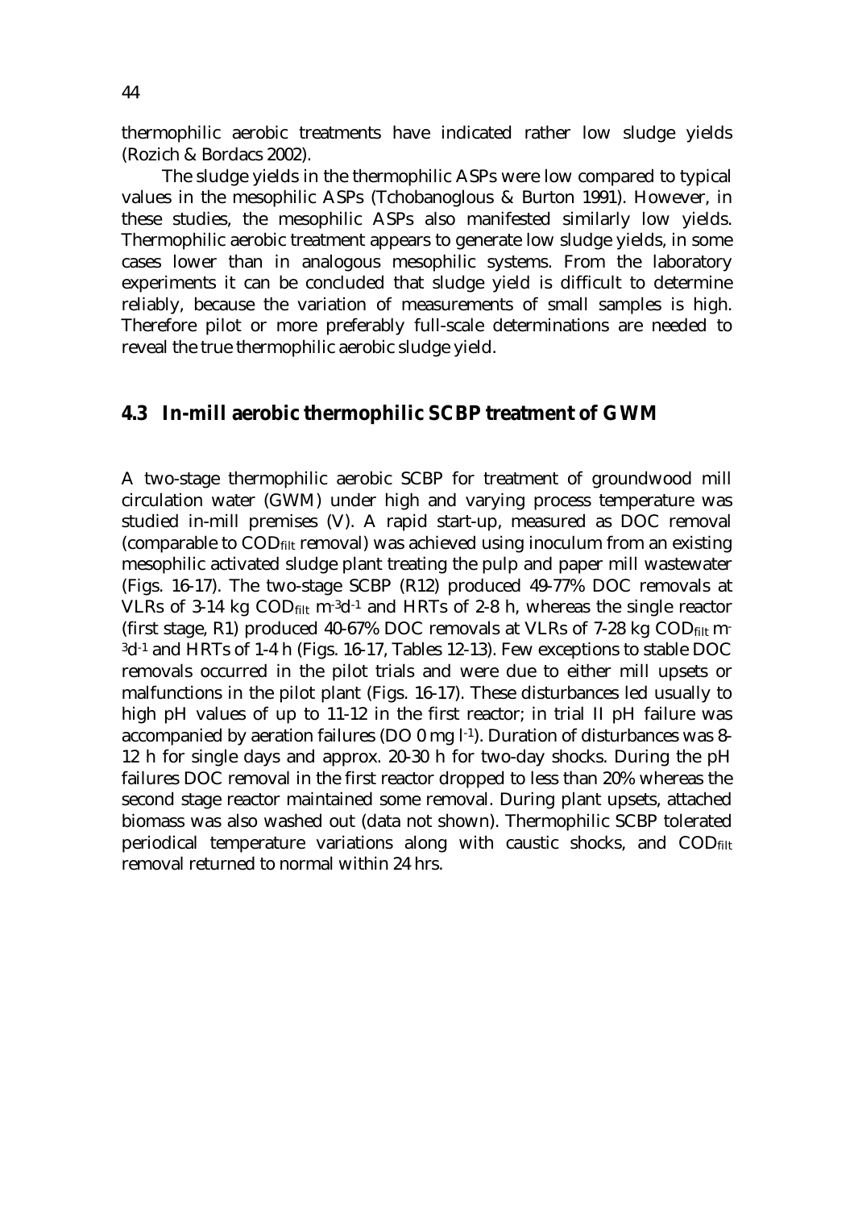thermophilic aerobic treatments have indicated rather low sludge yields (Rozich & Bordacs 2002).

The sludge yields in the thermophilic ASPs were low compared to typical values in the mesophilic ASPs (Tchobanoglous & Burton 1991). However, in these studies, the mesophilic ASPs also manifested similarly low yields. Thermophilic aerobic treatment appears to generate low sludge yields, in some cases lower than in analogous mesophilic systems. From the laboratory experiments it can be concluded that sludge yield is difficult to determine reliably, because the variation of measurements of small samples is high. Therefore pilot or more preferably full-scale determinations are needed to reveal the true thermophilic aerobic sludge yield.

## 4.3 In-mill aerobic thermophilic SCBP treatment of GWM

A two-stage thermophilic aerobic SCBP for treatment of groundwood mill circulation water (GWM) under high and varying process temperature was studied in-mill premises (V). A rapid start-up, measured as DOC removal (comparable to $COD_{filt}$ removal) was achieved using inoculum from an existing mesophilic activated sludge plant treating the pulp and paper mill wastewater (Figs. 16-17). The two-stage SCBP (R12) produced 49-77% DOC removals at VLRs of 3-14 kg $COD_{filt}$ $m^{-3}d^{-1}$ and HRTs of 2-8 h, whereas the single reactor (first stage, R1) produced 40-67% DOC removals at VLRs of 7-28 kg $COD_{filt}$ $m^{-3}d^{-1}$ and HRTs of 1-4 h (Figs. 16-17, Tables 12-13). Few exceptions to stable DOC removals occurred in the pilot trials and were due to either mill upsets or malfunctions in the pilot plant (Figs. 16-17). These disturbances led usually to high pH values of up to 11-12 in the first reactor; in trial II pH failure was accompanied by aeration failures (DO 0 mg $l^{-1}$). Duration of disturbances was 8-12 h for single days and approx. 20-30 h for two-day shocks. During the pH failures DOC removal in the first reactor dropped to less than 20% whereas the second stage reactor maintained some removal. During plant upsets, attached biomass was also washed out (data not shown). Thermophilic SCBP tolerated periodical temperature variations along with caustic shocks, and $COD_{filt}$ removal returned to normal within 24 hrs.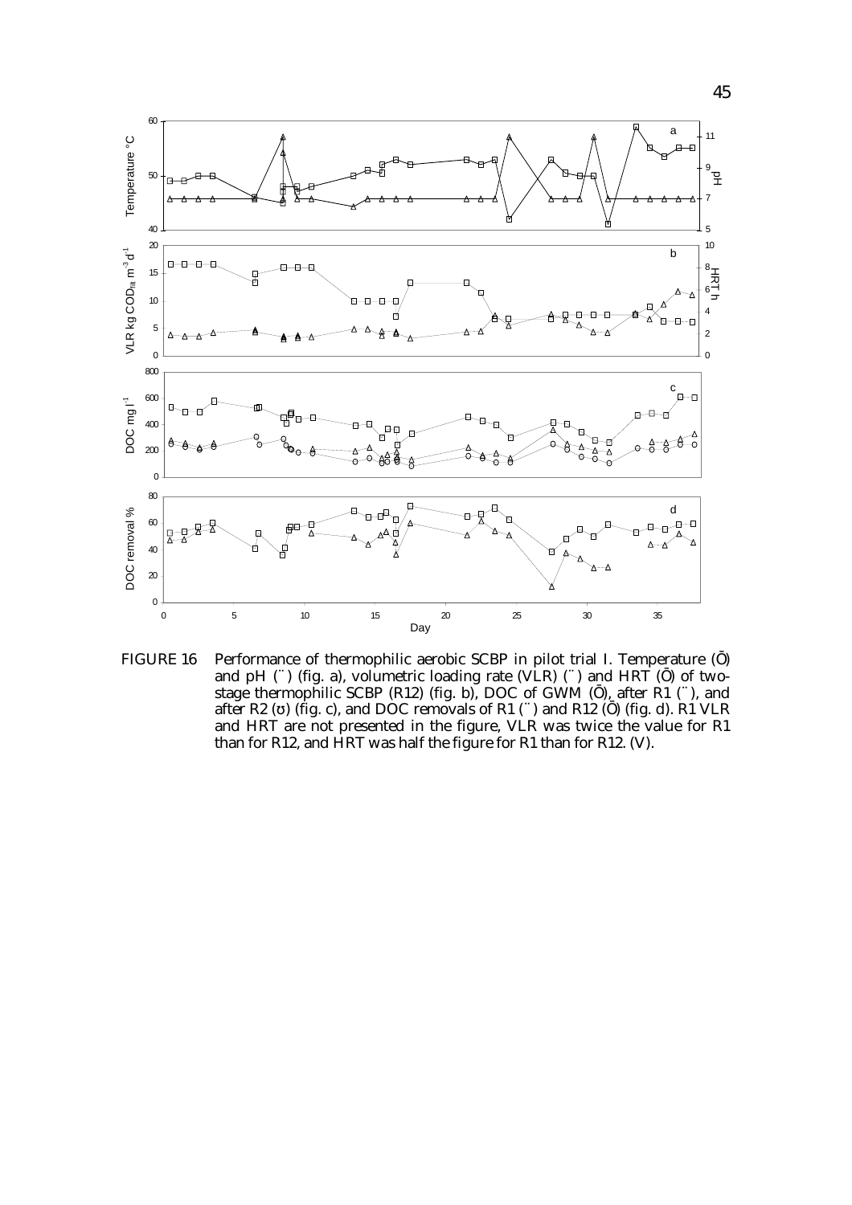FIGURE 16 Performance of thermophilic aerobic SCBP in pilot trial I. Temperature (Ō) and pH (¨) (fig. a), volumetric loading rate (VLR) (¨) and HRT (Ō) of two-stage thermophilic SCBP (R12) (fig. b), DOC of GWM (Ō), after R1 (¨), and after R2 (ʊ) (fig. c), and DOC removals of R1 (¨) and R12 (Ō) (fig. d). R1 VLR and HRT are not presented in the figure, VLR was twice the value for R1 than for R12, and HRT was half the figure for R1 than for R12. (V).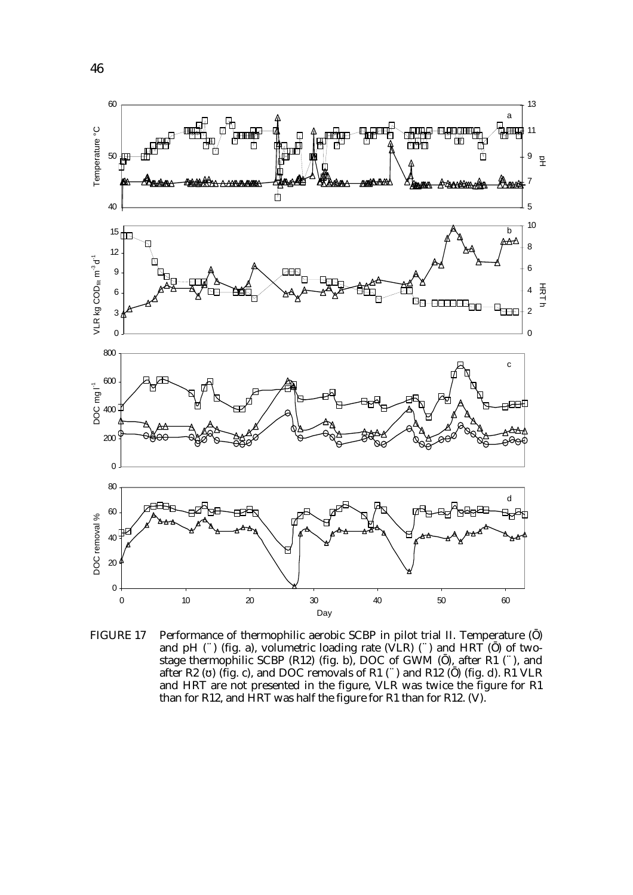FIGURE 17 Performance of thermophilic aerobic SCBP in pilot trial II. Temperature (Ō) and pH (¨) (fig. a), volumetric loading rate (VLR) (¨) and HRT (Ō) of two-stage thermophilic SCBP (R12) (fig. b), DOC of GWM (Ō), after R1 (¨), and after R2 (ʊ) (fig. c), and DOC removals of R1 (¨) and R12 (Ō) (fig. d). R1 VLR and HRT are not presented in the figure, VLR was twice the figure for R1 than for R12, and HRT was half the figure for R1 than for R12. (V).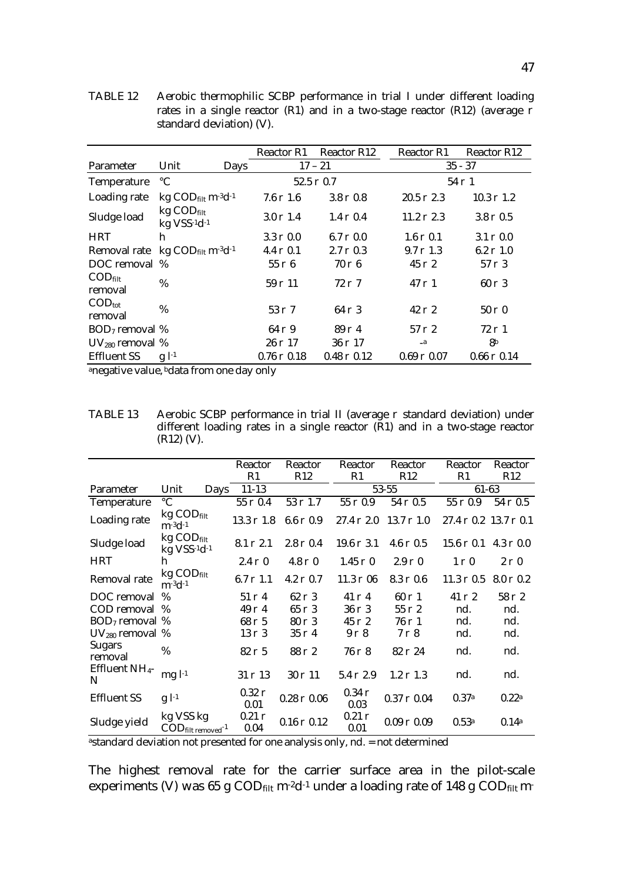TABLE 12 Aerobic thermophilic SCBP performance in trial I under different loading rates in a single reactor (R1) and in a two-stage reactor (R12) (average ± standard deviation) (V).

| Parameter | Unit / Days | Reactor R1 | Reactor R12 | Reactor R1 | Reactor R12 |
|---|---|---|---|---|---|
| | Days | 17 – 21 | | 35 - 37 | |
| Temperature | °C | 52.5 ± 0.7 | | 54 ± 1 | |
| Loading rate | kg $COD_{filt}$ $m^{-3}d^{-1}$ | 7.6 ± 1.6 | 3.8 ± 0.8 | 20.5 ± 2.3 | 10.3 ± 1.2 |
| Sludge load | kg $COD_{filt}$ kg $VSS^{-1}d^{-1}$ | 3.0 ± 1.4 | 1.4 ± 0.4 | 11.2 ± 2.3 | 3.8 ± 0.5 |
| HRT | h | 3.3 ± 0.0 | 6.7 ± 0.0 | 1.6 ± 0.1 | 3.1 ± 0.0 |
| Removal rate | kg $COD_{filt}$ $m^{-3}d^{-1}$ | 4.4 ± 0.1 | 2.7 ± 0.3 | 9.7 ± 1.3 | 6.2 ± 1.0 |
| DOC removal | % | 55 ± 6 | 70 ± 6 | 45 ± 2 | 57 ± 3 |
| $COD_{filt}$ removal | % | 59 ± 11 | 72 ± 7 | 47 ± 1 | 60 ± 3 |
| $COD_{tot}$ removal | % | 53 ± 7 | 64 ± 3 | 42 ± 2 | 50 ± 0 |
| $BOD_7$ removal | % | 64 ± 9 | 89 ± 4 | 57 ± 2 | 72 ± 1 |
| $UV_{280}$ removal | % | 26 ± 17 | 36 ± 17 | –[a] | 8[b] |
| Effluent SS | g $l^{-1}$ | 0.76 ± 0.18 | 0.48 ± 0.12 | 0.69 ± 0.07 | 0.66 ± 0.14 |

[a]negative value, [b]data from one day only

TABLE 13 Aerobic SCBP performance in trial II (average ± standard deviation) under different loading rates in a single reactor (R1) and in a two-stage reactor (R12) (V).

| Parameter | Unit / Days | Reactor R1 | Reactor R12 | Reactor R1 | Reactor R12 | Reactor R1 | Reactor R12 |
|---|---|---|---|---|---|---|---|
| | Days | 11-13 | | 53-55 | | 61-63 | |
| Temperature | °C | 55 ± 0.4 | 53 ± 1.7 | 55 ± 0.9 | 54 ± 0.5 | 55 ± 0.9 | 54 ± 0.5 |
| Loading rate | kg $COD_{filt}$ $m^{-3}d^{-1}$ | 13.3 ± 1.8 | 6.6 ± 0.9 | 27.4 ± 2.0 | 13.7 ± 1.0 | 27.4 ± 0.2 | 13.7 ± 0.1 |
| Sludge load | kg $COD_{filt}$ kg $VSS^{-1}d^{-1}$ | 8.1 ± 2.1 | 2.8 ± 0.4 | 19.6 ± 3.1 | 4.6 ± 0.5 | 15.6 ± 0.1 | 4.3 ± 0.0 |
| HRT | h | 2.4 ± 0 | 4.8 ± 0 | 1.45 ± 0 | 2.9 ± 0 | 1 ± 0 | 2 ± 0 |
| Removal rate | kg $COD_{filt}$ $m^{-3}d^{-1}$ | 6.7 ± 1.1 | 4.2 ± 0.7 | 11.3 ± 06 | 8.3 ± 0.6 | 11.3 ± 0.5 | 8.0 ± 0.2 |
| DOC removal | % | 51 ± 4 | 62 ± 3 | 41 ± 4 | 60 ± 1 | 41 ± 2 | 58 ± 2 |
| COD removal | % | 49 ± 4 | 65 ± 3 | 36 ± 3 | 55 ± 2 | nd. | nd. |
| $BOD_7$ removal | % | 68 ± 5 | 80 ± 3 | 45 ± 2 | 76 ± 1 | nd. | nd. |
| $UV_{280}$ removal | % | 13 ± 3 | 35 ± 4 | 9 ± 8 | 7 ± 8 | nd. | nd. |
| Sugars removal | % | 82 ± 5 | 88 ± 2 | 76 ± 8 | 82 ± 24 | nd. | nd. |
| Effluent $NH_4$-N | mg $l^{-1}$ | 31 ± 13 | 30 ± 11 | 5.4 ± 2.9 | 1.2 ± 1.3 | nd. | nd. |
| Effluent SS | g $l^{-1}$ | 0.32 ± 0.01 | 0.28 ± 0.06 | 0.34 ± 0.03 | 0.37 ± 0.04 | 0.37[a] | 0.22[a] |
| Sludge yield | kg VSS kg $COD_{filt\ removed}^{-1}$ | 0.21 ± 0.04 | 0.16 ± 0.12 | 0.21 ± 0.01 | 0.09 ± 0.09 | 0.53[a] | 0.14[a] |

[a]standard deviation not presented for one analysis only, nd. = not determined

The highest removal rate for the carrier surface area in the pilot-scale experiments (V) was 65 g $COD_{filt}$ $m^{-2}d^{-1}$ under a loading rate of 148 g $COD_{filt}$ m-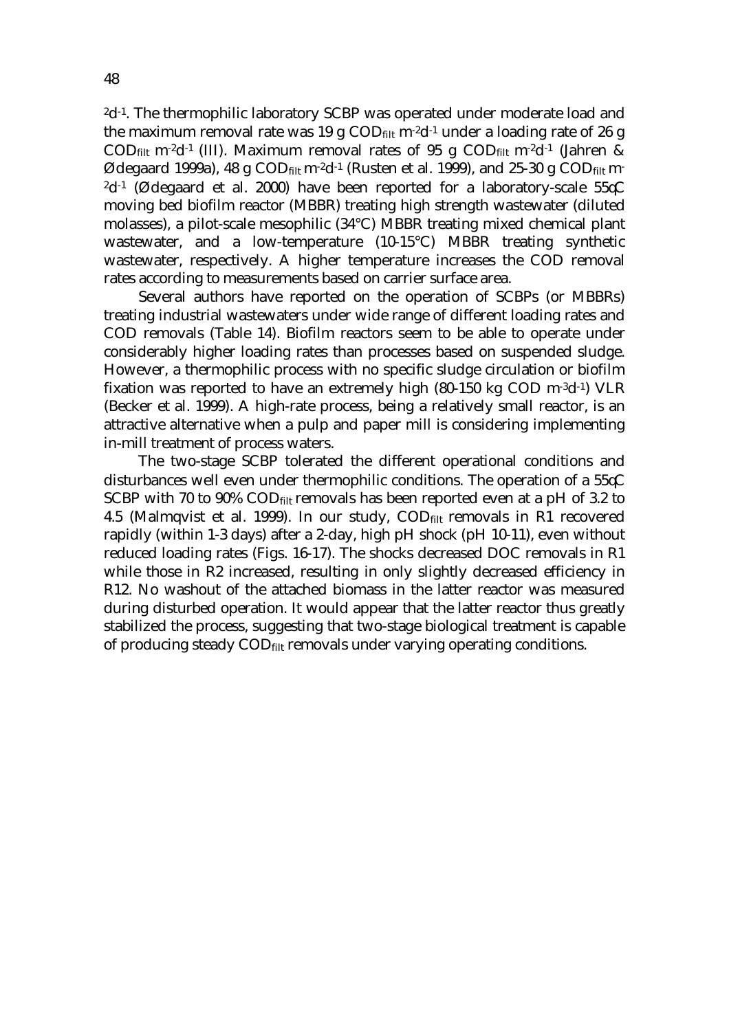$^{2}d^{-1}$. The thermophilic laboratory SCBP was operated under moderate load and the maximum removal rate was 19 g $COD_{filt}$ $m^{-2}d^{-1}$ under a loading rate of 26 g $COD_{filt}$ $m^{-2}d^{-1}$ (III). Maximum removal rates of 95 g $COD_{filt}$ $m^{-2}d^{-1}$ (Jahren & Ødegaard 1999a), 48 g $COD_{filt}$ $m^{-2}d^{-1}$ (Rusten et al. 1999), and 25-30 g $COD_{filt}$ $m^{-2}d^{-1}$ (Ødegaard et al. 2000) have been reported for a laboratory-scale 55°C moving bed biofilm reactor (MBBR) treating high strength wastewater (diluted molasses), a pilot-scale mesophilic (34°C) MBBR treating mixed chemical plant wastewater, and a low-temperature (10-15°C) MBBR treating synthetic wastewater, respectively. A higher temperature increases the COD removal rates according to measurements based on carrier surface area.

Several authors have reported on the operation of SCBPs (or MBBRs) treating industrial wastewaters under wide range of different loading rates and COD removals (Table 14). Biofilm reactors seem to be able to operate under considerably higher loading rates than processes based on suspended sludge. However, a thermophilic process with no specific sludge circulation or biofilm fixation was reported to have an extremely high (80-150 kg COD $m^{-3}d^{-1}$) VLR (Becker et al. 1999). A high-rate process, being a relatively small reactor, is an attractive alternative when a pulp and paper mill is considering implementing in-mill treatment of process waters.

The two-stage SCBP tolerated the different operational conditions and disturbances well even under thermophilic conditions. The operation of a 55°C SCBP with 70 to 90% $COD_{filt}$ removals has been reported even at a pH of 3.2 to 4.5 (Malmqvist et al. 1999). In our study, $COD_{filt}$ removals in R1 recovered rapidly (within 1-3 days) after a 2-day, high pH shock (pH 10-11), even without reduced loading rates (Figs. 16-17). The shocks decreased DOC removals in R1 while those in R2 increased, resulting in only slightly decreased efficiency in R12. No washout of the attached biomass in the latter reactor was measured during disturbed operation. It would appear that the latter reactor thus greatly stabilized the process, suggesting that two-stage biological treatment is capable of producing steady $COD_{filt}$ removals under varying operating conditions.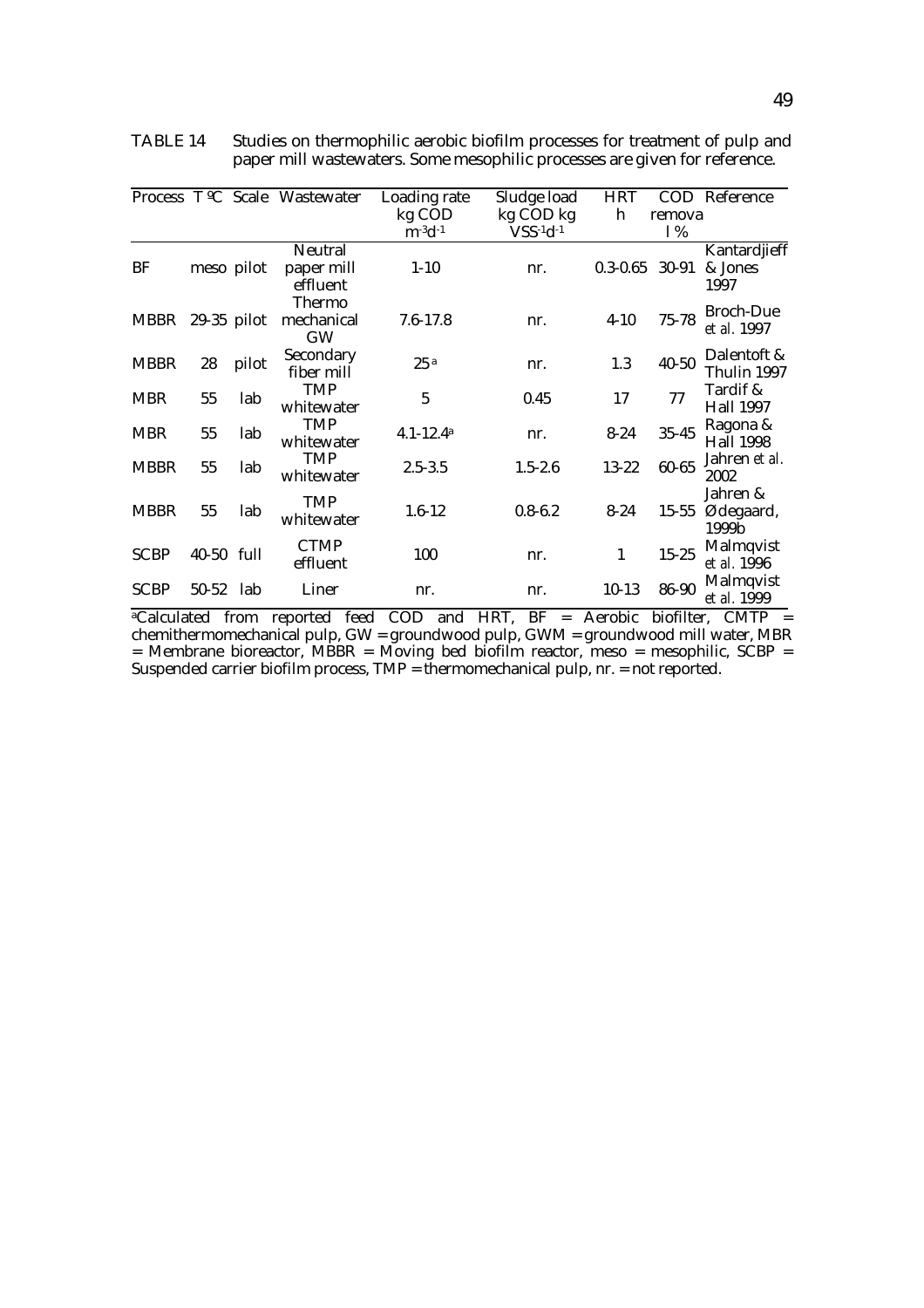TABLE 14 Studies on thermophilic aerobic biofilm processes for treatment of pulp and paper mill wastewaters. Some mesophilic processes are given for reference.

| Process | T ºC | Scale | Wastewater | Loading rate kg COD $m^{-3}d^{-1}$ | Sludge load kg COD kg $VSS^{-1}d^{-1}$ | HRT h | COD removal % | Reference |
|---|---|---|---|---|---|---|---|---|
| BF | meso | pilot | Neutral paper mill effluent | 1-10 | nr. | 0.3-0.65 | 30-91 | Kantardjieff & Jones 1997 |
| MBBR | 29-35 | pilot | Thermo mechanical GW | 7.6-17.8 | nr. | 4-10 | 75-78 | Broch-Due *et al.* 1997 |
| MBBR | 28 | pilot | Secondary fiber mill | 25[a] | nr. | 1.3 | 40-50 | Dalentoft & Thulin 1997 |
| MBR | 55 | lab | TMP whitewater | 5 | 0.45 | 17 | 77 | Tardif & Hall 1997 |
| MBR | 55 | lab | TMP whitewater | 4.1-12.4[a] | nr. | 8-24 | 35-45 | Ragona & Hall 1998 |
| MBBR | 55 | lab | TMP whitewater | 2.5-3.5 | 1.5-2.6 | 13-22 | 60-65 | Jahren *et al.* 2002 |
| MBBR | 55 | lab | TMP whitewater | 1.6-12 | 0.8-6.2 | 8-24 | 15-55 | Jahren & Ødegaard, 1999b |
| SCBP | 40-50 | full | CTMP effluent | 100 | nr. | 1 | 15-25 | Malmqvist *et al.* 1996 |
| SCBP | 50-52 | lab | Liner | nr. | nr. | 10-13 | 86-90 | Malmqvist *et al.* 1999 |

[a]Calculated from reported feed COD and HRT, BF = Aerobic biofilter, CMTP = chemithermomechanical pulp, GW = groundwood pulp, GWM = groundwood mill water, MBR = Membrane bioreactor, MBBR = Moving bed biofilm reactor, meso = mesophilic, SCBP = Suspended carrier biofilm process, TMP = thermomechanical pulp, nr. = not reported.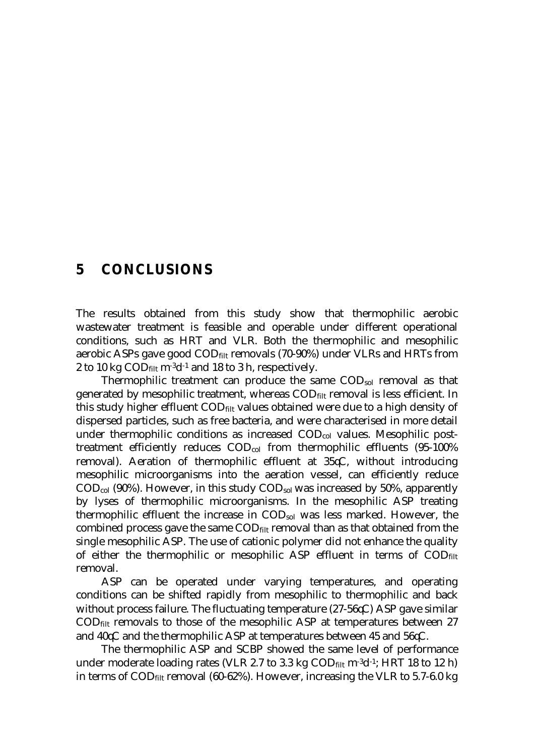# 5 CONCLUSIONS

The results obtained from this study show that thermophilic aerobic wastewater treatment is feasible and operable under different operational conditions, such as HRT and VLR. Both the thermophilic and mesophilic aerobic ASPs gave good $COD_{filt}$ removals (70-90%) under VLRs and HRTs from 2 to 10 kg $COD_{filt}$ $m^{-3}d^{-1}$ and 18 to 3 h, respectively.

Thermophilic treatment can produce the same $COD_{sol}$ removal as that generated by mesophilic treatment, whereas $COD_{filt}$ removal is less efficient. In this study higher effluent $COD_{filt}$ values obtained were due to a high density of dispersed particles, such as free bacteria, and were characterised in more detail under thermophilic conditions as increased $COD_{col}$ values. Mesophilic post-treatment efficiently reduces $COD_{col}$ from thermophilic effluents (95-100% removal). Aeration of thermophilic effluent at 35°C, without introducing mesophilic microorganisms into the aeration vessel, can efficiently reduce $COD_{col}$ (90%). However, in this study $COD_{sol}$ was increased by 50%, apparently by lyses of thermophilic microorganisms. In the mesophilic ASP treating thermophilic effluent the increase in $COD_{sol}$ was less marked. However, the combined process gave the same $COD_{filt}$ removal than as that obtained from the single mesophilic ASP. The use of cationic polymer did not enhance the quality of either the thermophilic or mesophilic ASP effluent in terms of $COD_{filt}$ removal.

ASP can be operated under varying temperatures, and operating conditions can be shifted rapidly from mesophilic to thermophilic and back without process failure. The fluctuating temperature (27-56°C) ASP gave similar $COD_{filt}$ removals to those of the mesophilic ASP at temperatures between 27 and 40°C and the thermophilic ASP at temperatures between 45 and 56°C.

The thermophilic ASP and SCBP showed the same level of performance under moderate loading rates (VLR 2.7 to 3.3 kg $COD_{filt}$ $m^{-3}d^{-1}$; HRT 18 to 12 h) in terms of $COD_{filt}$ removal (60-62%). However, increasing the VLR to 5.7-6.0 kg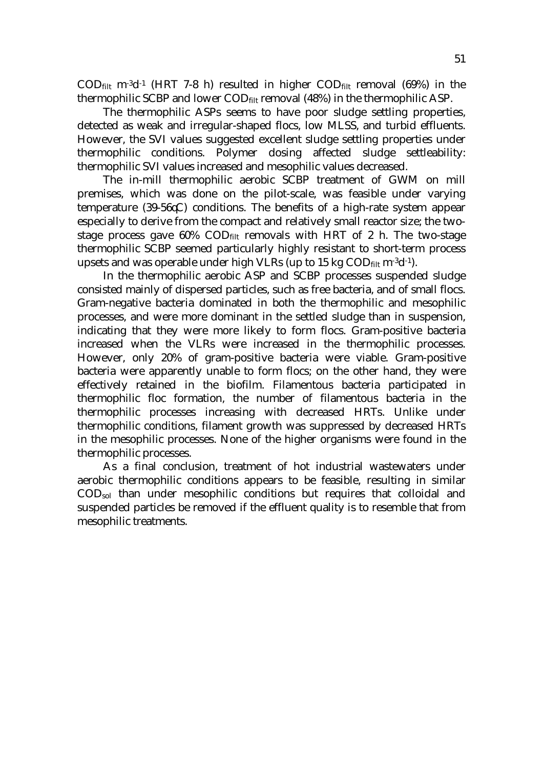$COD_{filt}$ $m^{-3}d^{-1}$ (HRT 7-8 h) resulted in higher $COD_{filt}$ removal (69%) in the thermophilic SCBP and lower $COD_{filt}$ removal (48%) in the thermophilic ASP.

The thermophilic ASPs seems to have poor sludge settling properties, detected as weak and irregular-shaped flocs, low MLSS, and turbid effluents. However, the SVI values suggested excellent sludge settling properties under thermophilic conditions. Polymer dosing affected sludge settleability: thermophilic SVI values increased and mesophilic values decreased.

The in-mill thermophilic aerobic SCBP treatment of GWM on mill premises, which was done on the pilot-scale, was feasible under varying temperature (39-56°C) conditions. The benefits of a high-rate system appear especially to derive from the compact and relatively small reactor size; the two-stage process gave 60% $COD_{filt}$ removals with HRT of 2 h. The two-stage thermophilic SCBP seemed particularly highly resistant to short-term process upsets and was operable under high VLRs (up to 15 kg $COD_{filt}$ $m^{-3}d^{-1}$).

In the thermophilic aerobic ASP and SCBP processes suspended sludge consisted mainly of dispersed particles, such as free bacteria, and of small flocs. Gram-negative bacteria dominated in both the thermophilic and mesophilic processes, and were more dominant in the settled sludge than in suspension, indicating that they were more likely to form flocs. Gram-positive bacteria increased when the VLRs were increased in the thermophilic processes. However, only 20% of gram-positive bacteria were viable. Gram-positive bacteria were apparently unable to form flocs; on the other hand, they were effectively retained in the biofilm. Filamentous bacteria participated in thermophilic floc formation, the number of filamentous bacteria in the thermophilic processes increasing with decreased HRTs. Unlike under thermophilic conditions, filament growth was suppressed by decreased HRTs in the mesophilic processes. None of the higher organisms were found in the thermophilic processes.

As a final conclusion, treatment of hot industrial wastewaters under aerobic thermophilic conditions appears to be feasible, resulting in similar $COD_{sol}$ than under mesophilic conditions but requires that colloidal and suspended particles be removed if the effluent quality is to resemble that from mesophilic treatments.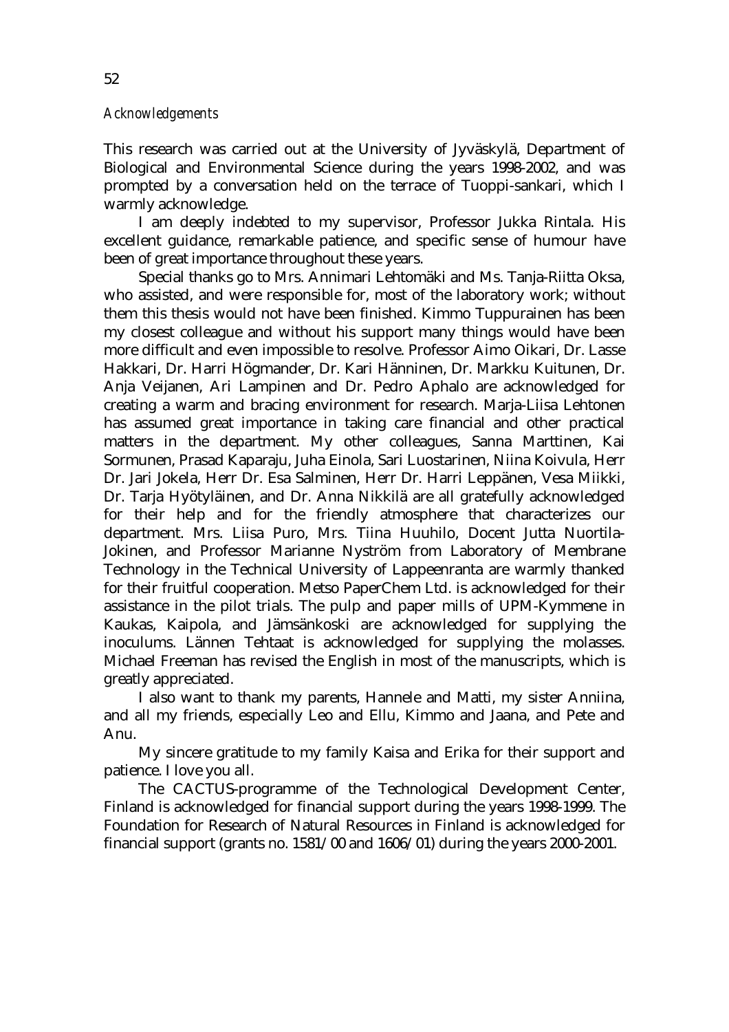*Acknowledgements*

This research was carried out at the University of Jyväskylä, Department of Biological and Environmental Science during the years 1998-2002, and was prompted by a conversation held on the terrace of Tuoppi-sankari, which I warmly acknowledge.

I am deeply indebted to my supervisor, Professor Jukka Rintala. His excellent guidance, remarkable patience, and specific sense of humour have been of great importance throughout these years.

Special thanks go to Mrs. Annimari Lehtomäki and Ms. Tanja-Riitta Oksa, who assisted, and were responsible for, most of the laboratory work; without them this thesis would not have been finished. Kimmo Tuppurainen has been my closest colleague and without his support many things would have been more difficult and even impossible to resolve. Professor Aimo Oikari, Dr. Lasse Hakkari, Dr. Harri Högmander, Dr. Kari Hänninen, Dr. Markku Kuitunen, Dr. Anja Veijanen, Ari Lampinen and Dr. Pedro Aphalo are acknowledged for creating a warm and bracing environment for research. Marja-Liisa Lehtonen has assumed great importance in taking care financial and other practical matters in the department. My other colleagues, Sanna Marttinen, Kai Sormunen, Prasad Kaparaju, Juha Einola, Sari Luostarinen, Niina Koivula, Herr Dr. Jari Jokela, Herr Dr. Esa Salminen, Herr Dr. Harri Leppänen, Vesa Miikki, Dr. Tarja Hyötyläinen, and Dr. Anna Nikkilä are all gratefully acknowledged for their help and for the friendly atmosphere that characterizes our department. Mrs. Liisa Puro, Mrs. Tiina Huuhilo, Docent Jutta Nuortila-Jokinen, and Professor Marianne Nyström from Laboratory of Membrane Technology in the Technical University of Lappeenranta are warmly thanked for their fruitful cooperation. Metso PaperChem Ltd. is acknowledged for their assistance in the pilot trials. The pulp and paper mills of UPM-Kymmene in Kaukas, Kaipola, and Jämsänkoski are acknowledged for supplying the inoculums. Lännen Tehtaat is acknowledged for supplying the molasses. Michael Freeman has revised the English in most of the manuscripts, which is greatly appreciated.

I also want to thank my parents, Hannele and Matti, my sister Anniina, and all my friends, especially Leo and Ellu, Kimmo and Jaana, and Pete and Anu.

My sincere gratitude to my family Kaisa and Erika for their support and patience. I love you all.

The CACTUS-programme of the Technological Development Center, Finland is acknowledged for financial support during the years 1998-1999. The Foundation for Research of Natural Resources in Finland is acknowledged for financial support (grants no. 1581/00 and 1606/01) during the years 2000-2001.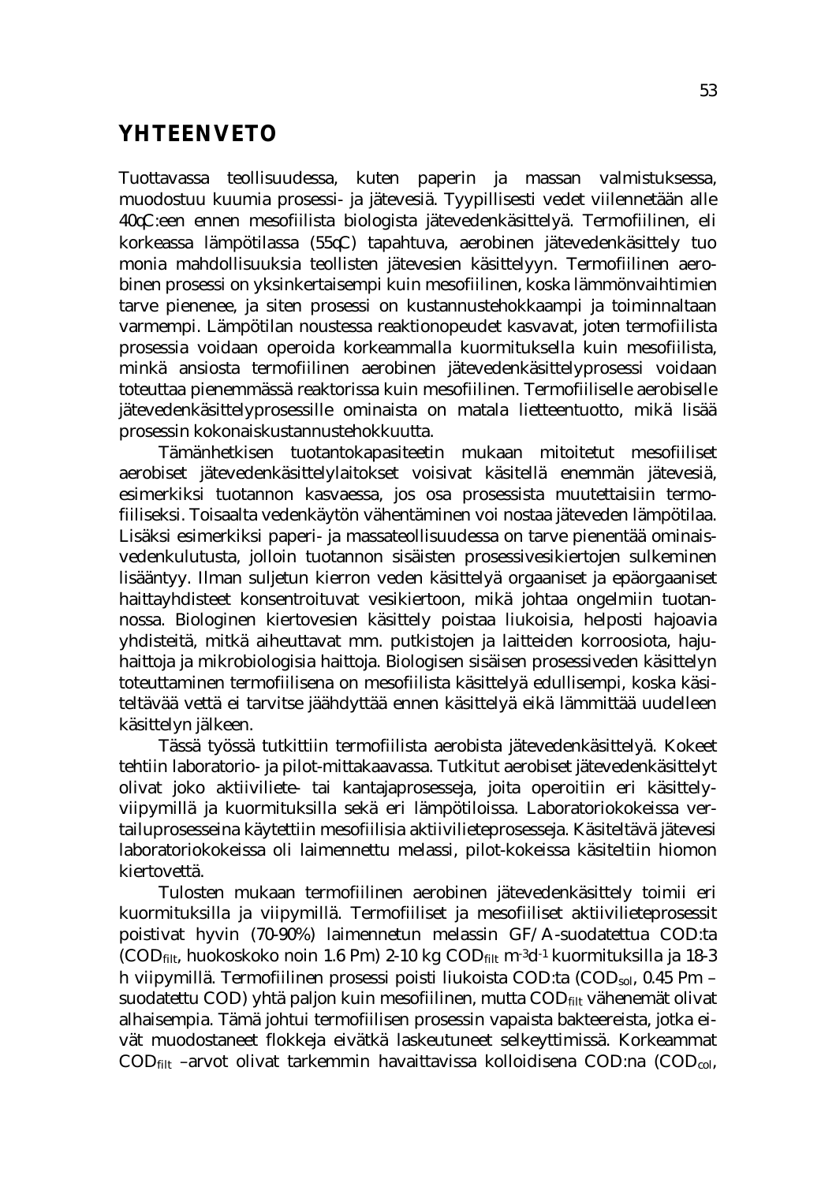## YHTEENVETO

Tuottavassa teollisuudessa, kuten paperin ja massan valmistuksessa, muodostuu kuumia prosessi- ja jätevesiä. Tyypillisesti vedet viilennetään alle 40°C:een ennen mesofiilista biologista jätevedenkäsittelyä. Termofiilinen, eli korkeassa lämpötilassa (55°C) tapahtuva, aerobinen jätevedenkäsittely tuo monia mahdollisuuksia teollisten jätevesien käsittelyyn. Termofiilinen aerobinen prosessi on yksinkertaisempi kuin mesofiilinen, koska lämmönvaihtimien tarve pienenee, ja siten prosessi on kustannustehokkaampi ja toiminnaltaan varmempi. Lämpötilan noustessa reaktionopeudet kasvavat, joten termofiilista prosessia voidaan operoida korkeammalla kuormituksella kuin mesofiilista, minkä ansiosta termofiilinen aerobinen jätevedenkäsittelyprosessi voidaan toteuttaa pienemmässä reaktorissa kuin mesofiilinen. Termofiiliselle aerobiselle jätevedenkäsittelyprosessille ominaista on matala lietteentuotto, mikä lisää prosessin kokonaiskustannustehokkuutta.

Tämänhetkisen tuotantokapasiteetin mukaan mitoitetut mesofiiliset aerobiset jätevedenkäsittelylaitokset voisivat käsitellä enemmän jätevesiä, esimerkiksi tuotannon kasvaessa, jos osa prosessista muutettaisiin termofiiliseksi. Toisaalta vedenkäytön vähentäminen voi nostaa jäteveden lämpötilaa. Lisäksi esimerkiksi paperi- ja massateollisuudessa on tarve pienentää ominaisvedenkulutusta, jolloin tuotannon sisäisten prosessivesikiertojen sulkeminen lisääntyy. Ilman suljetun kierron veden käsittelyä orgaaniset ja epäorgaaniset haittayhdisteet konsentroituvat vesikiertoon, mikä johtaa ongelmiin tuotannossa. Biologinen kiertovesien käsittely poistaa liukoisia, helposti hajoavia yhdisteitä, mitkä aiheuttavat mm. putkistojen ja laitteiden korroosiota, hajuhaittoja ja mikrobiologisia haittoja. Biologisen sisäisen prosessiveden käsittelyn toteuttaminen termofiilisena on mesofiilista käsittelyä edullisempi, koska käsiteltävää vettä ei tarvitse jäähdyttää ennen käsittelyä eikä lämmittää uudelleen käsittelyn jälkeen.

Tässä työssä tutkittiin termofiilista aerobista jätevedenkäsittelyä. Kokeet tehtiin laboratorio- ja pilot-mittakaavassa. Tutkitut aerobiset jätevedenkäsittelyt olivat joko aktiiviliete- tai kantajaprosesseja, joita operoitiin eri käsittelyviipymillä ja kuormituksilla sekä eri lämpötiloissa. Laboratoriokokeissa vertailuprosesseina käytettiin mesofiilisia aktiivilieteprosesseja. Käsiteltävä jätevesi laboratoriokokeissa oli laimennettu melassi, pilot-kokeissa käsiteltiin hiomon kiertovettä.

Tulosten mukaan termofiilinen aerobinen jätevedenkäsittely toimii eri kuormituksilla ja viipymillä. Termofiiliset ja mesofiiliset aktiivilieteprosessit poistivat hyvin (70-90%) laimennetun melassin GF/A-suodatettua COD:ta ($COD_{filt}$, huokoskoko noin 1.6 μm) 2-10 kg $COD_{filt}$ $m^{-3}d^{-1}$ kuormituksilla ja 18-3 h viipymillä. Termofiilinen prosessi poisti liukoista COD:ta ($COD_{sol}$, 0.45 μm – suodatettu COD) yhtä paljon kuin mesofiilinen, mutta $COD_{filt}$ vähenemät olivat alhaisempia. Tämä johtui termofiilisen prosessin vapaista bakteereista, jotka eivät muodostaneet flokkeja eivätkä laskeutuneet selkeyttimissä. Korkeammat $COD_{filt}$ –arvot olivat tarkemmin havaittavissa kolloidisena COD:na ($COD_{col}$,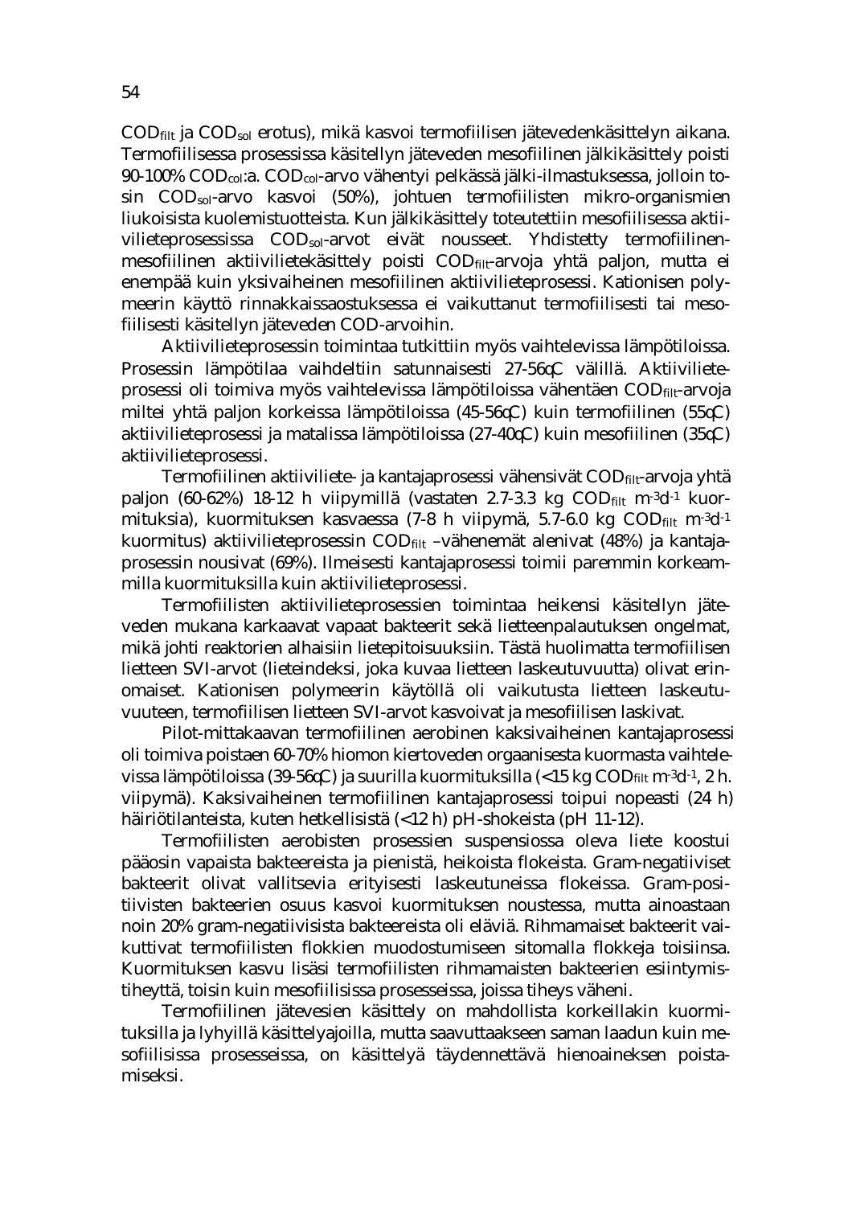$COD_{filt}$ ja $COD_{sol}$ erotus), mikä kasvoi termofiilisen jätevedenkäsittelyn aikana. Termofiilisessa prosessissa käsitellyn jäteveden mesofiilinen jälkikäsittely poisti 90-100% $COD_{col}$:a. $COD_{col}$-arvo vähentyi pelkässä jälki-ilmastuksessa, jolloin tosin $COD_{sol}$-arvo kasvoi (50%), johtuen termofiilisten mikro-organismien liukoisista kuolemistuotteista. Kun jälkikäsittely toteutettiin mesofiilisessa aktiivilieteprosessissa $COD_{sol}$-arvot eivät nousseet. Yhdistetty termofiilinen-mesofiilinen aktiivilietekäsittely poisti $COD_{filt}$-arvoja yhtä paljon, mutta ei enempää kuin yksivaiheinen mesofiilinen aktiivilieteprosessi. Kationisen polymeerin käyttö rinnakkaissaostuksessa ei vaikuttanut termofiilisesti tai mesofiilisesti käsitellyn jäteveden COD-arvoihin.

Aktiivilieteprosessin toimintaa tutkittiin myös vaihtelevissa lämpötiloissa. Prosessin lämpötilaa vaihdeltiin satunnaisesti 27-56°C välillä. Aktiivilieteprosessi oli toimiva myös vaihtelevissa lämpötiloissa vähentäen $COD_{filt}$-arvoja miltei yhtä paljon korkeissa lämpötiloissa (45-56°C) kuin termofiilinen (55°C) aktiivilieteprosessi ja matalissa lämpötiloissa (27-40°C) kuin mesofiilinen (35°C) aktiivilieteprosessi.

Termofiilinen aktiiviliete- ja kantajaprosessi vähensivät $COD_{filt}$-arvoja yhtä paljon (60-62%) 18-12 h viipymillä (vastaten 2.7-3.3 kg $COD_{filt}$ $m^{-3}d^{-1}$ kuormituksia), kuormituksen kasvaessa (7-8 h viipymä, 5.7-6.0 kg $COD_{filt}$ $m^{-3}d^{-1}$ kuormitus) aktiivilieteprosessin $COD_{filt}$ –vähenemät alenivat (48%) ja kantajaprosessin nousivat (69%). Ilmeisesti kantajaprosessi toimii paremmin korkeammilla kuormituksilla kuin aktiivilieteprosessi.

Termofiilisten aktiivilieteprosessien toimintaa heikensi käsitellyn jäteveden mukana karkaavat vapaat bakteerit sekä lietteenpalautuksen ongelmat, mikä johti reaktorien alhaisiin lietepitoisuuksiin. Tästä huolimatta termofiilisen lietteen SVI-arvot (lieteindeksi, joka kuvaa lietteen laskeutuvuutta) olivat erinomaiset. Kationisen polymeerin käytöllä oli vaikutusta lietteen laskeutuvuuteen, termofiilisen lietteen SVI-arvot kasvoivat ja mesofiilisen laskivat.

Pilot-mittakaavan termofiilinen aerobinen kaksivaiheinen kantajaprosessi oli toimiva poistaen 60-70% hiomon kiertoveden orgaanisesta kuormasta vaihtelevissa lämpötiloissa (39-56°C) ja suurilla kuormituksilla (<15 kg $COD_{filt}$ $m^{-3}d^{-1}$, 2 h. viipymä). Kaksivaiheinen termofiilinen kantajaprosessi toipui nopeasti (24 h) häiriötilanteista, kuten hetkellisistä (<12 h) pH-shokeista (pH 11-12).

Termofiilisten aerobisten prosessien suspensiossa oleva liete koostui pääosin vapaista bakteereista ja pienistä, heikoista flokeista. Gram-negatiiviset bakteerit olivat vallitsevia erityisesti laskeutuneissa flokeissa. Gram-positiivisten bakteerien osuus kasvoi kuormituksen noustessa, mutta ainoastaan noin 20% gram-negatiivisista bakteereista oli eläviä. Rihmamaiset bakteerit vaikuttivat termofiilisten flokkien muodostumiseen sitomalla flokkeja toisiinsa. Kuormituksen kasvu lisäsi termofiilisten rihmamaisten bakteerien esiintymistiheyttä, toisin kuin mesofiilisissa prosesseissa, joissa tiheys väheni.

Termofiilinen jätevesien käsittely on mahdollista korkeillakin kuormituksilla ja lyhyillä käsittelyajoilla, mutta saavuttaakseen saman laadun kuin mesofiilisissa prosesseissa, on käsittelyä täydennettävä hienoaineksen poistamiseksi.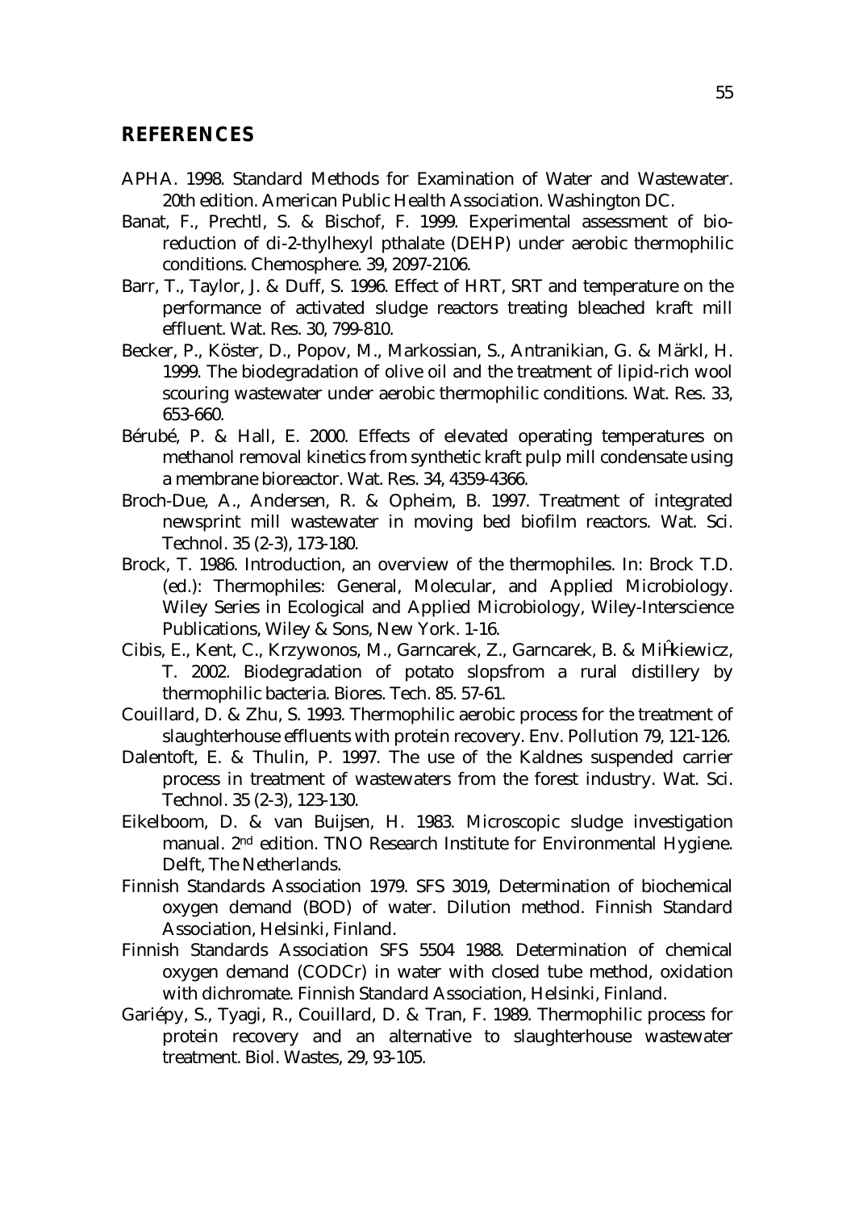## REFERENCES

APHA. 1998. Standard Methods for Examination of Water and Wastewater. 20th edition. American Public Health Association. Washington DC.

Banat, F., Prechtl, S. & Bischof, F. 1999. Experimental assessment of bio-reduction of di-2-thylhexyl pthalate (DEHP) under aerobic thermophilic conditions. Chemosphere. 39, 2097-2106.

Barr, T., Taylor, J. & Duff, S. 1996. Effect of HRT, SRT and temperature on the performance of activated sludge reactors treating bleached kraft mill effluent. Wat. Res. 30, 799-810.

Becker, P., Köster, D., Popov, M., Markossian, S., Antranikian, G. & Märkl, H. 1999. The biodegradation of olive oil and the treatment of lipid-rich wool scouring wastewater under aerobic thermophilic conditions. Wat. Res. 33, 653-660.

Bérubé, P. & Hall, E. 2000. Effects of elevated operating temperatures on methanol removal kinetics from synthetic kraft pulp mill condensate using a membrane bioreactor. Wat. Res. 34, 4359-4366.

Broch-Due, A., Andersen, R. & Opheim, B. 1997. Treatment of integrated newsprint mill wastewater in moving bed biofilm reactors. Wat. Sci. Technol. 35 (2-3), 173-180.

Brock, T. 1986. Introduction, an overview of the thermophiles. In: Brock T.D. (ed.): Thermophiles: General, Molecular, and Applied Microbiology. Wiley Series in Ecological and Applied Microbiology, Wiley-Interscience Publications, Wiley & Sons, New York. 1-16.

Cibis, E., Kent, C., Krzywonos, M., Garncarek, Z., Garncarek, B. & MiĤkiewicz, T. 2002. Biodegradation of potato slopsfrom a rural distillery by thermophilic bacteria. Biores. Tech. 85. 57-61.

Couillard, D. & Zhu, S. 1993. Thermophilic aerobic process for the treatment of slaughterhouse effluents with protein recovery. Env. Pollution 79, 121-126.

Dalentoft, E. & Thulin, P. 1997. The use of the Kaldnes suspended carrier process in treatment of wastewaters from the forest industry. Wat. Sci. Technol. 35 (2-3), 123-130.

Eikelboom, D. & van Buijsen, H. 1983. Microscopic sludge investigation manual. 2nd edition. TNO Research Institute for Environmental Hygiene. Delft, The Netherlands.

Finnish Standards Association 1979. SFS 3019, Determination of biochemical oxygen demand (BOD) of water. Dilution method. Finnish Standard Association, Helsinki, Finland.

Finnish Standards Association SFS 5504 1988. Determination of chemical oxygen demand (CODCr) in water with closed tube method, oxidation with dichromate. Finnish Standard Association, Helsinki, Finland.

Gariépy, S., Tyagi, R., Couillard, D. & Tran, F. 1989. Thermophilic process for protein recovery and an alternative to slaughterhouse wastewater treatment. Biol. Wastes, 29, 93-105.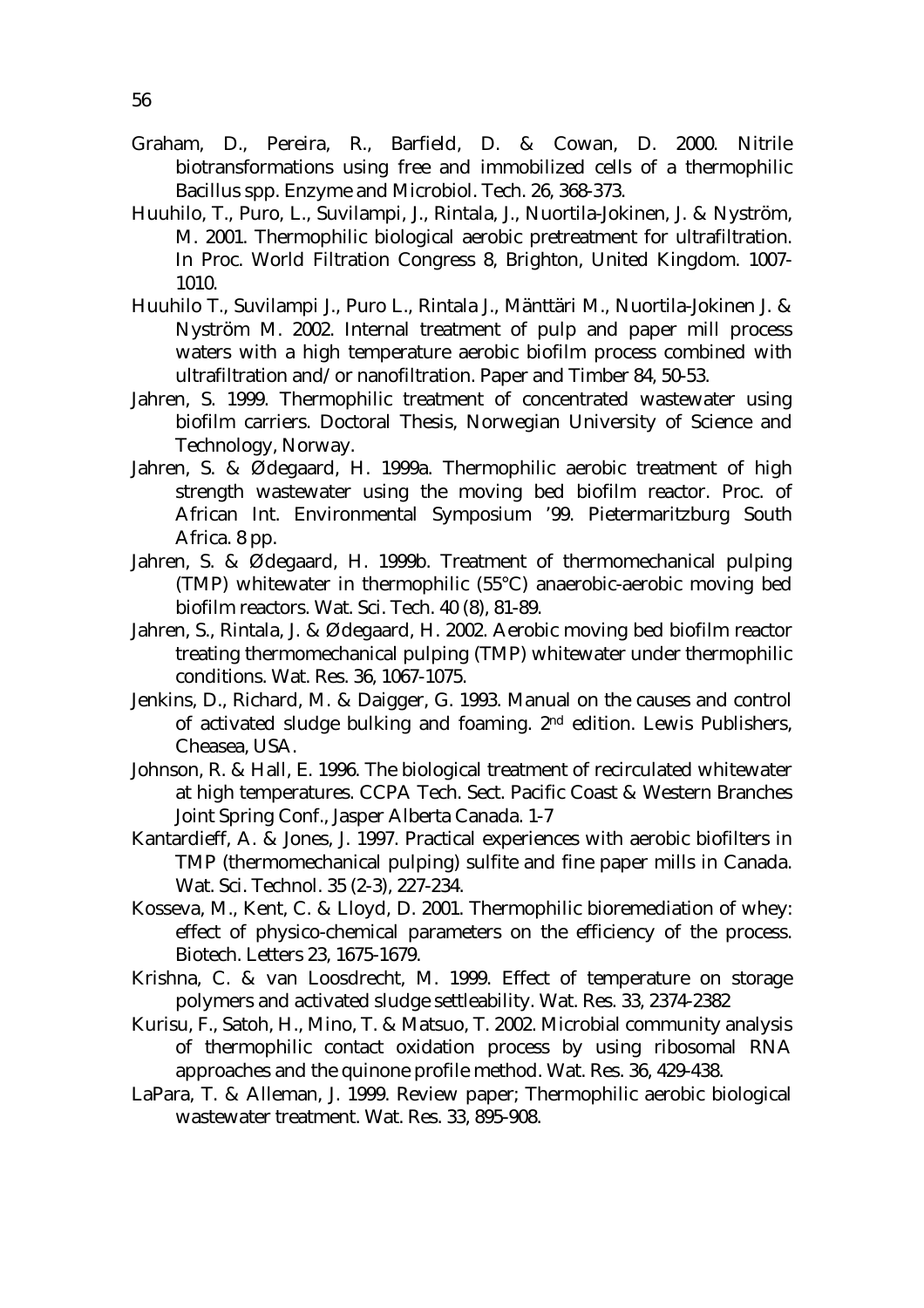Graham, D., Pereira, R., Barfield, D. & Cowan, D. 2000. Nitrile biotransformations using free and immobilized cells of a thermophilic Bacillus spp. Enzyme and Microbiol. Tech. 26, 368-373.

Huuhilo, T., Puro, L., Suvilampi, J., Rintala, J., Nuortila-Jokinen, J. & Nyström, M. 2001. Thermophilic biological aerobic pretreatment for ultrafiltration. In Proc. World Filtration Congress 8, Brighton, United Kingdom. 1007-1010.

Huuhilo T., Suvilampi J., Puro L., Rintala J., Mänttäri M., Nuortila-Jokinen J. & Nyström M. 2002. Internal treatment of pulp and paper mill process waters with a high temperature aerobic biofilm process combined with ultrafiltration and/or nanofiltration. Paper and Timber 84, 50-53.

Jahren, S. 1999. Thermophilic treatment of concentrated wastewater using biofilm carriers. Doctoral Thesis, Norwegian University of Science and Technology, Norway.

Jahren, S. & Ødegaard, H. 1999a. Thermophilic aerobic treatment of high strength wastewater using the moving bed biofilm reactor. Proc. of African Int. Environmental Symposium '99. Pietermaritzburg South Africa. 8 pp.

Jahren, S. & Ødegaard, H. 1999b. Treatment of thermomechanical pulping (TMP) whitewater in thermophilic (55°C) anaerobic-aerobic moving bed biofilm reactors. Wat. Sci. Tech. 40 (8), 81-89.

Jahren, S., Rintala, J. & Ødegaard, H. 2002. Aerobic moving bed biofilm reactor treating thermomechanical pulping (TMP) whitewater under thermophilic conditions. Wat. Res. 36, 1067-1075.

Jenkins, D., Richard, M. & Daigger, G. 1993. Manual on the causes and control of activated sludge bulking and foaming. 2nd edition. Lewis Publishers, Cheasea, USA.

Johnson, R. & Hall, E. 1996. The biological treatment of recirculated whitewater at high temperatures. CCPA Tech. Sect. Pacific Coast & Western Branches Joint Spring Conf., Jasper Alberta Canada. 1-7

Kantardieff, A. & Jones, J. 1997. Practical experiences with aerobic biofilters in TMP (thermomechanical pulping) sulfite and fine paper mills in Canada. Wat. Sci. Technol. 35 (2-3), 227-234.

Kosseva, M., Kent, C. & Lloyd, D. 2001. Thermophilic bioremediation of whey: effect of physico-chemical parameters on the efficiency of the process. Biotech. Letters 23, 1675-1679.

Krishna, C. & van Loosdrecht, M. 1999. Effect of temperature on storage polymers and activated sludge settleability. Wat. Res. 33, 2374-2382

Kurisu, F., Satoh, H., Mino, T. & Matsuo, T. 2002. Microbial community analysis of thermophilic contact oxidation process by using ribosomal RNA approaches and the quinone profile method. Wat. Res. 36, 429-438.

LaPara, T. & Alleman, J. 1999. Review paper; Thermophilic aerobic biological wastewater treatment. Wat. Res. 33, 895-908.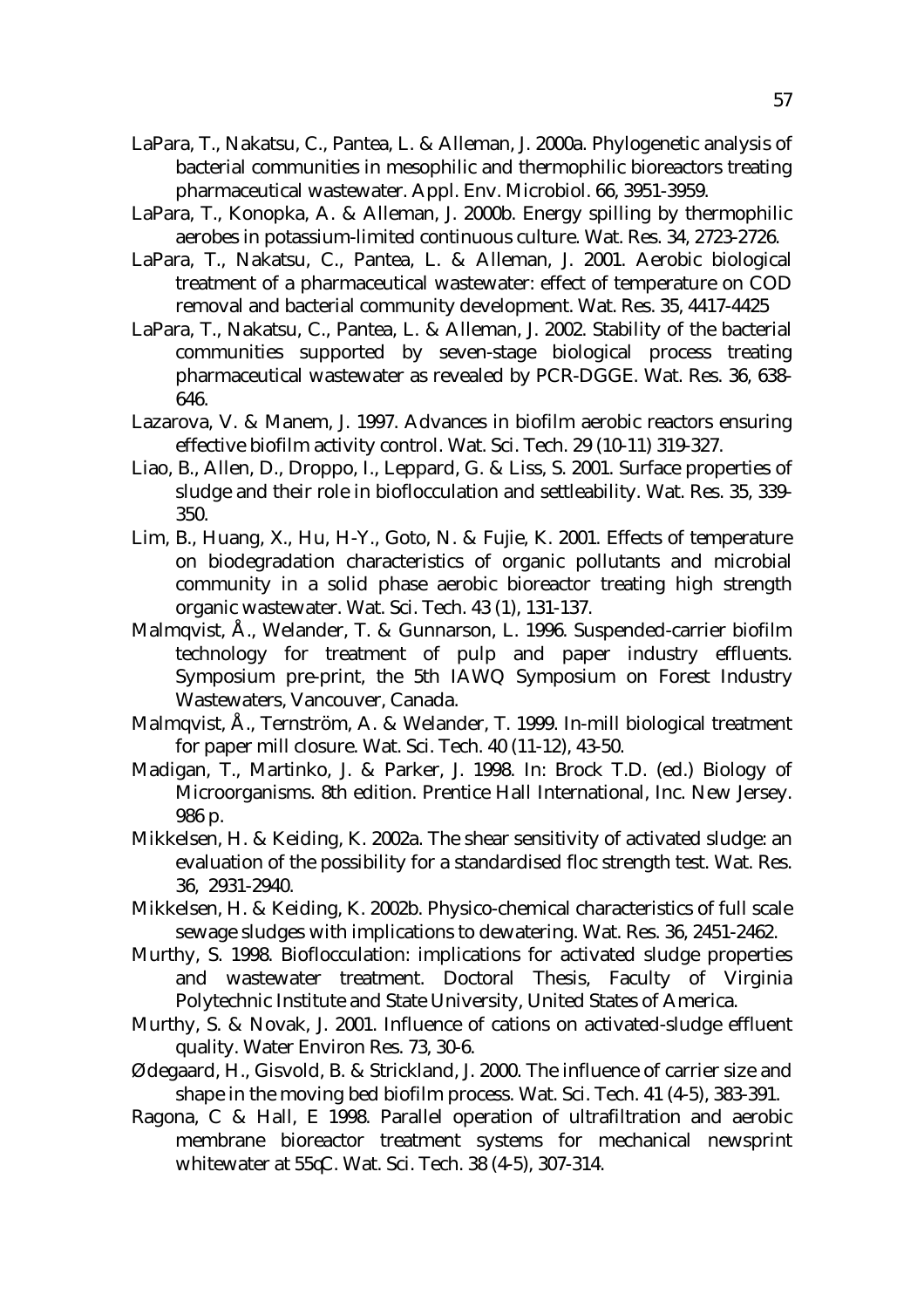LaPara, T., Nakatsu, C., Pantea, L. & Alleman, J. 2000a. Phylogenetic analysis of bacterial communities in mesophilic and thermophilic bioreactors treating pharmaceutical wastewater. Appl. Env. Microbiol. 66, 3951-3959.

LaPara, T., Konopka, A. & Alleman, J. 2000b. Energy spilling by thermophilic aerobes in potassium-limited continuous culture. Wat. Res. 34, 2723-2726.

LaPara, T., Nakatsu, C., Pantea, L. & Alleman, J. 2001. Aerobic biological treatment of a pharmaceutical wastewater: effect of temperature on COD removal and bacterial community development. Wat. Res. 35, 4417-4425

LaPara, T., Nakatsu, C., Pantea, L. & Alleman, J. 2002. Stability of the bacterial communities supported by seven-stage biological process treating pharmaceutical wastewater as revealed by PCR-DGGE. Wat. Res. 36, 638-646.

Lazarova, V. & Manem, J. 1997. Advances in biofilm aerobic reactors ensuring effective biofilm activity control. Wat. Sci. Tech. 29 (10-11) 319-327.

Liao, B., Allen, D., Droppo, I., Leppard, G. & Liss, S. 2001. Surface properties of sludge and their role in bioflocculation and settleability. Wat. Res. 35, 339-350.

Lim, B., Huang, X., Hu, H-Y., Goto, N. & Fujie, K. 2001. Effects of temperature on biodegradation characteristics of organic pollutants and microbial community in a solid phase aerobic bioreactor treating high strength organic wastewater. Wat. Sci. Tech. 43 (1), 131-137.

Malmqvist, Å., Welander, T. & Gunnarson, L. 1996. Suspended-carrier biofilm technology for treatment of pulp and paper industry effluents. Symposium pre-print, the 5th IAWQ Symposium on Forest Industry Wastewaters, Vancouver, Canada.

Malmqvist, Å., Ternström, A. & Welander, T. 1999. In-mill biological treatment for paper mill closure. Wat. Sci. Tech. 40 (11-12), 43-50.

Madigan, T., Martinko, J. & Parker, J. 1998. In: Brock T.D. (ed.) Biology of Microorganisms. 8th edition. Prentice Hall International, Inc. New Jersey. 986 p.

Mikkelsen, H. & Keiding, K. 2002a. The shear sensitivity of activated sludge: an evaluation of the possibility for a standardised floc strength test. Wat. Res. 36, 2931-2940.

Mikkelsen, H. & Keiding, K. 2002b. Physico-chemical characteristics of full scale sewage sludges with implications to dewatering. Wat. Res. 36, 2451-2462.

Murthy, S. 1998. Bioflocculation: implications for activated sludge properties and wastewater treatment. Doctoral Thesis, Faculty of Virginia Polytechnic Institute and State University, United States of America.

Murthy, S. & Novak, J. 2001. Influence of cations on activated-sludge effluent quality. Water Environ Res. 73, 30-6.

Ødegaard, H., Gisvold, B. & Strickland, J. 2000. The influence of carrier size and shape in the moving bed biofilm process. Wat. Sci. Tech. 41 (4-5), 383-391.

Ragona, C & Hall, E 1998. Parallel operation of ultrafiltration and aerobic membrane bioreactor treatment systems for mechanical newsprint whitewater at 55°C. Wat. Sci. Tech. 38 (4-5), 307-314.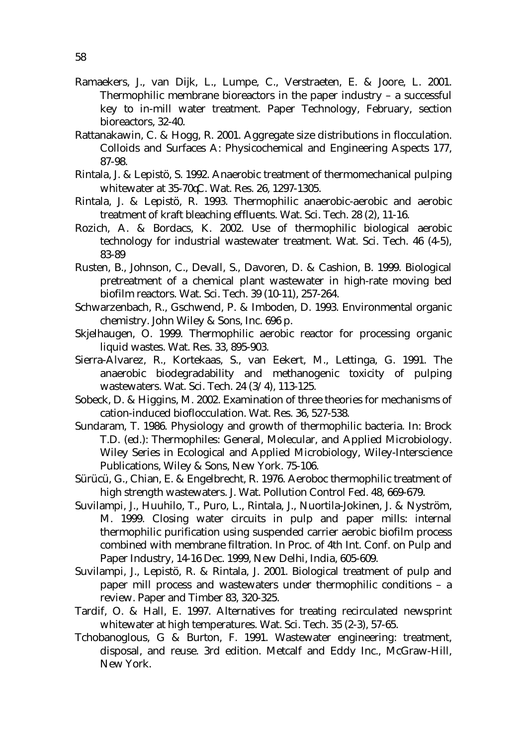Ramaekers, J., van Dijk, L., Lumpe, C., Verstraeten, E. & Joore, L. 2001. Thermophilic membrane bioreactors in the paper industry – a successful key to in-mill water treatment. Paper Technology, February, section bioreactors, 32-40.

Rattanakawin, C. & Hogg, R. 2001. Aggregate size distributions in flocculation. Colloids and Surfaces A: Physicochemical and Engineering Aspects 177, 87-98.

Rintala, J. & Lepistö, S. 1992. Anaerobic treatment of thermomechanical pulping whitewater at 35-70 °C. Wat. Res. 26, 1297-1305.

Rintala, J. & Lepistö, R. 1993. Thermophilic anaerobic-aerobic and aerobic treatment of kraft bleaching effluents. Wat. Sci. Tech. 28 (2), 11-16.

Rozich, A. & Bordacs, K. 2002. Use of thermophilic biological aerobic technology for industrial wastewater treatment. Wat. Sci. Tech. 46 (4-5), 83-89

Rusten, B., Johnson, C., Devall, S., Davoren, D. & Cashion, B. 1999. Biological pretreatment of a chemical plant wastewater in high-rate moving bed biofilm reactors. Wat. Sci. Tech. 39 (10-11), 257-264.

Schwarzenbach, R., Gschwend, P. & Imboden, D. 1993. Environmental organic chemistry. John Wiley & Sons, Inc. 696 p.

Skjelhaugen, O. 1999. Thermophilic aerobic reactor for processing organic liquid wastes. Wat. Res. 33, 895-903.

Sierra-Alvarez, R., Kortekaas, S., van Eekert, M., Lettinga, G. 1991. The anaerobic biodegradability and methanogenic toxicity of pulping wastewaters. Wat. Sci. Tech. 24 (3/4), 113-125.

Sobeck, D. & Higgins, M. 2002. Examination of three theories for mechanisms of cation-induced bioflocculation. Wat. Res. 36, 527-538.

Sundaram, T. 1986. Physiology and growth of thermophilic bacteria. In: Brock T.D. (ed.): Thermophiles: General, Molecular, and Applied Microbiology. Wiley Series in Ecological and Applied Microbiology, Wiley-Interscience Publications, Wiley & Sons, New York. 75-106.

Sürücü, G., Chian, E. & Engelbrecht, R. 1976. Aeroboc thermophilic treatment of high strength wastewaters. J. Wat. Pollution Control Fed. 48, 669-679.

Suvilampi, J., Huuhilo, T., Puro, L., Rintala, J., Nuortila-Jokinen, J. & Nyström, M. 1999. Closing water circuits in pulp and paper mills: internal thermophilic purification using suspended carrier aerobic biofilm process combined with membrane filtration. In Proc. of 4th Int. Conf. on Pulp and Paper Industry, 14-16 Dec. 1999, New Delhi, India, 605-609.

Suvilampi, J., Lepistö, R. & Rintala, J. 2001. Biological treatment of pulp and paper mill process and wastewaters under thermophilic conditions – a review. Paper and Timber 83, 320-325.

Tardif, O. & Hall, E. 1997. Alternatives for treating recirculated newsprint whitewater at high temperatures. Wat. Sci. Tech. 35 (2-3), 57-65.

Tchobanoglous, G & Burton, F. 1991. Wastewater engineering: treatment, disposal, and reuse. 3rd edition. Metcalf and Eddy Inc., McGraw-Hill, New York.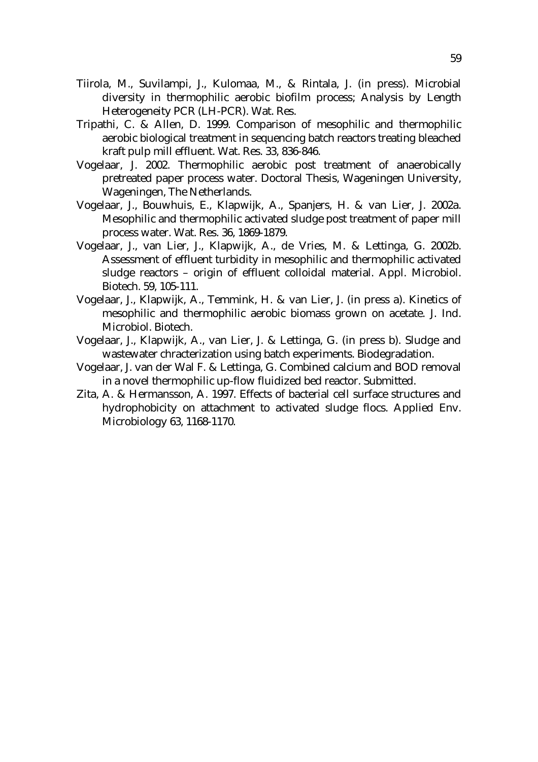Tiirola, M., Suvilampi, J., Kulomaa, M., & Rintala, J. (in press). Microbial diversity in thermophilic aerobic biofilm process; Analysis by Length Heterogeneity PCR (LH-PCR). Wat. Res.

Tripathi, C. & Allen, D. 1999. Comparison of mesophilic and thermophilic aerobic biological treatment in sequencing batch reactors treating bleached kraft pulp mill effluent. Wat. Res. 33, 836-846.

Vogelaar, J. 2002. Thermophilic aerobic post treatment of anaerobically pretreated paper process water. Doctoral Thesis, Wageningen University, Wageningen, The Netherlands.

Vogelaar, J., Bouwhuis, E., Klapwijk, A., Spanjers, H. & van Lier, J. 2002a. Mesophilic and thermophilic activated sludge post treatment of paper mill process water. Wat. Res. 36, 1869-1879.

Vogelaar, J., van Lier, J., Klapwijk, A., de Vries, M. & Lettinga, G. 2002b. Assessment of effluent turbidity in mesophilic and thermophilic activated sludge reactors – origin of effluent colloidal material. Appl. Microbiol. Biotech. 59, 105-111.

Vogelaar, J., Klapwijk, A., Temmink, H. & van Lier, J. (in press a). Kinetics of mesophilic and thermophilic aerobic biomass grown on acetate. J. Ind. Microbiol. Biotech.

Vogelaar, J., Klapwijk, A., van Lier, J. & Lettinga, G. (in press b). Sludge and wastewater chracterization using batch experiments. Biodegradation.

Vogelaar, J. van der Wal F. & Lettinga, G. Combined calcium and BOD removal in a novel thermophilic up-flow fluidized bed reactor. Submitted.

Zita, A. & Hermansson, A. 1997. Effects of bacterial cell surface structures and hydrophobicity on attachment to activated sludge flocs. Applied Env. Microbiology 63, 1168-1170.